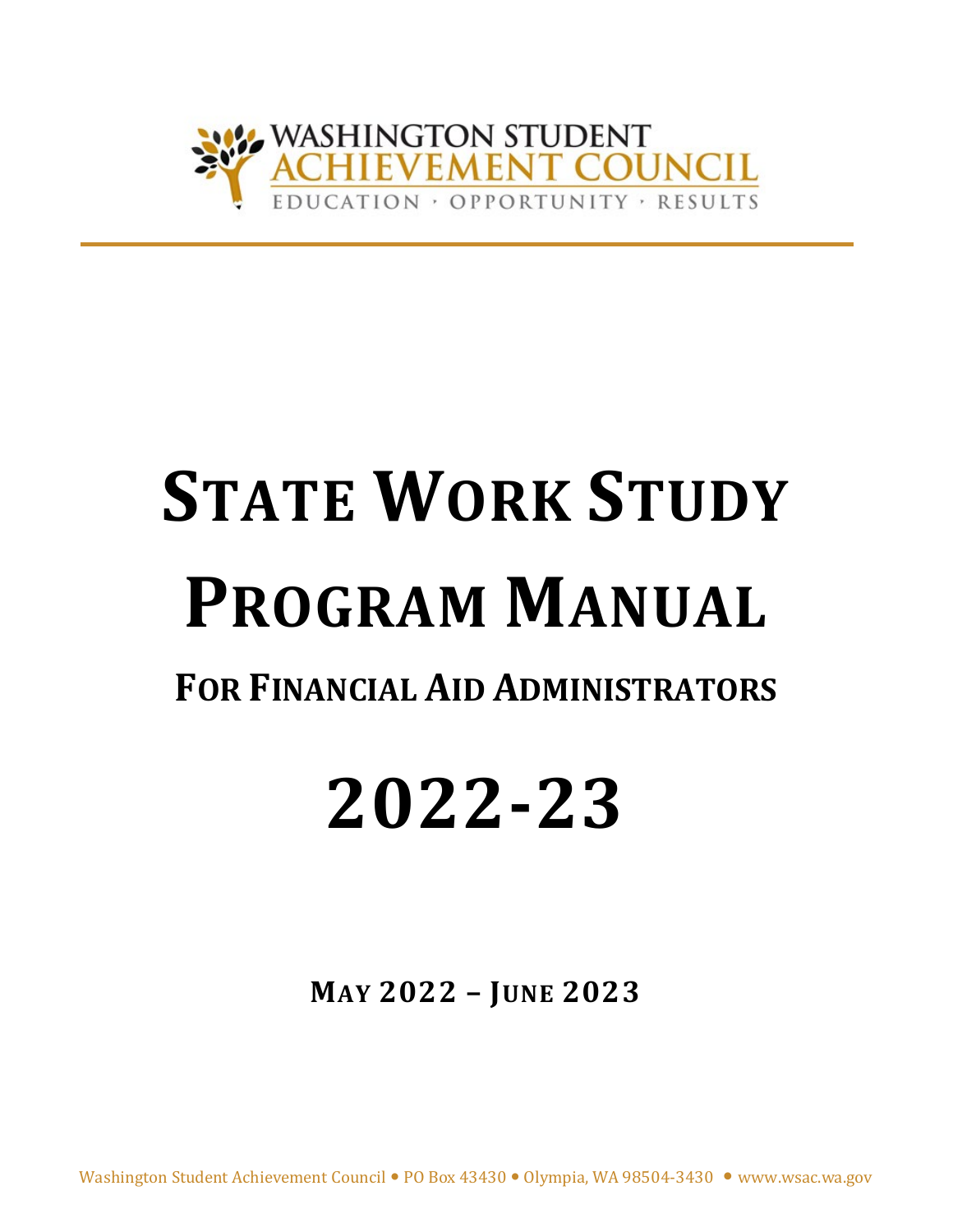WASHINGTON STUDENT ACHIEVEMENT COUNCIL

EDUCATION · OPPORTUNITY · RESULTS

# STATE WORK STUDY PROGRAM MANUAL

## FOR FINANCIAL AID ADMINISTRATORS

# 2022-23

**MAY 2022 – JUNE 2023**

Washington Student Achievement Council • PO Box 43430 • Olympia, WA 98504-3430 • www.wsac.wa.gov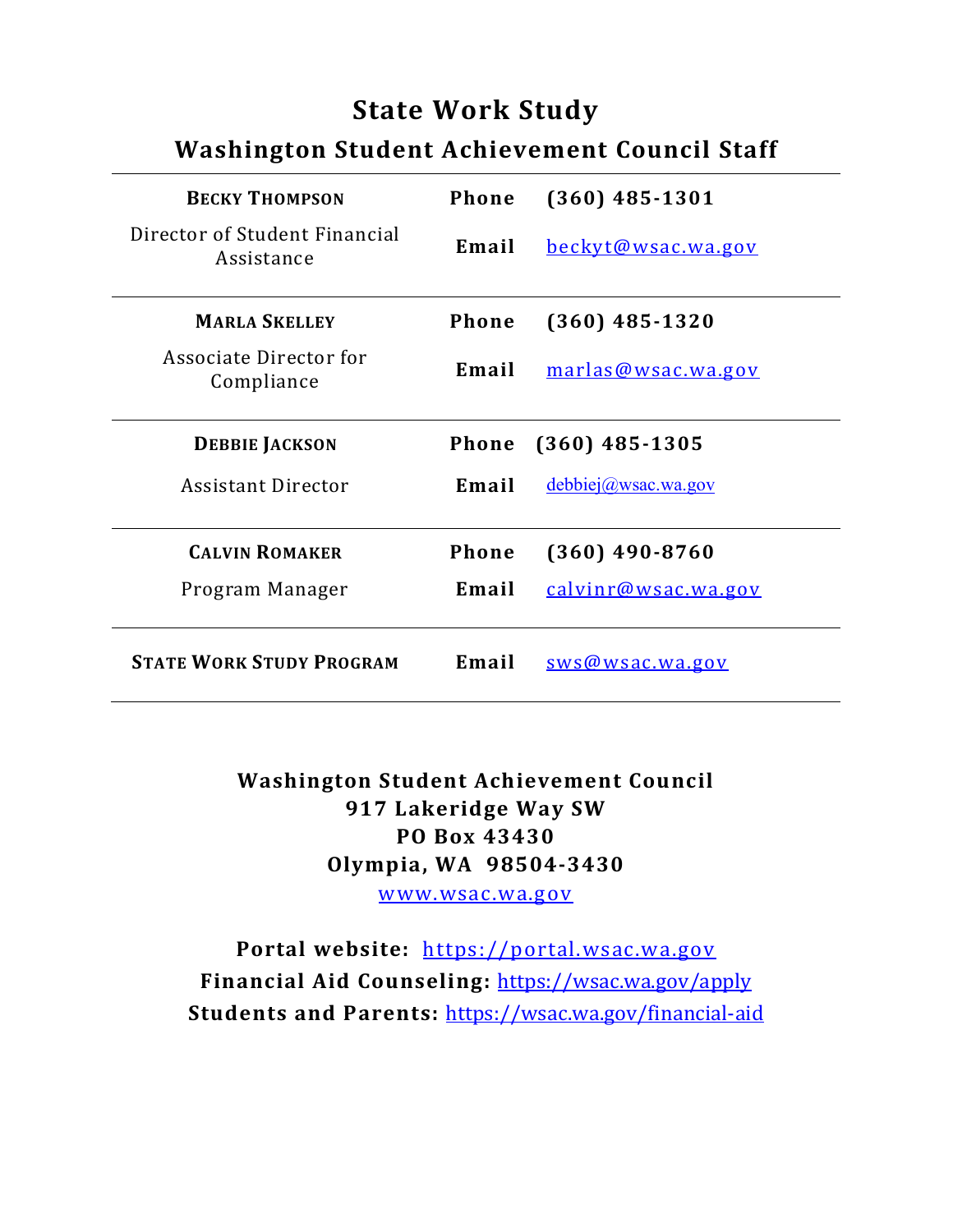# State Work Study

## Washington Student Achievement Council Staff

| | | |
|---|---|---|
| **BECKY THOMPSON** | **Phone** | **(360) 485-1301** |
| Director of Student Financial Assistance | **Email** | beckyt@wsac.wa.gov |
| **MARLA SKELLEY** | **Phone** | **(360) 485-1320** |
| Associate Director for Compliance | **Email** | marlas@wsac.wa.gov |
| **DEBBIE JACKSON** | **Phone** | **(360) 485-1305** |
| Assistant Director | **Email** | debbiej@wsac.wa.gov |
| **CALVIN ROMAKER** | **Phone** | **(360) 490-8760** |
| Program Manager | **Email** | calvinr@wsac.wa.gov |
| **STATE WORK STUDY PROGRAM** | **Email** | sws@wsac.wa.gov |

**Washington Student Achievement Council**
**917 Lakeridge Way SW**
**PO Box 43430**
**Olympia, WA 98504-3430**
www.wsac.wa.gov

**Portal website:** https://portal.wsac.wa.gov
**Financial Aid Counseling:** https://wsac.wa.gov/apply
**Students and Parents:** https://wsac.wa.gov/financial-aid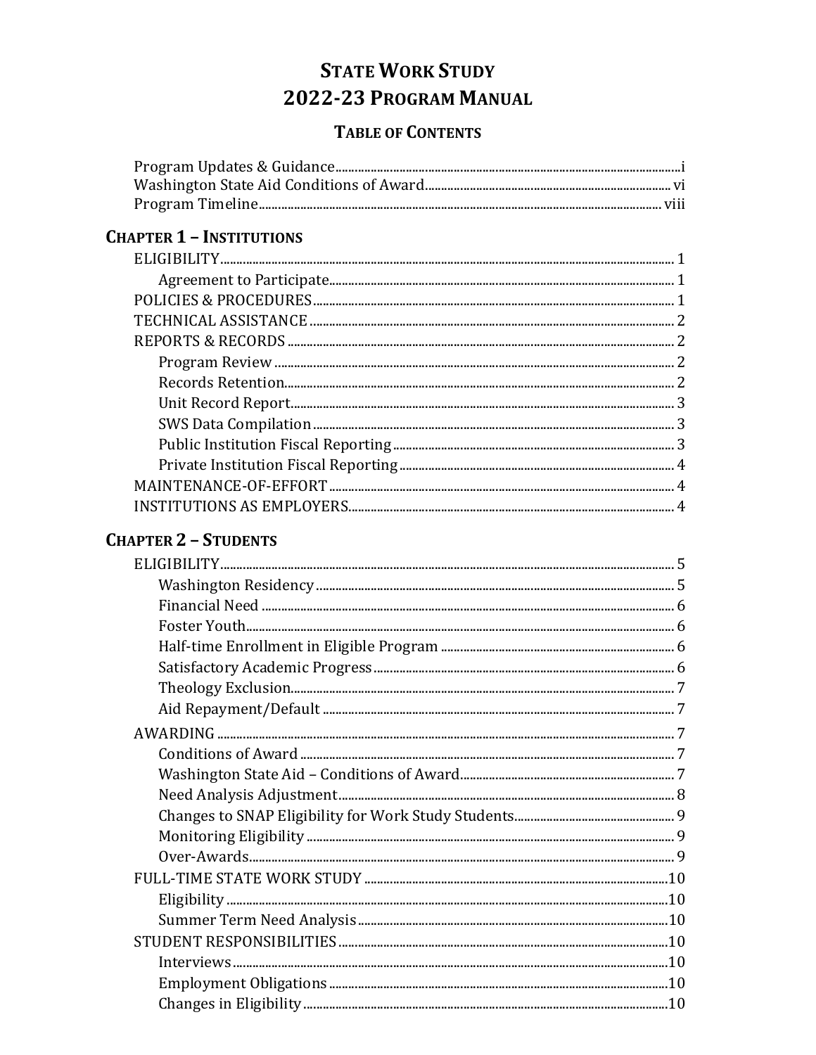# STATE WORK STUDY
# 2022-23 PROGRAM MANUAL

## TABLE OF CONTENTS

Program Updates & Guidance ..... i
Washington State Aid Conditions of Award ..... vi
Program Timeline ..... viii

## CHAPTER 1 – INSTITUTIONS

- ELIGIBILITY ..... 1
  - Agreement to Participate ..... 1
- POLICIES & PROCEDURES ..... 1
- TECHNICAL ASSISTANCE ..... 2
- REPORTS & RECORDS ..... 2
  - Program Review ..... 2
  - Records Retention ..... 2
  - Unit Record Report ..... 3
  - SWS Data Compilation ..... 3
  - Public Institution Fiscal Reporting ..... 3
  - Private Institution Fiscal Reporting ..... 4
- MAINTENANCE-OF-EFFORT ..... 4
- INSTITUTIONS AS EMPLOYERS ..... 4

## CHAPTER 2 – STUDENTS

- ELIGIBILITY ..... 5
  - Washington Residency ..... 5
  - Financial Need ..... 6
  - Foster Youth ..... 6
  - Half-time Enrollment in Eligible Program ..... 6
  - Satisfactory Academic Progress ..... 6
  - Theology Exclusion ..... 7
  - Aid Repayment/Default ..... 7
- AWARDING ..... 7
  - Conditions of Award ..... 7
  - Washington State Aid – Conditions of Award ..... 7
  - Need Analysis Adjustment ..... 8
  - Changes to SNAP Eligibility for Work Study Students ..... 9
  - Monitoring Eligibility ..... 9
  - Over-Awards ..... 9
- FULL-TIME STATE WORK STUDY ..... 10
  - Eligibility ..... 10
  - Summer Term Need Analysis ..... 10
- STUDENT RESPONSIBILITIES ..... 10
  - Interviews ..... 10
  - Employment Obligations ..... 10
  - Changes in Eligibility ..... 10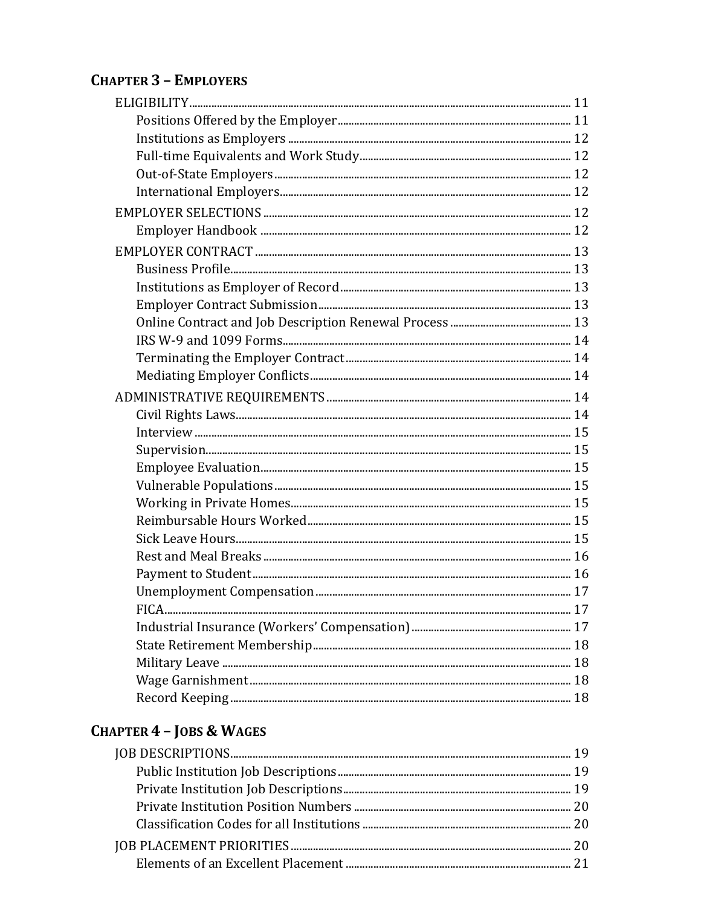## CHAPTER 3 – EMPLOYERS

- ELIGIBILITY ... 11
  - Positions Offered by the Employer ... 11
  - Institutions as Employers ... 12
  - Full-time Equivalents and Work Study ... 12
  - Out-of-State Employers ... 12
  - International Employers ... 12
- EMPLOYER SELECTIONS ... 12
  - Employer Handbook ... 12
- EMPLOYER CONTRACT ... 13
  - Business Profile ... 13
  - Institutions as Employer of Record ... 13
  - Employer Contract Submission ... 13
  - Online Contract and Job Description Renewal Process ... 13
  - IRS W-9 and 1099 Forms ... 14
  - Terminating the Employer Contract ... 14
  - Mediating Employer Conflicts ... 14
- ADMINISTRATIVE REQUIREMENTS ... 14
  - Civil Rights Laws ... 14
  - Interview ... 15
  - Supervision ... 15
  - Employee Evaluation ... 15
  - Vulnerable Populations ... 15
  - Working in Private Homes ... 15
  - Reimbursable Hours Worked ... 15
  - Sick Leave Hours ... 15
  - Rest and Meal Breaks ... 16
  - Payment to Student ... 16
  - Unemployment Compensation ... 17
  - FICA ... 17
  - Industrial Insurance (Workers' Compensation) ... 17
  - State Retirement Membership ... 18
  - Military Leave ... 18
  - Wage Garnishment ... 18
  - Record Keeping ... 18

## CHAPTER 4 – JOBS & WAGES

- JOB DESCRIPTIONS ... 19
  - Public Institution Job Descriptions ... 19
  - Private Institution Job Descriptions ... 19
  - Private Institution Position Numbers ... 20
  - Classification Codes for all Institutions ... 20
- JOB PLACEMENT PRIORITIES ... 20
  - Elements of an Excellent Placement ... 21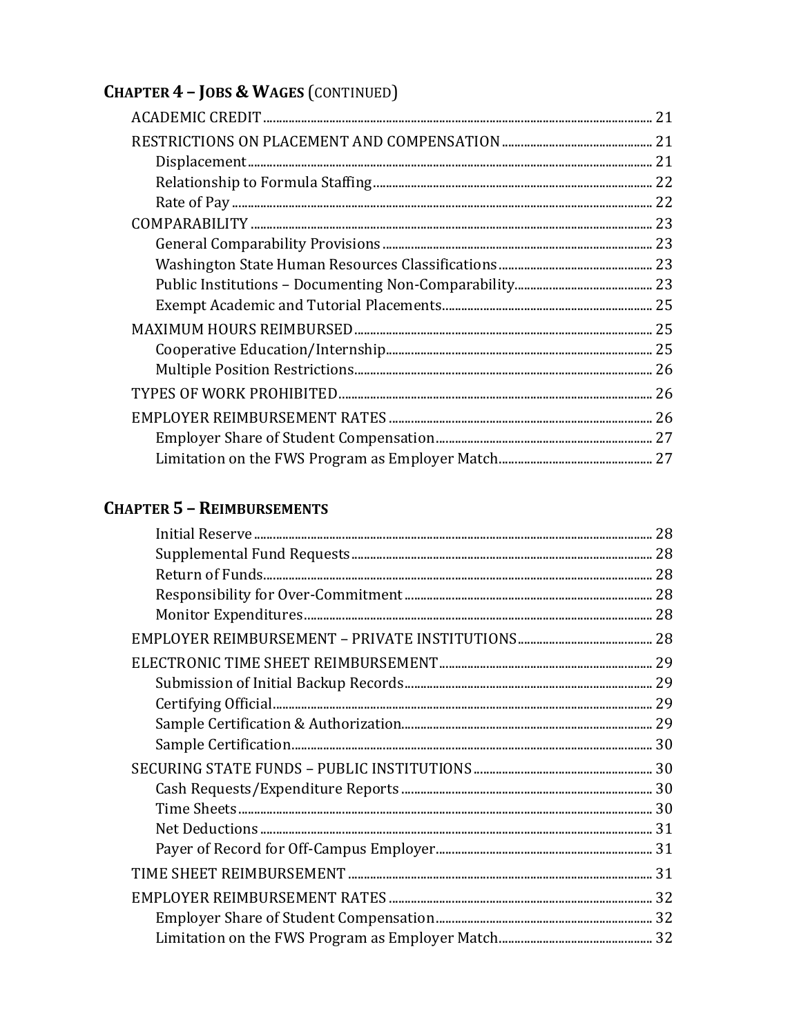## Chapter 4 – Jobs & Wages (continued)

- ACADEMIC CREDIT ..... 21
- RESTRICTIONS ON PLACEMENT AND COMPENSATION ..... 21
  - Displacement ..... 21
  - Relationship to Formula Staffing ..... 22
  - Rate of Pay ..... 22
- COMPARABILITY ..... 23
  - General Comparability Provisions ..... 23
  - Washington State Human Resources Classifications ..... 23
  - Public Institutions – Documenting Non-Comparability ..... 23
  - Exempt Academic and Tutorial Placements ..... 25
- MAXIMUM HOURS REIMBURSED ..... 25
  - Cooperative Education/Internship ..... 25
  - Multiple Position Restrictions ..... 26
- TYPES OF WORK PROHIBITED ..... 26
- EMPLOYER REIMBURSEMENT RATES ..... 26
  - Employer Share of Student Compensation ..... 27
  - Limitation on the FWS Program as Employer Match ..... 27

## Chapter 5 – Reimbursements

- Initial Reserve ..... 28
- Supplemental Fund Requests ..... 28
- Return of Funds ..... 28
- Responsibility for Over-Commitment ..... 28
- Monitor Expenditures ..... 28
- EMPLOYER REIMBURSEMENT – PRIVATE INSTITUTIONS ..... 28
- ELECTRONIC TIME SHEET REIMBURSEMENT ..... 29
  - Submission of Initial Backup Records ..... 29
  - Certifying Official ..... 29
  - Sample Certification & Authorization ..... 29
  - Sample Certification ..... 30
- SECURING STATE FUNDS – PUBLIC INSTITUTIONS ..... 30
  - Cash Requests/Expenditure Reports ..... 30
  - Time Sheets ..... 30
  - Net Deductions ..... 31
  - Payer of Record for Off-Campus Employer ..... 31
- TIME SHEET REIMBURSEMENT ..... 31
- EMPLOYER REIMBURSEMENT RATES ..... 32
  - Employer Share of Student Compensation ..... 32
  - Limitation on the FWS Program as Employer Match ..... 32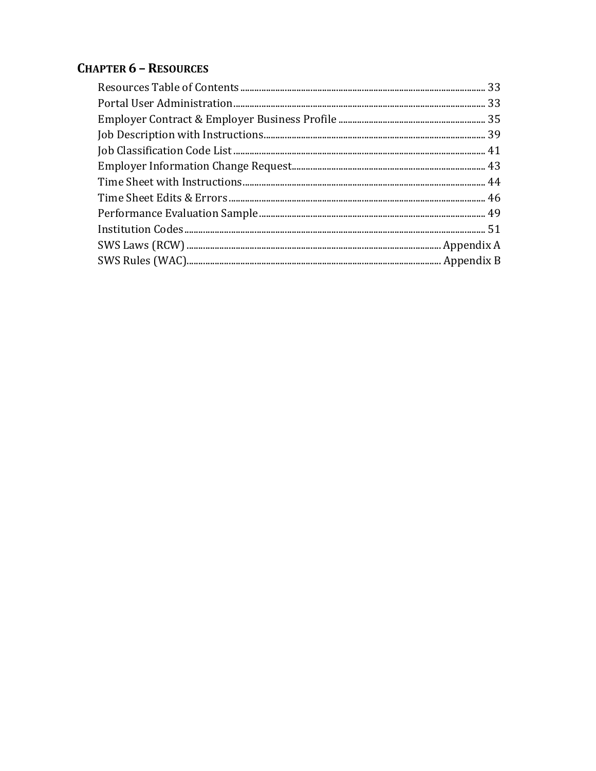## CHAPTER 6 – RESOURCES

Resources Table of Contents ........................................................................................................ 33
Portal User Administration ........................................................................................................ 33
Employer Contract & Employer Business Profile ............................................................... 35
Job Description with Instructions ............................................................................................ 39
Job Classification Code List ........................................................................................................ 41
Employer Information Change Request ................................................................................. 43
Time Sheet with Instructions ...................................................................................................... 44
Time Sheet Edits & Errors ........................................................................................................... 46
Performance Evaluation Sample ............................................................................................... 49
Institution Codes ............................................................................................................................ 51
SWS Laws (RCW) ........................................................................................................... Appendix A
SWS Rules (WAC) ........................................................................................................... Appendix B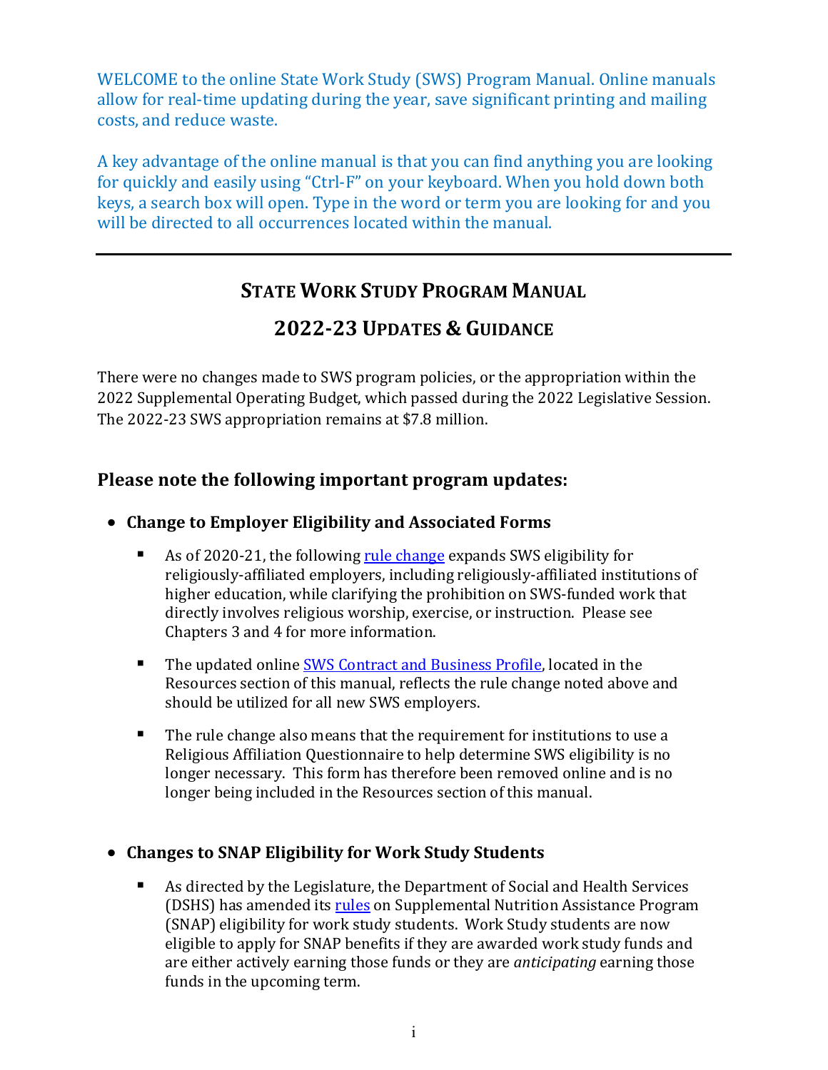WELCOME to the online State Work Study (SWS) Program Manual. Online manuals allow for real-time updating during the year, save significant printing and mailing costs, and reduce waste.

A key advantage of the online manual is that you can find anything you are looking for quickly and easily using "Ctrl-F" on your keyboard. When you hold down both keys, a search box will open. Type in the word or term you are looking for and you will be directed to all occurrences located within the manual.

---

# STATE WORK STUDY PROGRAM MANUAL

# 2022-23 UPDATES & GUIDANCE

There were no changes made to SWS program policies, or the appropriation within the 2022 Supplemental Operating Budget, which passed during the 2022 Legislative Session. The 2022-23 SWS appropriation remains at $7.8 million.

## Please note the following important program updates:

- **Change to Employer Eligibility and Associated Forms**
  - As of 2020-21, the following rule change expands SWS eligibility for religiously-affiliated employers, including religiously-affiliated institutions of higher education, while clarifying the prohibition on SWS-funded work that directly involves religious worship, exercise, or instruction. Please see Chapters 3 and 4 for more information.
  - The updated online SWS Contract and Business Profile, located in the Resources section of this manual, reflects the rule change noted above and should be utilized for all new SWS employers.
  - The rule change also means that the requirement for institutions to use a Religious Affiliation Questionnaire to help determine SWS eligibility is no longer necessary. This form has therefore been removed online and is no longer being included in the Resources section of this manual.

- **Changes to SNAP Eligibility for Work Study Students**
  - As directed by the Legislature, the Department of Social and Health Services (DSHS) has amended its rules on Supplemental Nutrition Assistance Program (SNAP) eligibility for work study students. Work Study students are now eligible to apply for SNAP benefits if they are awarded work study funds and are either actively earning those funds or they are *anticipating* earning those funds in the upcoming term.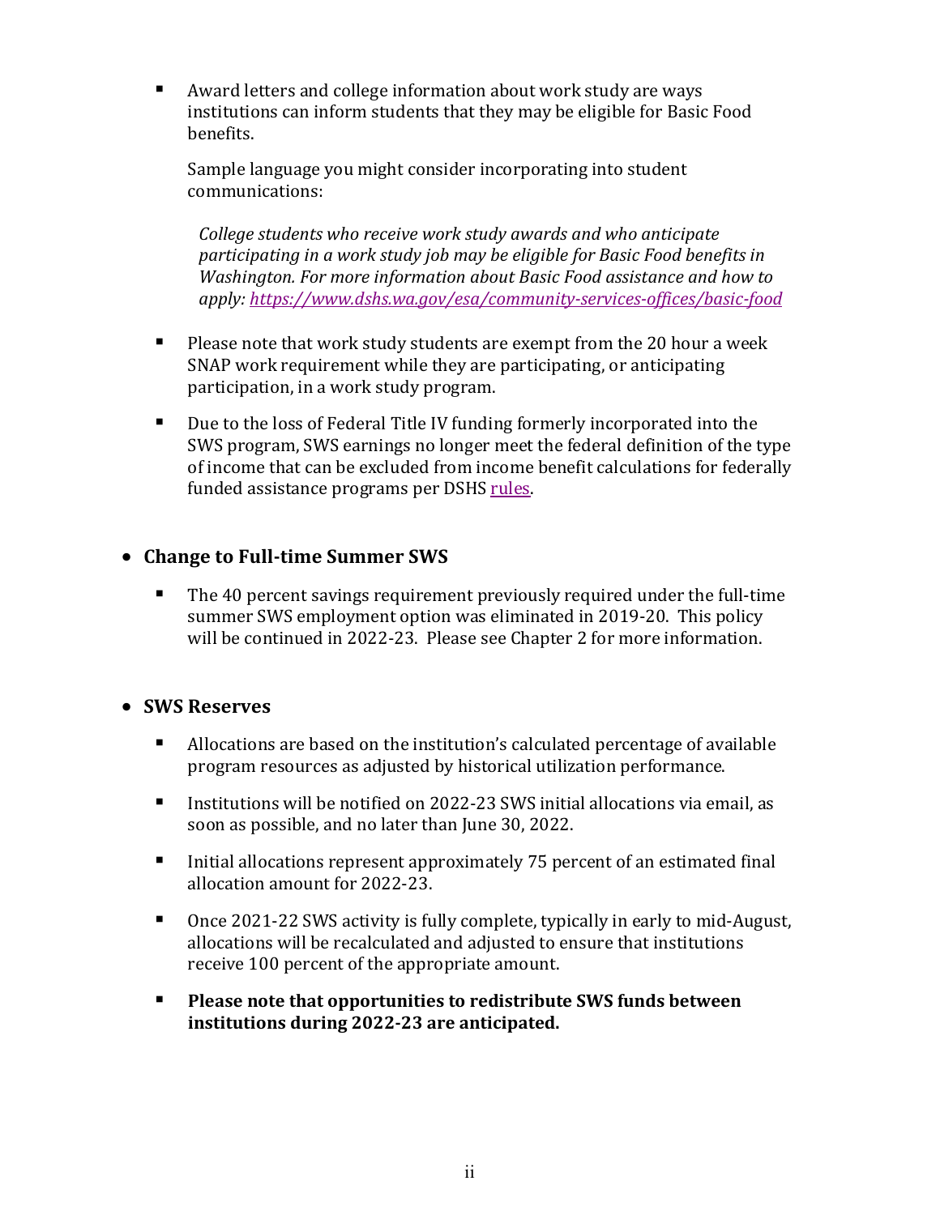- Award letters and college information about work study are ways institutions can inform students that they may be eligible for Basic Food benefits.

  Sample language you might consider incorporating into student communications:

  > *College students who receive work study awards and who anticipate participating in a work study job may be eligible for Basic Food benefits in Washington. For more information about Basic Food assistance and how to apply: https://www.dshs.wa.gov/esa/community-services-offices/basic-food*

- Please note that work study students are exempt from the 20 hour a week SNAP work requirement while they are participating, or anticipating participation, in a work study program.

- Due to the loss of Federal Title IV funding formerly incorporated into the SWS program, SWS earnings no longer meet the federal definition of the type of income that can be excluded from income benefit calculations for federally funded assistance programs per DSHS rules.

- **Change to Full-time Summer SWS**

  - The 40 percent savings requirement previously required under the full-time summer SWS employment option was eliminated in 2019-20. This policy will be continued in 2022-23. Please see Chapter 2 for more information.

- **SWS Reserves**

  - Allocations are based on the institution's calculated percentage of available program resources as adjusted by historical utilization performance.
  - Institutions will be notified on 2022-23 SWS initial allocations via email, as soon as possible, and no later than June 30, 2022.
  - Initial allocations represent approximately 75 percent of an estimated final allocation amount for 2022-23.
  - Once 2021-22 SWS activity is fully complete, typically in early to mid-August, allocations will be recalculated and adjusted to ensure that institutions receive 100 percent of the appropriate amount.
  - **Please note that opportunities to redistribute SWS funds between institutions during 2022-23 are anticipated.**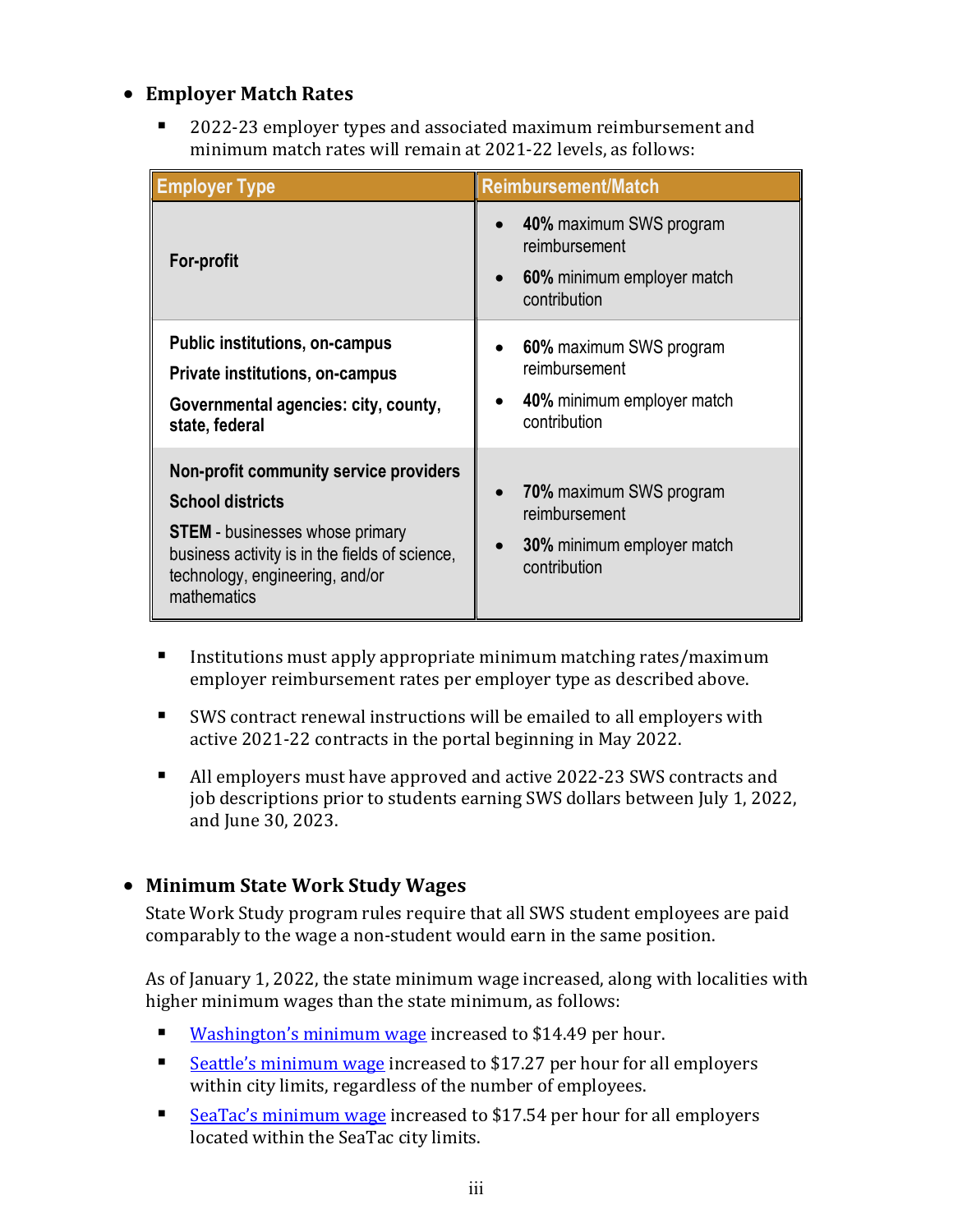- **Employer Match Rates**
  - 2022-23 employer types and associated maximum reimbursement and minimum match rates will remain at 2021-22 levels, as follows:

| Employer Type | Reimbursement/Match |
|---|---|
| **For-profit** | • **40%** maximum SWS program reimbursement<br>• **60%** minimum employer match contribution |
| **Public institutions, on-campus**<br>**Private institutions, on-campus**<br>**Governmental agencies: city, county, state, federal** | • **60%** maximum SWS program reimbursement<br>• **40%** minimum employer match contribution |
| **Non-profit community service providers**<br>**School districts**<br>**STEM** - businesses whose primary business activity is in the fields of science, technology, engineering, and/or mathematics | • **70%** maximum SWS program reimbursement<br>• **30%** minimum employer match contribution |

  - Institutions must apply appropriate minimum matching rates/maximum employer reimbursement rates per employer type as described above.
  - SWS contract renewal instructions will be emailed to all employers with active 2021-22 contracts in the portal beginning in May 2022.
  - All employers must have approved and active 2022-23 SWS contracts and job descriptions prior to students earning SWS dollars between July 1, 2022, and June 30, 2023.

- **Minimum State Work Study Wages**

  State Work Study program rules require that all SWS student employees are paid comparably to the wage a non-student would earn in the same position.

  As of January 1, 2022, the state minimum wage increased, along with localities with higher minimum wages than the state minimum, as follows:

  - Washington's minimum wage increased to $14.49 per hour.
  - Seattle's minimum wage increased to $17.27 per hour for all employers within city limits, regardless of the number of employees.
  - SeaTac's minimum wage increased to $17.54 per hour for all employers located within the SeaTac city limits.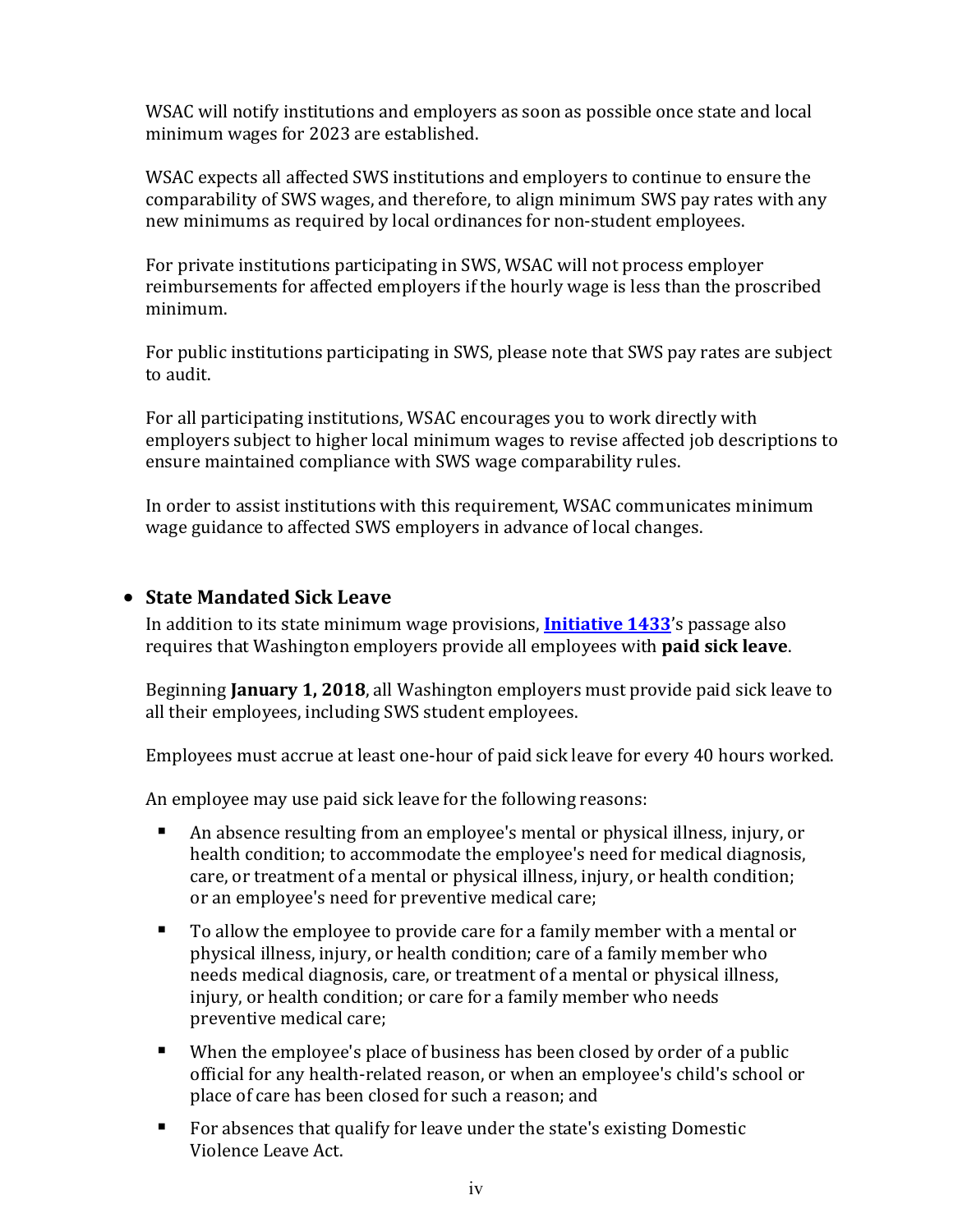WSAC will notify institutions and employers as soon as possible once state and local minimum wages for 2023 are established.

WSAC expects all affected SWS institutions and employers to continue to ensure the comparability of SWS wages, and therefore, to align minimum SWS pay rates with any new minimums as required by local ordinances for non-student employees.

For private institutions participating in SWS, WSAC will not process employer reimbursements for affected employers if the hourly wage is less than the proscribed minimum.

For public institutions participating in SWS, please note that SWS pay rates are subject to audit.

For all participating institutions, WSAC encourages you to work directly with employers subject to higher local minimum wages to revise affected job descriptions to ensure maintained compliance with SWS wage comparability rules.

In order to assist institutions with this requirement, WSAC communicates minimum wage guidance to affected SWS employers in advance of local changes.

- **State Mandated Sick Leave**

  In addition to its state minimum wage provisions, **[Initiative 1433](#)**'s passage also requires that Washington employers provide all employees with **paid sick leave**.

  Beginning **January 1, 2018**, all Washington employers must provide paid sick leave to all their employees, including SWS student employees.

  Employees must accrue at least one-hour of paid sick leave for every 40 hours worked.

  An employee may use paid sick leave for the following reasons:

  - An absence resulting from an employee's mental or physical illness, injury, or health condition; to accommodate the employee's need for medical diagnosis, care, or treatment of a mental or physical illness, injury, or health condition; or an employee's need for preventive medical care;
  - To allow the employee to provide care for a family member with a mental or physical illness, injury, or health condition; care of a family member who needs medical diagnosis, care, or treatment of a mental or physical illness, injury, or health condition; or care for a family member who needs preventive medical care;
  - When the employee's place of business has been closed by order of a public official for any health-related reason, or when an employee's child's school or place of care has been closed for such a reason; and
  - For absences that qualify for leave under the state's existing Domestic Violence Leave Act.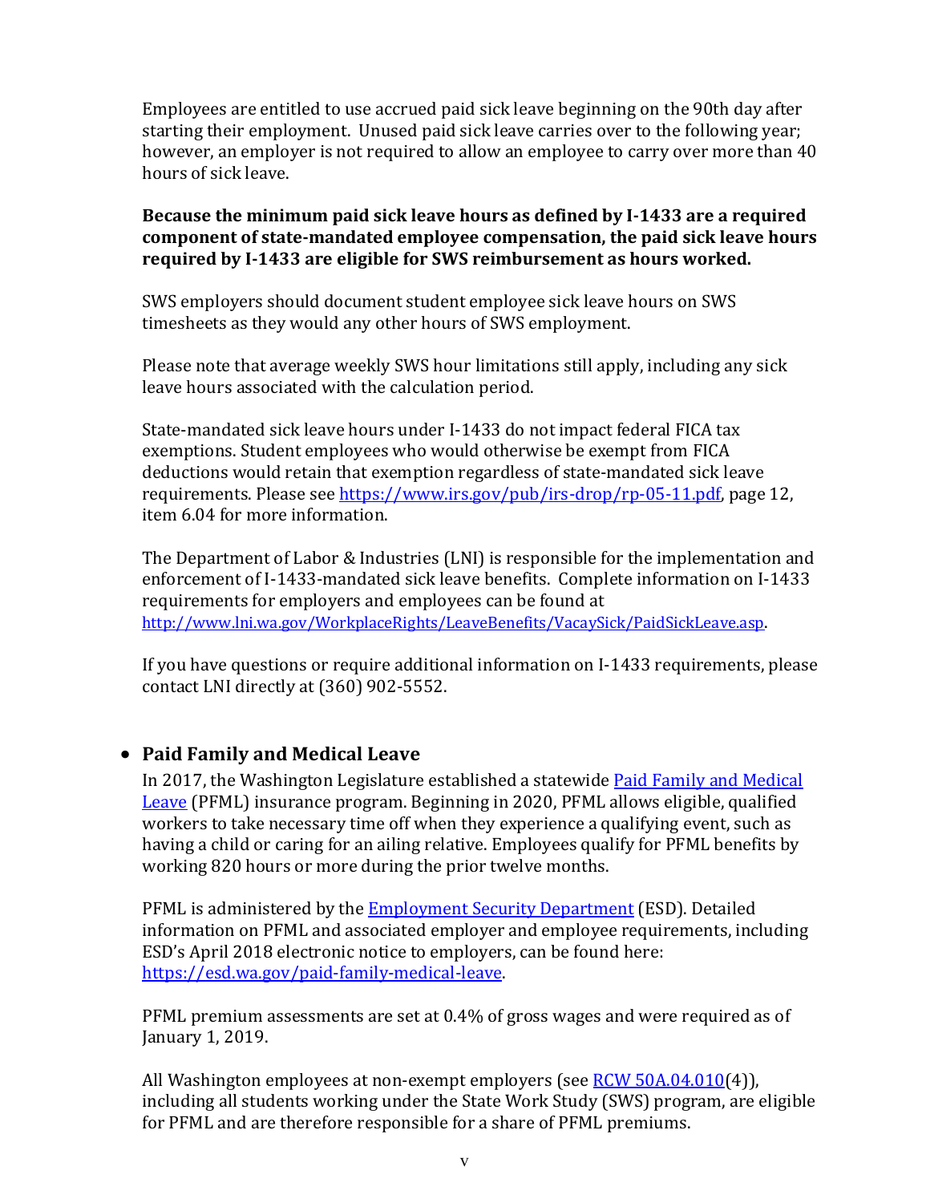Employees are entitled to use accrued paid sick leave beginning on the 90th day after starting their employment. Unused paid sick leave carries over to the following year; however, an employer is not required to allow an employee to carry over more than 40 hours of sick leave.

**Because the minimum paid sick leave hours as defined by I-1433 are a required component of state-mandated employee compensation, the paid sick leave hours required by I-1433 are eligible for SWS reimbursement as hours worked.**

SWS employers should document student employee sick leave hours on SWS timesheets as they would any other hours of SWS employment.

Please note that average weekly SWS hour limitations still apply, including any sick leave hours associated with the calculation period.

State-mandated sick leave hours under I-1433 do not impact federal FICA tax exemptions. Student employees who would otherwise be exempt from FICA deductions would retain that exemption regardless of state-mandated sick leave requirements. Please see https://www.irs.gov/pub/irs-drop/rp-05-11.pdf, page 12, item 6.04 for more information.

The Department of Labor & Industries (LNI) is responsible for the implementation and enforcement of I-1433-mandated sick leave benefits. Complete information on I-1433 requirements for employers and employees can be found at http://www.lni.wa.gov/WorkplaceRights/LeaveBenefits/VacaySick/PaidSickLeave.asp.

If you have questions or require additional information on I-1433 requirements, please contact LNI directly at (360) 902-5552.

- **Paid Family and Medical Leave**

  In 2017, the Washington Legislature established a statewide Paid Family and Medical Leave (PFML) insurance program. Beginning in 2020, PFML allows eligible, qualified workers to take necessary time off when they experience a qualifying event, such as having a child or caring for an ailing relative. Employees qualify for PFML benefits by working 820 hours or more during the prior twelve months.

  PFML is administered by the Employment Security Department (ESD). Detailed information on PFML and associated employer and employee requirements, including ESD's April 2018 electronic notice to employers, can be found here: https://esd.wa.gov/paid-family-medical-leave.

  PFML premium assessments are set at 0.4% of gross wages and were required as of January 1, 2019.

  All Washington employees at non-exempt employers (see RCW 50A.04.010(4)), including all students working under the State Work Study (SWS) program, are eligible for PFML and are therefore responsible for a share of PFML premiums.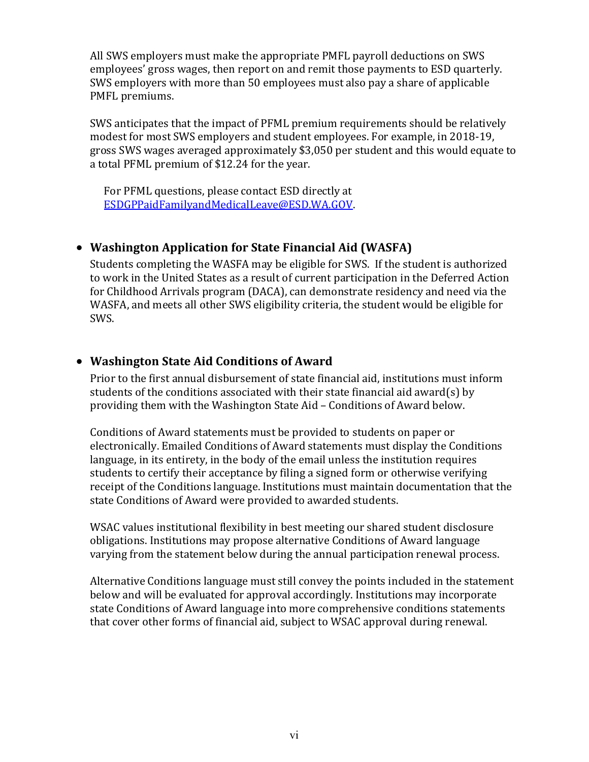All SWS employers must make the appropriate PMFL payroll deductions on SWS employees' gross wages, then report on and remit those payments to ESD quarterly. SWS employers with more than 50 employees must also pay a share of applicable PMFL premiums.

SWS anticipates that the impact of PFML premium requirements should be relatively modest for most SWS employers and student employees. For example, in 2018-19, gross SWS wages averaged approximately $3,050 per student and this would equate to a total PFML premium of $12.24 for the year.

For PFML questions, please contact ESD directly at [ESDGPPaidFamilyandMedicalLeave@ESD.WA.GOV](mailto:ESDGPPaidFamilyandMedicalLeave@ESD.WA.GOV).

- **Washington Application for State Financial Aid (WASFA)**

  Students completing the WASFA may be eligible for SWS. If the student is authorized to work in the United States as a result of current participation in the Deferred Action for Childhood Arrivals program (DACA), can demonstrate residency and need via the WASFA, and meets all other SWS eligibility criteria, the student would be eligible for SWS.

- **Washington State Aid Conditions of Award**

  Prior to the first annual disbursement of state financial aid, institutions must inform students of the conditions associated with their state financial aid award(s) by providing them with the Washington State Aid – Conditions of Award below.

  Conditions of Award statements must be provided to students on paper or electronically. Emailed Conditions of Award statements must display the Conditions language, in its entirety, in the body of the email unless the institution requires students to certify their acceptance by filing a signed form or otherwise verifying receipt of the Conditions language. Institutions must maintain documentation that the state Conditions of Award were provided to awarded students.

  WSAC values institutional flexibility in best meeting our shared student disclosure obligations. Institutions may propose alternative Conditions of Award language varying from the statement below during the annual participation renewal process.

  Alternative Conditions language must still convey the points included in the statement below and will be evaluated for approval accordingly. Institutions may incorporate state Conditions of Award language into more comprehensive conditions statements that cover other forms of financial aid, subject to WSAC approval during renewal.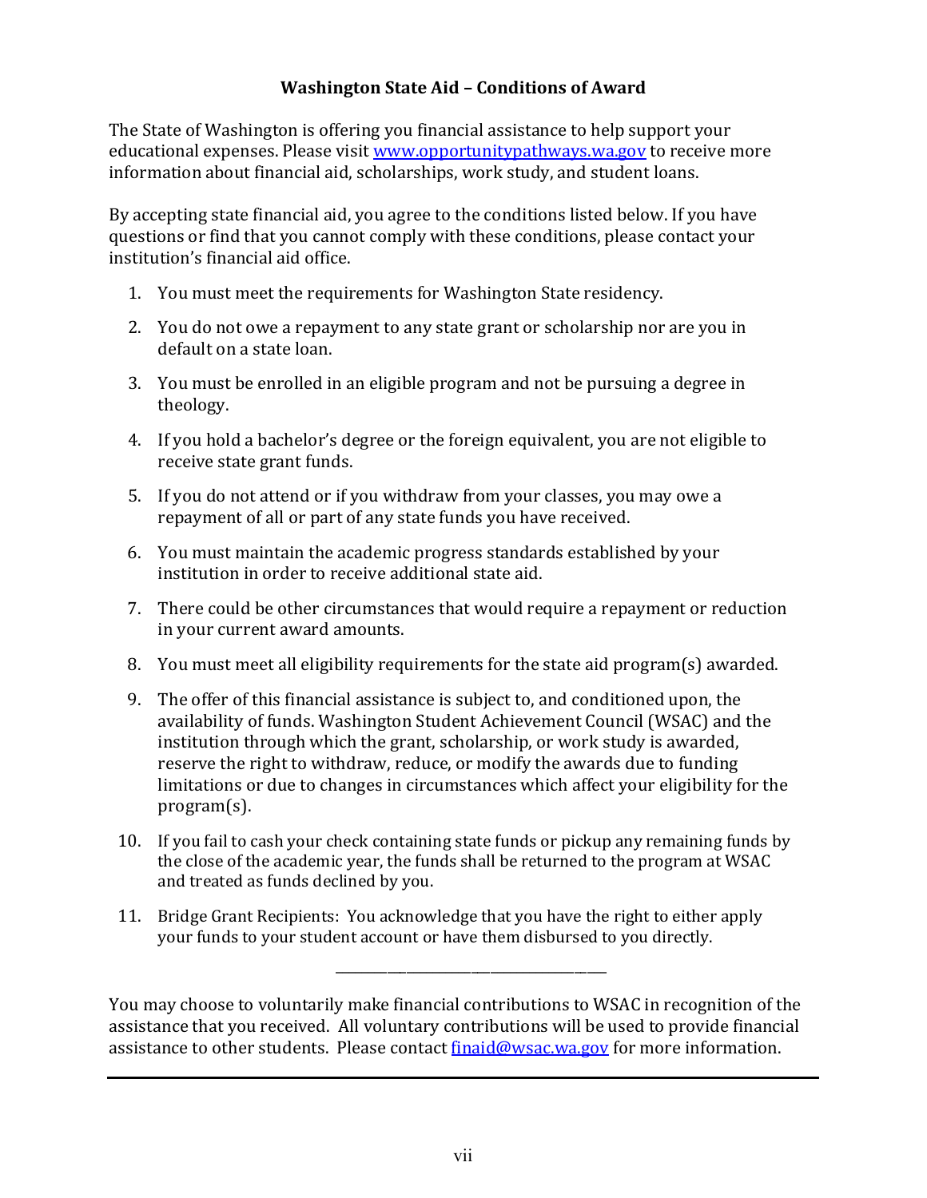## Washington State Aid – Conditions of Award

The State of Washington is offering you financial assistance to help support your educational expenses. Please visit [www.opportunitypathways.wa.gov](http://www.opportunitypathways.wa.gov) to receive more information about financial aid, scholarships, work study, and student loans.

By accepting state financial aid, you agree to the conditions listed below. If you have questions or find that you cannot comply with these conditions, please contact your institution's financial aid office.

1. You must meet the requirements for Washington State residency.
2. You do not owe a repayment to any state grant or scholarship nor are you in default on a state loan.
3. You must be enrolled in an eligible program and not be pursuing a degree in theology.
4. If you hold a bachelor's degree or the foreign equivalent, you are not eligible to receive state grant funds.
5. If you do not attend or if you withdraw from your classes, you may owe a repayment of all or part of any state funds you have received.
6. You must maintain the academic progress standards established by your institution in order to receive additional state aid.
7. There could be other circumstances that would require a repayment or reduction in your current award amounts.
8. You must meet all eligibility requirements for the state aid program(s) awarded.
9. The offer of this financial assistance is subject to, and conditioned upon, the availability of funds. Washington Student Achievement Council (WSAC) and the institution through which the grant, scholarship, or work study is awarded, reserve the right to withdraw, reduce, or modify the awards due to funding limitations or due to changes in circumstances which affect your eligibility for the program(s).
10. If you fail to cash your check containing state funds or pickup any remaining funds by the close of the academic year, the funds shall be returned to the program at WSAC and treated as funds declined by you.
11. Bridge Grant Recipients: You acknowledge that you have the right to either apply your funds to your student account or have them disbursed to you directly.

---

You may choose to voluntarily make financial contributions to WSAC in recognition of the assistance that you received. All voluntary contributions will be used to provide financial assistance to other students. Please contact [finaid@wsac.wa.gov](mailto:finaid@wsac.wa.gov) for more information.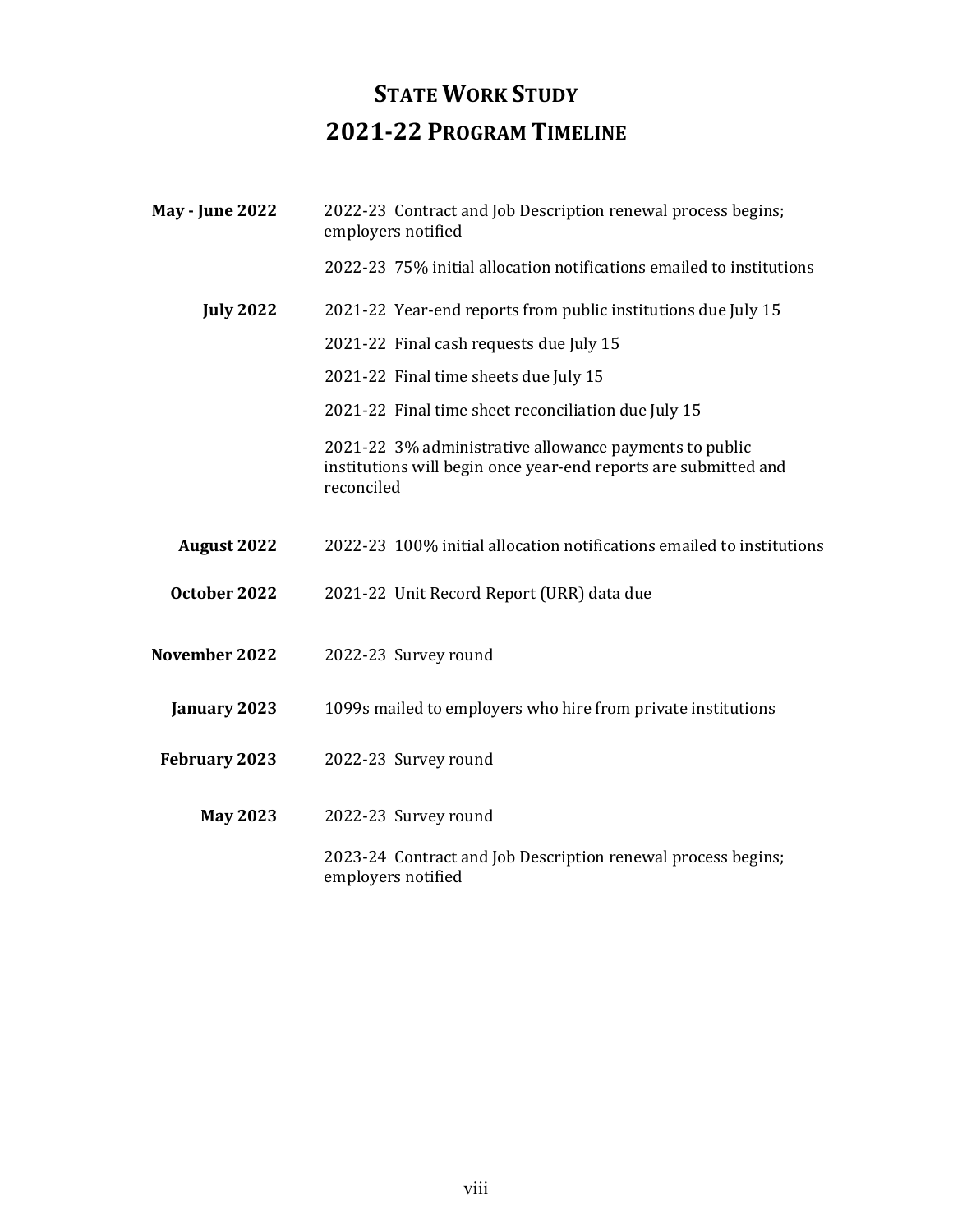# State Work Study

## 2021-22 Program Timeline

| | |
|---|---|
| **May - June 2022** | 2022-23 Contract and Job Description renewal process begins; employers notified |
| | 2022-23 75% initial allocation notifications emailed to institutions |
| **July 2022** | 2021-22 Year-end reports from public institutions due July 15 |
| | 2021-22 Final cash requests due July 15 |
| | 2021-22 Final time sheets due July 15 |
| | 2021-22 Final time sheet reconciliation due July 15 |
| | 2021-22 3% administrative allowance payments to public institutions will begin once year-end reports are submitted and reconciled |
| **August 2022** | 2022-23 100% initial allocation notifications emailed to institutions |
| **October 2022** | 2021-22 Unit Record Report (URR) data due |
| **November 2022** | 2022-23 Survey round |
| **January 2023** | 1099s mailed to employers who hire from private institutions |
| **February 2023** | 2022-23 Survey round |
| **May 2023** | 2022-23 Survey round |
| | 2023-24 Contract and Job Description renewal process begins; employers notified |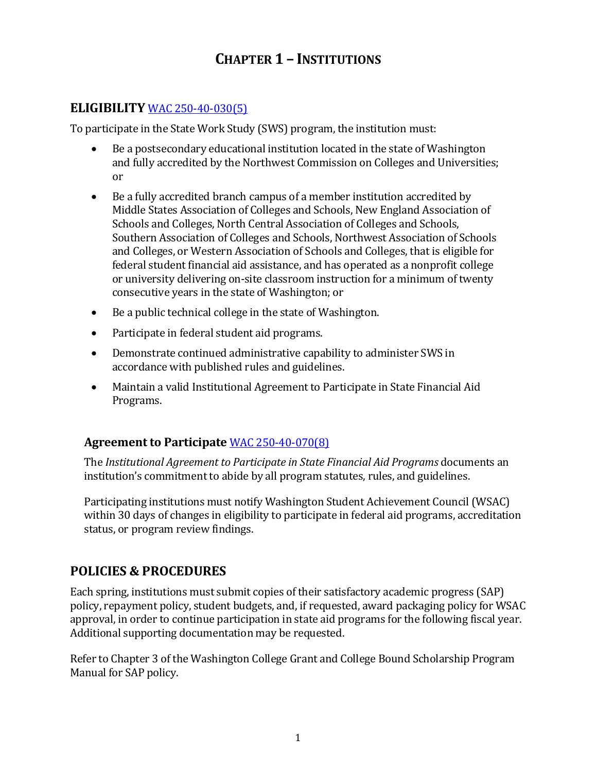# CHAPTER 1 – INSTITUTIONS

## ELIGIBILITY [WAC 250-40-030(5)]

To participate in the State Work Study (SWS) program, the institution must:

- Be a postsecondary educational institution located in the state of Washington and fully accredited by the Northwest Commission on Colleges and Universities; or
- Be a fully accredited branch campus of a member institution accredited by Middle States Association of Colleges and Schools, New England Association of Schools and Colleges, North Central Association of Colleges and Schools, Southern Association of Colleges and Schools, Northwest Association of Schools and Colleges, or Western Association of Schools and Colleges, that is eligible for federal student financial aid assistance, and has operated as a nonprofit college or university delivering on-site classroom instruction for a minimum of twenty consecutive years in the state of Washington; or
- Be a public technical college in the state of Washington.
- Participate in federal student aid programs.
- Demonstrate continued administrative capability to administer SWS in accordance with published rules and guidelines.
- Maintain a valid Institutional Agreement to Participate in State Financial Aid Programs.

### Agreement to Participate [WAC 250-40-070(8)]

The *Institutional Agreement to Participate in State Financial Aid Programs* documents an institution's commitment to abide by all program statutes, rules, and guidelines.

Participating institutions must notify Washington Student Achievement Council (WSAC) within 30 days of changes in eligibility to participate in federal aid programs, accreditation status, or program review findings.

## POLICIES & PROCEDURES

Each spring, institutions must submit copies of their satisfactory academic progress (SAP) policy, repayment policy, student budgets, and, if requested, award packaging policy for WSAC approval, in order to continue participation in state aid programs for the following fiscal year. Additional supporting documentation may be requested.

Refer to Chapter 3 of the Washington College Grant and College Bound Scholarship Program Manual for SAP policy.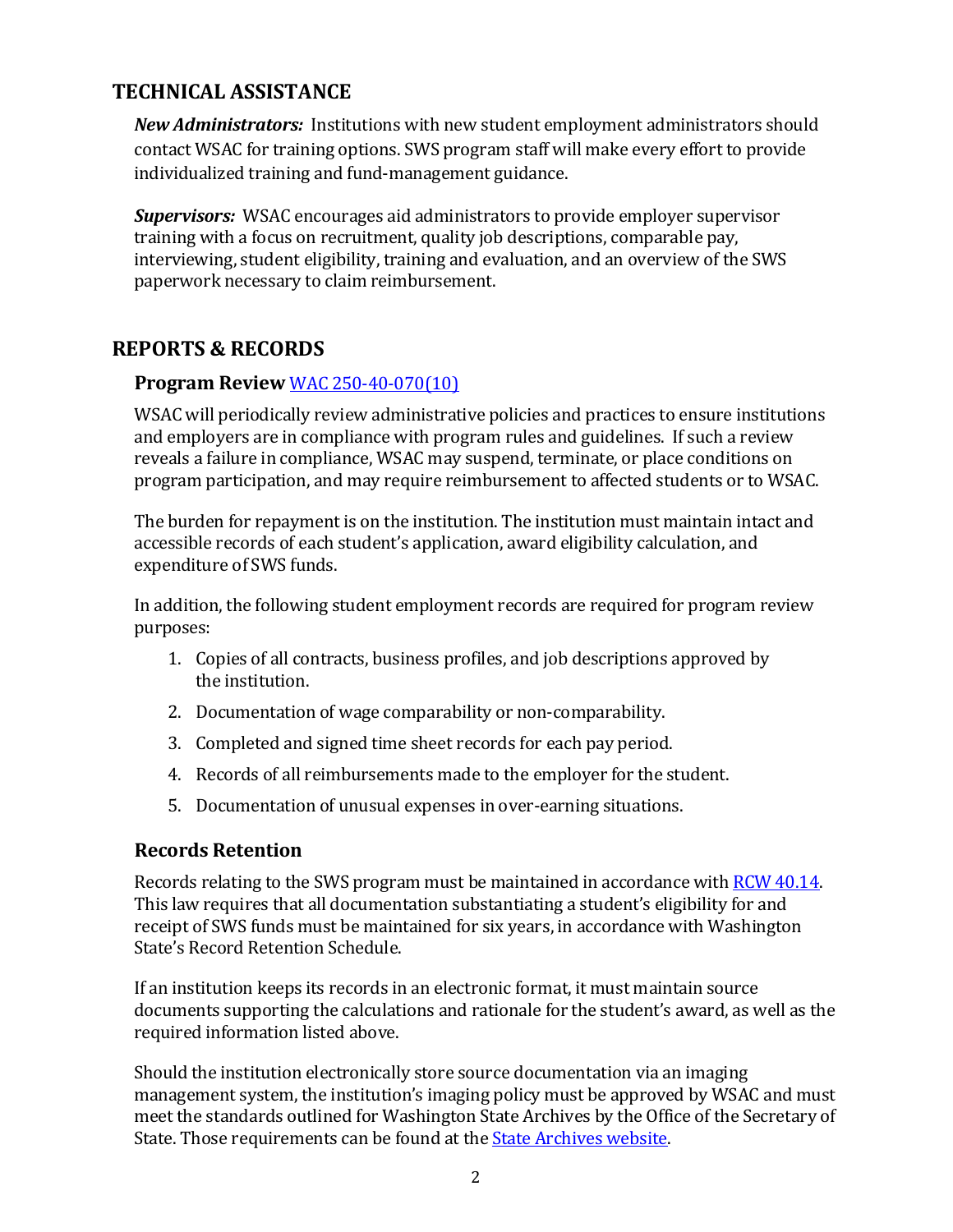## TECHNICAL ASSISTANCE

***New Administrators:*** Institutions with new student employment administrators should contact WSAC for training options. SWS program staff will make every effort to provide individualized training and fund-management guidance.

***Supervisors:*** WSAC encourages aid administrators to provide employer supervisor training with a focus on recruitment, quality job descriptions, comparable pay, interviewing, student eligibility, training and evaluation, and an overview of the SWS paperwork necessary to claim reimbursement.

## REPORTS & RECORDS

### Program Review [WAC 250-40-070(10)]

WSAC will periodically review administrative policies and practices to ensure institutions and employers are in compliance with program rules and guidelines. If such a review reveals a failure in compliance, WSAC may suspend, terminate, or place conditions on program participation, and may require reimbursement to affected students or to WSAC.

The burden for repayment is on the institution. The institution must maintain intact and accessible records of each student's application, award eligibility calculation, and expenditure of SWS funds.

In addition, the following student employment records are required for program review purposes:

1. Copies of all contracts, business profiles, and job descriptions approved by the institution.
2. Documentation of wage comparability or non-comparability.
3. Completed and signed time sheet records for each pay period.
4. Records of all reimbursements made to the employer for the student.
5. Documentation of unusual expenses in over-earning situations.

### Records Retention

Records relating to the SWS program must be maintained in accordance with RCW 40.14. This law requires that all documentation substantiating a student's eligibility for and receipt of SWS funds must be maintained for six years, in accordance with Washington State's Record Retention Schedule.

If an institution keeps its records in an electronic format, it must maintain source documents supporting the calculations and rationale for the student's award, as well as the required information listed above.

Should the institution electronically store source documentation via an imaging management system, the institution's imaging policy must be approved by WSAC and must meet the standards outlined for Washington State Archives by the Office of the Secretary of State. Those requirements can be found at the State Archives website.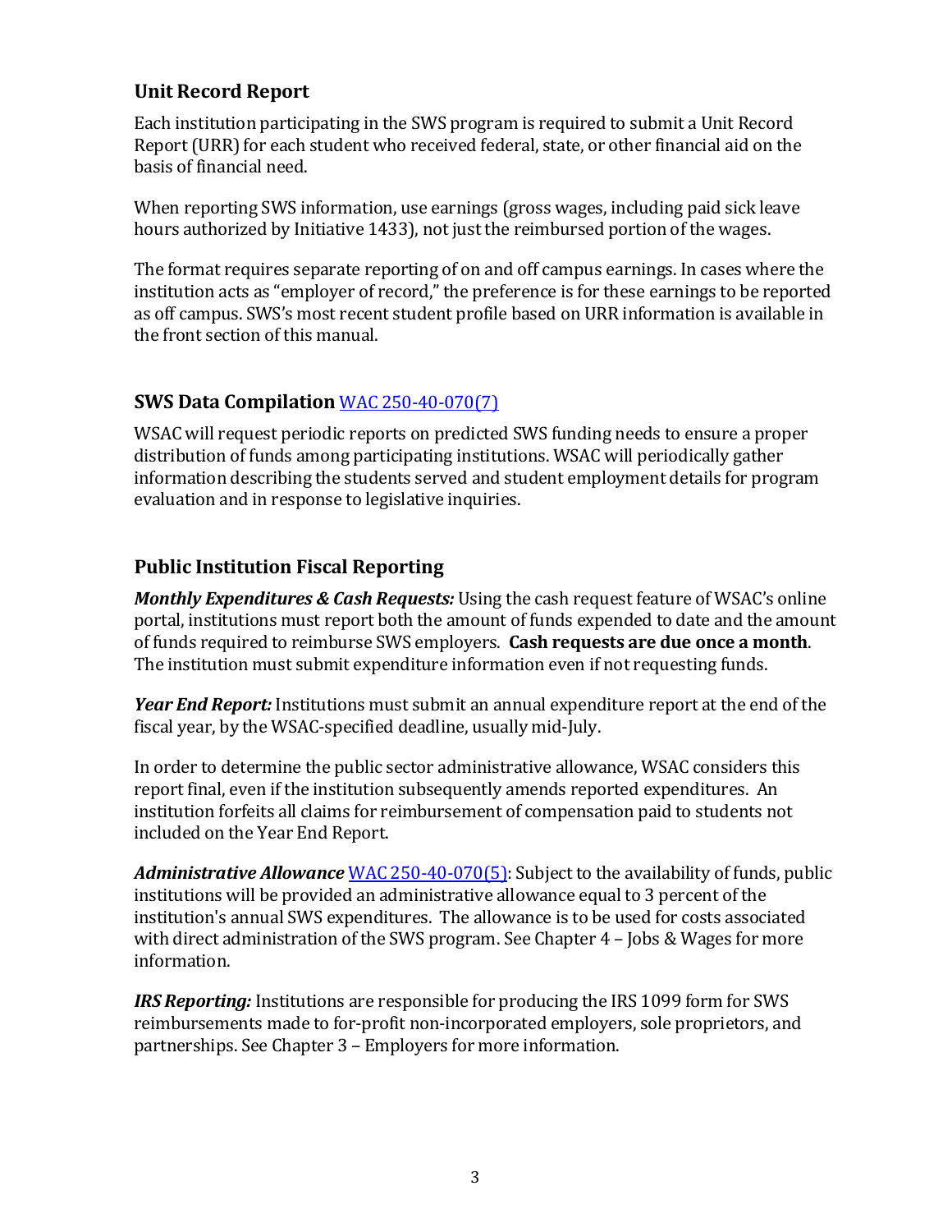## Unit Record Report

Each institution participating in the SWS program is required to submit a Unit Record Report (URR) for each student who received federal, state, or other financial aid on the basis of financial need.

When reporting SWS information, use earnings (gross wages, including paid sick leave hours authorized by Initiative 1433), not just the reimbursed portion of the wages.

The format requires separate reporting of on and off campus earnings. In cases where the institution acts as "employer of record," the preference is for these earnings to be reported as off campus. SWS's most recent student profile based on URR information is available in the front section of this manual.

## SWS Data Compilation WAC 250-40-070(7)

WSAC will request periodic reports on predicted SWS funding needs to ensure a proper distribution of funds among participating institutions. WSAC will periodically gather information describing the students served and student employment details for program evaluation and in response to legislative inquiries.

## Public Institution Fiscal Reporting

***Monthly Expenditures & Cash Requests:*** Using the cash request feature of WSAC's online portal, institutions must report both the amount of funds expended to date and the amount of funds required to reimburse SWS employers. **Cash requests are due once a month**. The institution must submit expenditure information even if not requesting funds.

***Year End Report:*** Institutions must submit an annual expenditure report at the end of the fiscal year, by the WSAC-specified deadline, usually mid-July.

In order to determine the public sector administrative allowance, WSAC considers this report final, even if the institution subsequently amends reported expenditures. An institution forfeits all claims for reimbursement of compensation paid to students not included on the Year End Report.

***Administrative Allowance*** WAC 250-40-070(5): Subject to the availability of funds, public institutions will be provided an administrative allowance equal to 3 percent of the institution's annual SWS expenditures. The allowance is to be used for costs associated with direct administration of the SWS program. See Chapter 4 – Jobs & Wages for more information.

***IRS Reporting:*** Institutions are responsible for producing the IRS 1099 form for SWS reimbursements made to for-profit non-incorporated employers, sole proprietors, and partnerships. See Chapter 3 – Employers for more information.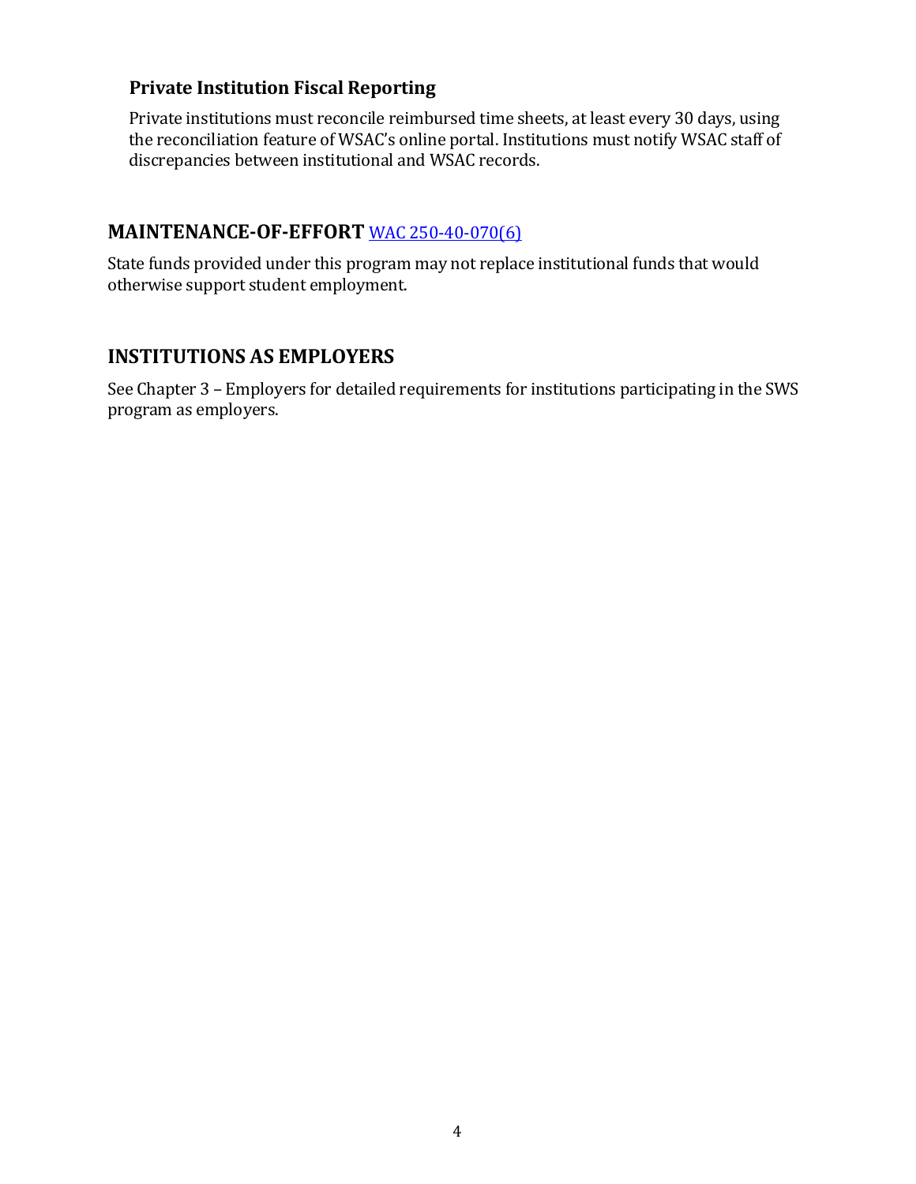### Private Institution Fiscal Reporting

Private institutions must reconcile reimbursed time sheets, at least every 30 days, using the reconciliation feature of WSAC's online portal. Institutions must notify WSAC staff of discrepancies between institutional and WSAC records.

## MAINTENANCE-OF-EFFORT [WAC 250-40-070(6)]

State funds provided under this program may not replace institutional funds that would otherwise support student employment.

## INSTITUTIONS AS EMPLOYERS

See Chapter 3 – Employers for detailed requirements for institutions participating in the SWS program as employers.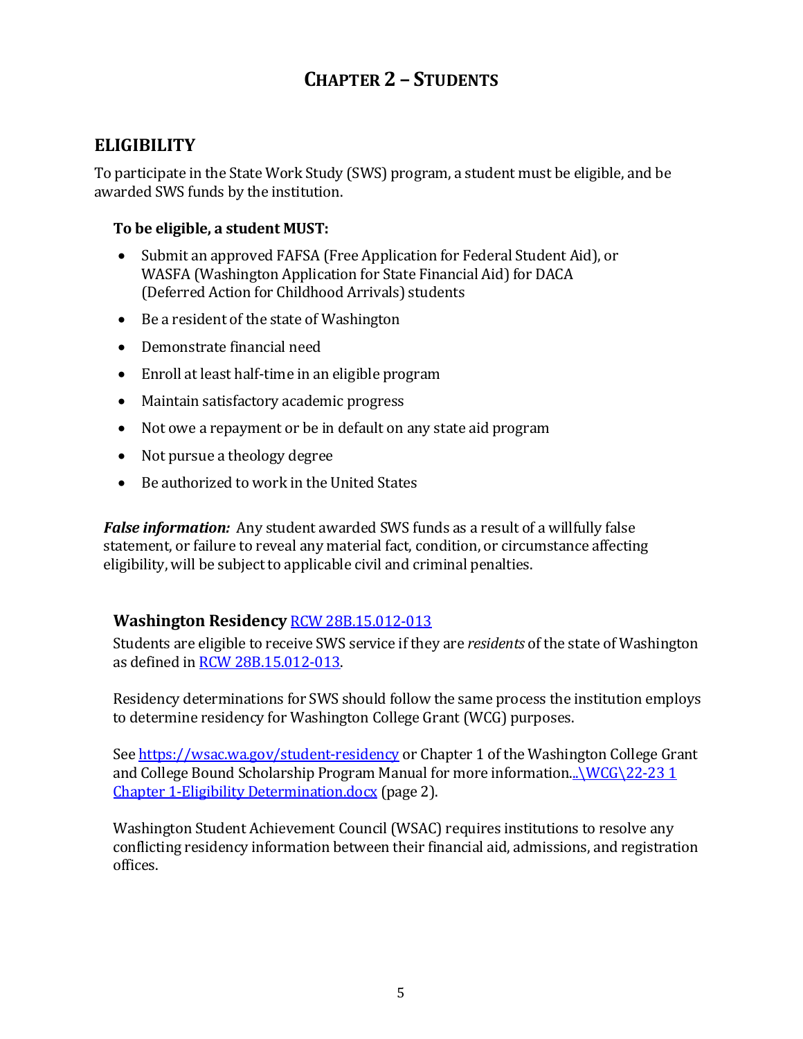# Chapter 2 – Students

## ELIGIBILITY

To participate in the State Work Study (SWS) program, a student must be eligible, and be awarded SWS funds by the institution.

**To be eligible, a student MUST:**

- Submit an approved FAFSA (Free Application for Federal Student Aid), or WASFA (Washington Application for State Financial Aid) for DACA (Deferred Action for Childhood Arrivals) students
- Be a resident of the state of Washington
- Demonstrate financial need
- Enroll at least half-time in an eligible program
- Maintain satisfactory academic progress
- Not owe a repayment or be in default on any state aid program
- Not pursue a theology degree
- Be authorized to work in the United States

***False information:*** Any student awarded SWS funds as a result of a willfully false statement, or failure to reveal any material fact, condition, or circumstance affecting eligibility, will be subject to applicable civil and criminal penalties.

### Washington Residency RCW 28B.15.012-013

Students are eligible to receive SWS service if they are *residents* of the state of Washington as defined in RCW 28B.15.012-013.

Residency determinations for SWS should follow the same process the institution employs to determine residency for Washington College Grant (WCG) purposes.

See https://wsac.wa.gov/student-residency or Chapter 1 of the Washington College Grant and College Bound Scholarship Program Manual for more information...\WCG\22-23 1 Chapter 1-Eligibility Determination.docx (page 2).

Washington Student Achievement Council (WSAC) requires institutions to resolve any conflicting residency information between their financial aid, admissions, and registration offices.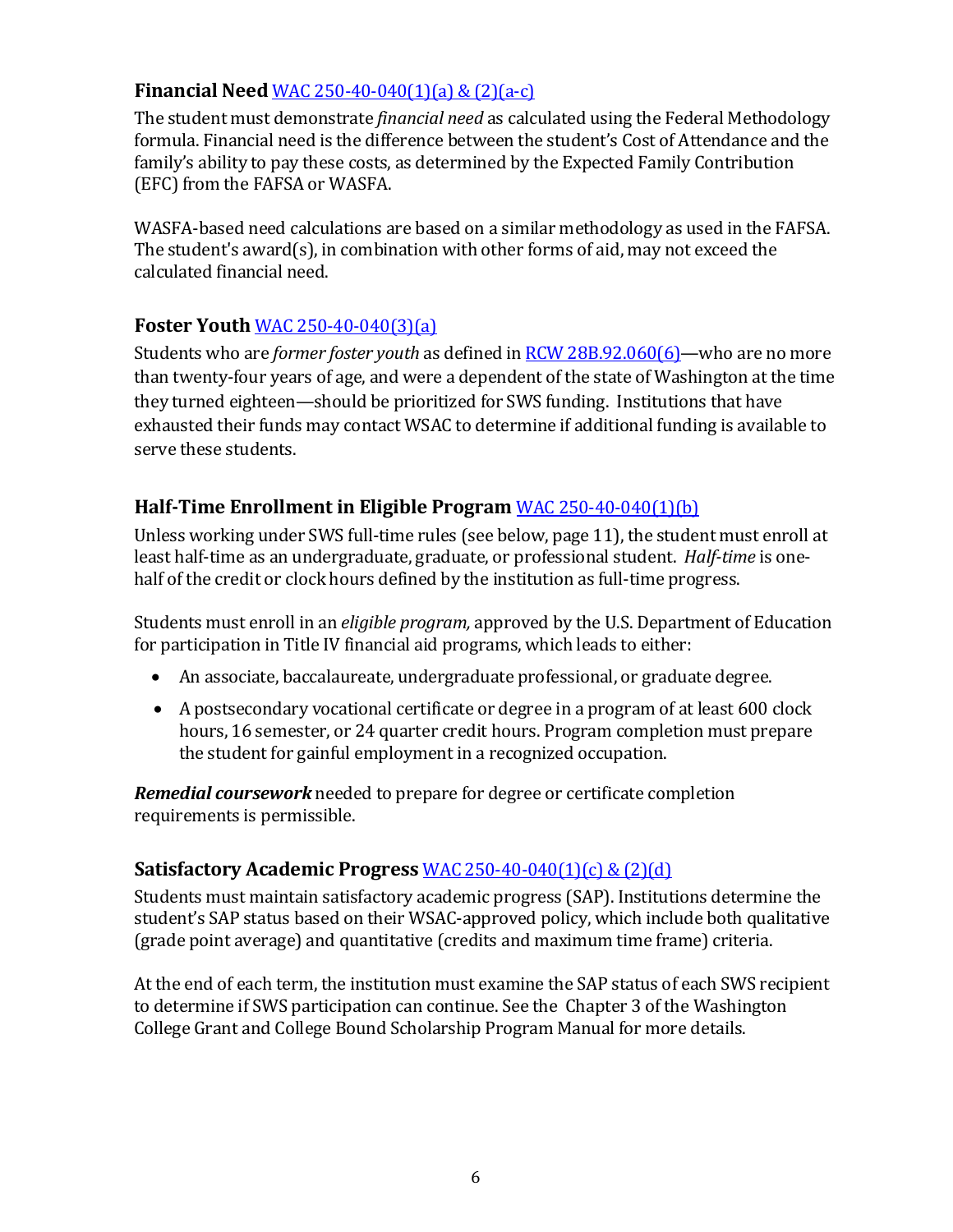### Financial Need WAC 250-40-040(1)(a) & (2)(a-c)

The student must demonstrate *financial need* as calculated using the Federal Methodology formula. Financial need is the difference between the student's Cost of Attendance and the family's ability to pay these costs, as determined by the Expected Family Contribution (EFC) from the FAFSA or WASFA.

WASFA-based need calculations are based on a similar methodology as used in the FAFSA. The student's award(s), in combination with other forms of aid, may not exceed the calculated financial need.

### Foster Youth WAC 250-40-040(3)(a)

Students who are *former foster youth* as defined in RCW 28B.92.060(6)—who are no more than twenty-four years of age, and were a dependent of the state of Washington at the time they turned eighteen—should be prioritized for SWS funding. Institutions that have exhausted their funds may contact WSAC to determine if additional funding is available to serve these students.

### Half-Time Enrollment in Eligible Program WAC 250-40-040(1)(b)

Unless working under SWS full-time rules (see below, page 11), the student must enroll at least half-time as an undergraduate, graduate, or professional student. *Half-time* is one-half of the credit or clock hours defined by the institution as full-time progress.

Students must enroll in an *eligible program,* approved by the U.S. Department of Education for participation in Title IV financial aid programs, which leads to either:

- An associate, baccalaureate, undergraduate professional, or graduate degree.
- A postsecondary vocational certificate or degree in a program of at least 600 clock hours, 16 semester, or 24 quarter credit hours. Program completion must prepare the student for gainful employment in a recognized occupation.

***Remedial coursework*** needed to prepare for degree or certificate completion requirements is permissible.

### Satisfactory Academic Progress WAC 250-40-040(1)(c) & (2)(d)

Students must maintain satisfactory academic progress (SAP). Institutions determine the student's SAP status based on their WSAC-approved policy, which include both qualitative (grade point average) and quantitative (credits and maximum time frame) criteria.

At the end of each term, the institution must examine the SAP status of each SWS recipient to determine if SWS participation can continue. See the Chapter 3 of the Washington College Grant and College Bound Scholarship Program Manual for more details.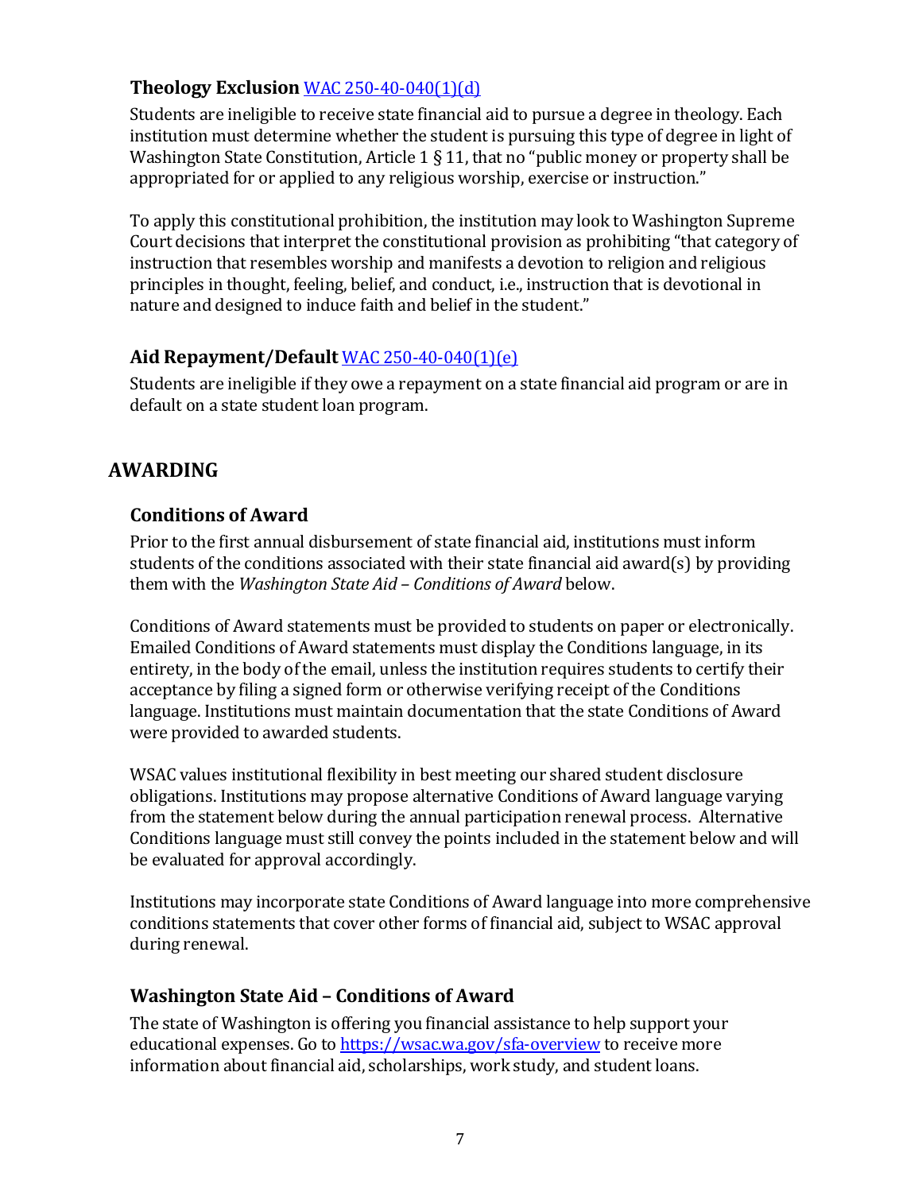### Theology Exclusion [WAC 250-40-040(1)(d)](WAC 250-40-040(1)(d))

Students are ineligible to receive state financial aid to pursue a degree in theology. Each institution must determine whether the student is pursuing this type of degree in light of Washington State Constitution, Article 1 § 11, that no "public money or property shall be appropriated for or applied to any religious worship, exercise or instruction."

To apply this constitutional prohibition, the institution may look to Washington Supreme Court decisions that interpret the constitutional provision as prohibiting "that category of instruction that resembles worship and manifests a devotion to religion and religious principles in thought, feeling, belief, and conduct, i.e., instruction that is devotional in nature and designed to induce faith and belief in the student."

### Aid Repayment/Default [WAC 250-40-040(1)(e)](WAC 250-40-040(1)(e))

Students are ineligible if they owe a repayment on a state financial aid program or are in default on a state student loan program.

## AWARDING

### Conditions of Award

Prior to the first annual disbursement of state financial aid, institutions must inform students of the conditions associated with their state financial aid award(s) by providing them with the *Washington State Aid – Conditions of Award* below.

Conditions of Award statements must be provided to students on paper or electronically. Emailed Conditions of Award statements must display the Conditions language, in its entirety, in the body of the email, unless the institution requires students to certify their acceptance by filing a signed form or otherwise verifying receipt of the Conditions language. Institutions must maintain documentation that the state Conditions of Award were provided to awarded students.

WSAC values institutional flexibility in best meeting our shared student disclosure obligations. Institutions may propose alternative Conditions of Award language varying from the statement below during the annual participation renewal process. Alternative Conditions language must still convey the points included in the statement below and will be evaluated for approval accordingly.

Institutions may incorporate state Conditions of Award language into more comprehensive conditions statements that cover other forms of financial aid, subject to WSAC approval during renewal.

### Washington State Aid – Conditions of Award

The state of Washington is offering you financial assistance to help support your educational expenses. Go to [https://wsac.wa.gov/sfa-overview](https://wsac.wa.gov/sfa-overview) to receive more information about financial aid, scholarships, work study, and student loans.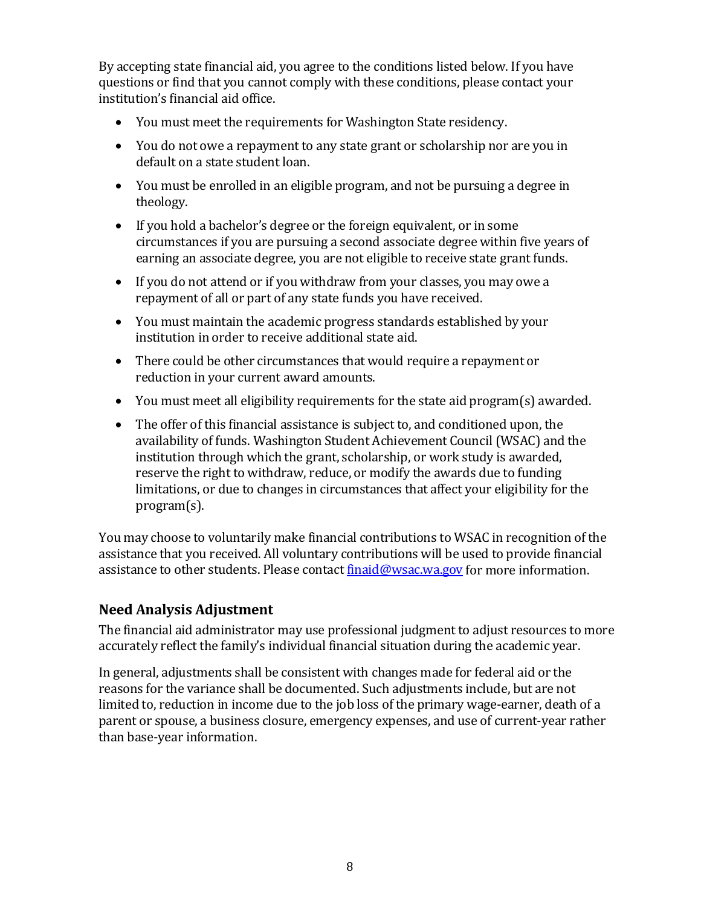By accepting state financial aid, you agree to the conditions listed below. If you have questions or find that you cannot comply with these conditions, please contact your institution's financial aid office.

- You must meet the requirements for Washington State residency.
- You do not owe a repayment to any state grant or scholarship nor are you in default on a state student loan.
- You must be enrolled in an eligible program, and not be pursuing a degree in theology.
- If you hold a bachelor's degree or the foreign equivalent, or in some circumstances if you are pursuing a second associate degree within five years of earning an associate degree, you are not eligible to receive state grant funds.
- If you do not attend or if you withdraw from your classes, you may owe a repayment of all or part of any state funds you have received.
- You must maintain the academic progress standards established by your institution in order to receive additional state aid.
- There could be other circumstances that would require a repayment or reduction in your current award amounts.
- You must meet all eligibility requirements for the state aid program(s) awarded.
- The offer of this financial assistance is subject to, and conditioned upon, the availability of funds. Washington Student Achievement Council (WSAC) and the institution through which the grant, scholarship, or work study is awarded, reserve the right to withdraw, reduce, or modify the awards due to funding limitations, or due to changes in circumstances that affect your eligibility for the program(s).

You may choose to voluntarily make financial contributions to WSAC in recognition of the assistance that you received. All voluntary contributions will be used to provide financial assistance to other students. Please contact [finaid@wsac.wa.gov](mailto:finaid@wsac.wa.gov) for more information.

## Need Analysis Adjustment

The financial aid administrator may use professional judgment to adjust resources to more accurately reflect the family's individual financial situation during the academic year.

In general, adjustments shall be consistent with changes made for federal aid or the reasons for the variance shall be documented. Such adjustments include, but are not limited to, reduction in income due to the job loss of the primary wage-earner, death of a parent or spouse, a business closure, emergency expenses, and use of current-year rather than base-year information.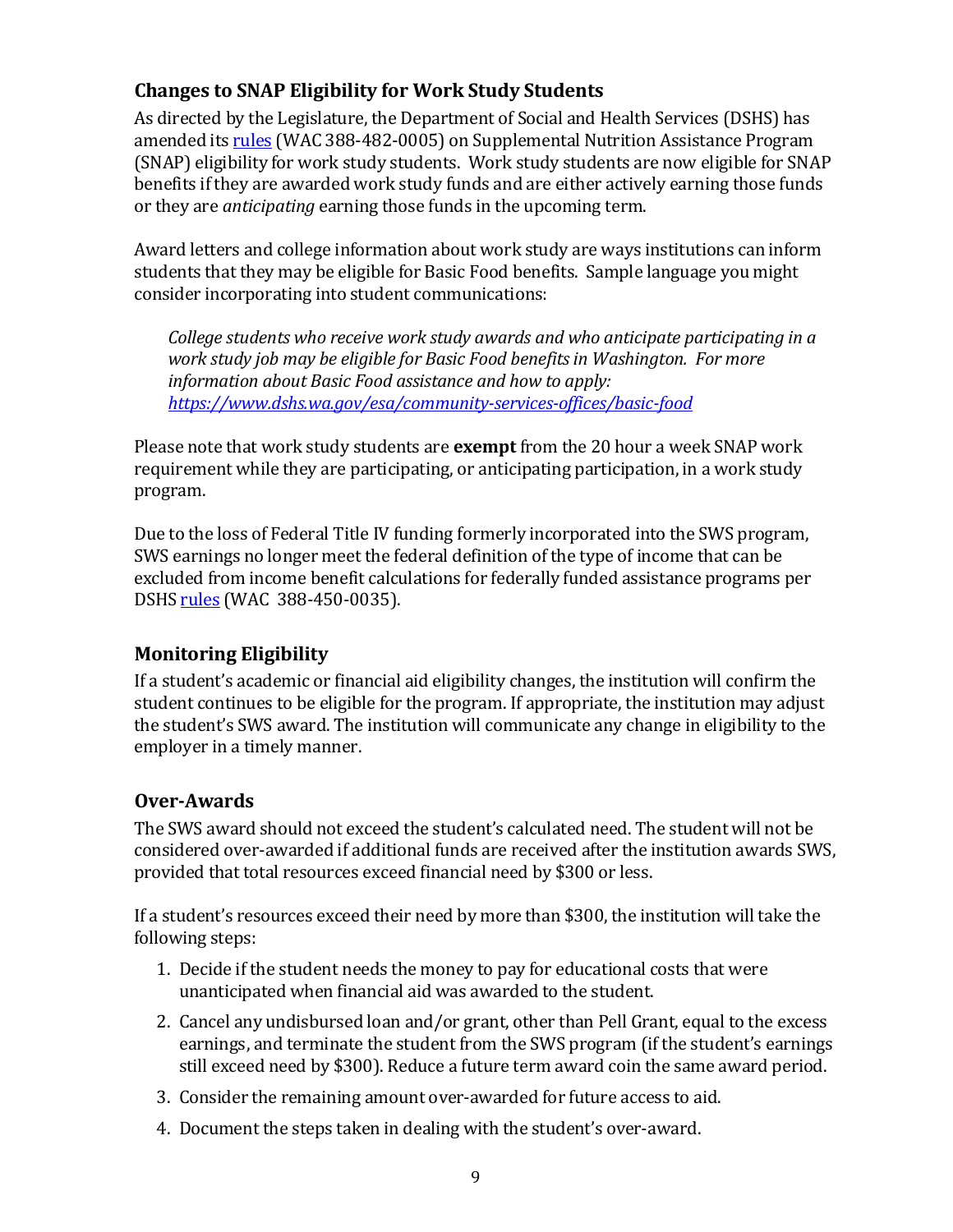## Changes to SNAP Eligibility for Work Study Students

As directed by the Legislature, the Department of Social and Health Services (DSHS) has amended its [rules](#) (WAC 388-482-0005) on Supplemental Nutrition Assistance Program (SNAP) eligibility for work study students. Work study students are now eligible for SNAP benefits if they are awarded work study funds and are either actively earning those funds or they are *anticipating* earning those funds in the upcoming term.

Award letters and college information about work study are ways institutions can inform students that they may be eligible for Basic Food benefits. Sample language you might consider incorporating into student communications:

> *College students who receive work study awards and who anticipate participating in a work study job may be eligible for Basic Food benefits in Washington. For more information about Basic Food assistance and how to apply: [https://www.dshs.wa.gov/esa/community-services-offices/basic-food](https://www.dshs.wa.gov/esa/community-services-offices/basic-food)*

Please note that work study students are **exempt** from the 20 hour a week SNAP work requirement while they are participating, or anticipating participation, in a work study program.

Due to the loss of Federal Title IV funding formerly incorporated into the SWS program, SWS earnings no longer meet the federal definition of the type of income that can be excluded from income benefit calculations for federally funded assistance programs per DSHS [rules](#) (WAC 388-450-0035).

## Monitoring Eligibility

If a student's academic or financial aid eligibility changes, the institution will confirm the student continues to be eligible for the program. If appropriate, the institution may adjust the student's SWS award. The institution will communicate any change in eligibility to the employer in a timely manner.

## Over-Awards

The SWS award should not exceed the student's calculated need. The student will not be considered over-awarded if additional funds are received after the institution awards SWS, provided that total resources exceed financial need by $300 or less.

If a student's resources exceed their need by more than $300, the institution will take the following steps:

1. Decide if the student needs the money to pay for educational costs that were unanticipated when financial aid was awarded to the student.
2. Cancel any undisbursed loan and/or grant, other than Pell Grant, equal to the excess earnings, and terminate the student from the SWS program (if the student's earnings still exceed need by $300). Reduce a future term award coin the same award period.
3. Consider the remaining amount over-awarded for future access to aid.
4. Document the steps taken in dealing with the student's over-award.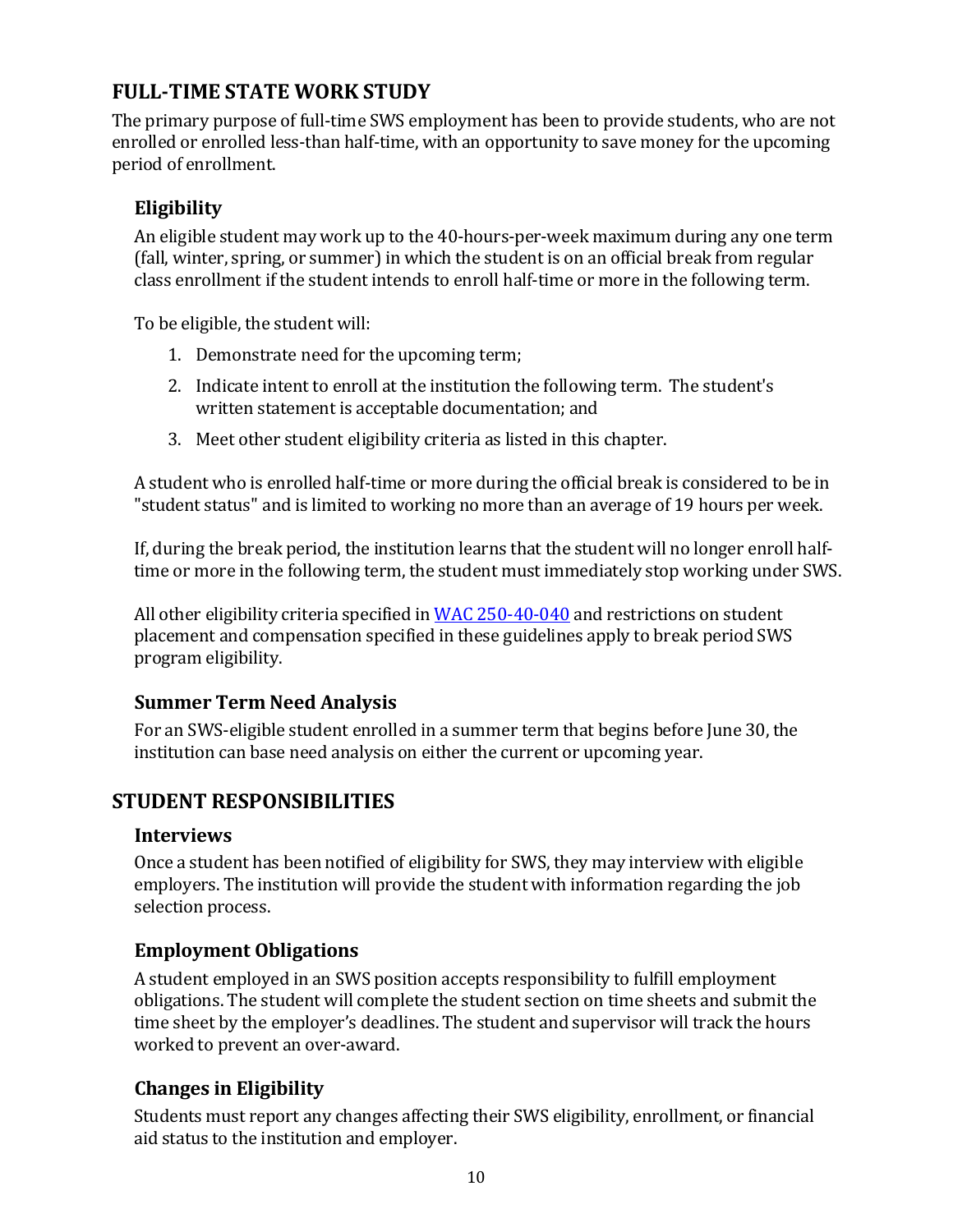## FULL-TIME STATE WORK STUDY

The primary purpose of full-time SWS employment has been to provide students, who are not enrolled or enrolled less-than half-time, with an opportunity to save money for the upcoming period of enrollment.

### Eligibility

An eligible student may work up to the 40-hours-per-week maximum during any one term (fall, winter, spring, or summer) in which the student is on an official break from regular class enrollment if the student intends to enroll half-time or more in the following term.

To be eligible, the student will:

1. Demonstrate need for the upcoming term;
2. Indicate intent to enroll at the institution the following term. The student's written statement is acceptable documentation; and
3. Meet other student eligibility criteria as listed in this chapter.

A student who is enrolled half-time or more during the official break is considered to be in "student status" and is limited to working no more than an average of 19 hours per week.

If, during the break period, the institution learns that the student will no longer enroll half-time or more in the following term, the student must immediately stop working under SWS.

All other eligibility criteria specified in [WAC 250-40-040] and restrictions on student placement and compensation specified in these guidelines apply to break period SWS program eligibility.

### Summer Term Need Analysis

For an SWS-eligible student enrolled in a summer term that begins before June 30, the institution can base need analysis on either the current or upcoming year.

## STUDENT RESPONSIBILITIES

### Interviews

Once a student has been notified of eligibility for SWS, they may interview with eligible employers. The institution will provide the student with information regarding the job selection process.

### Employment Obligations

A student employed in an SWS position accepts responsibility to fulfill employment obligations. The student will complete the student section on time sheets and submit the time sheet by the employer's deadlines. The student and supervisor will track the hours worked to prevent an over-award.

### Changes in Eligibility

Students must report any changes affecting their SWS eligibility, enrollment, or financial aid status to the institution and employer.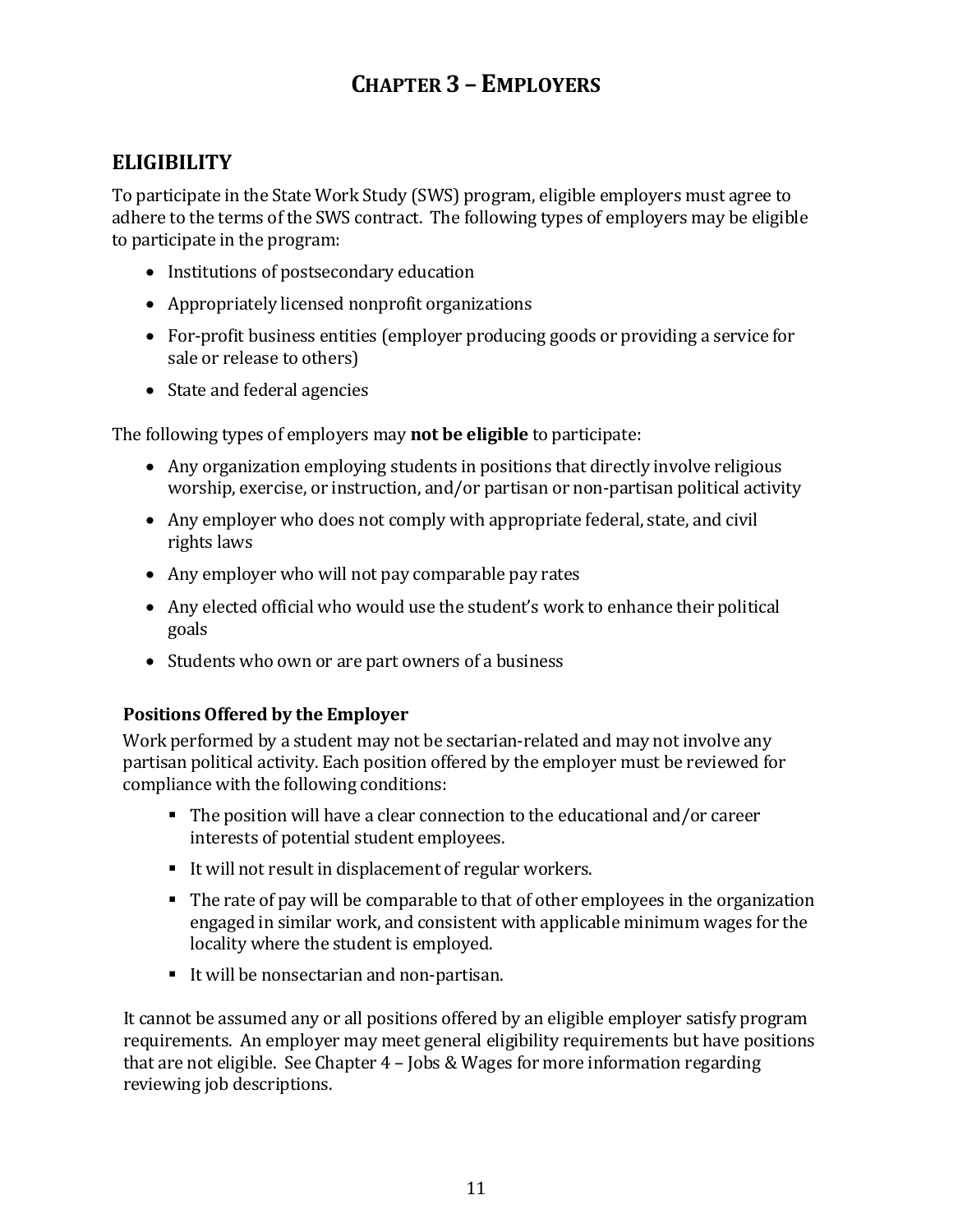# CHAPTER 3 – EMPLOYERS

## ELIGIBILITY

To participate in the State Work Study (SWS) program, eligible employers must agree to adhere to the terms of the SWS contract. The following types of employers may be eligible to participate in the program:

- Institutions of postsecondary education
- Appropriately licensed nonprofit organizations
- For-profit business entities (employer producing goods or providing a service for sale or release to others)
- State and federal agencies

The following types of employers may **not be eligible** to participate:

- Any organization employing students in positions that directly involve religious worship, exercise, or instruction, and/or partisan or non-partisan political activity
- Any employer who does not comply with appropriate federal, state, and civil rights laws
- Any employer who will not pay comparable pay rates
- Any elected official who would use the student's work to enhance their political goals
- Students who own or are part owners of a business

### Positions Offered by the Employer

Work performed by a student may not be sectarian-related and may not involve any partisan political activity. Each position offered by the employer must be reviewed for compliance with the following conditions:

- The position will have a clear connection to the educational and/or career interests of potential student employees.
- It will not result in displacement of regular workers.
- The rate of pay will be comparable to that of other employees in the organization engaged in similar work, and consistent with applicable minimum wages for the locality where the student is employed.
- It will be nonsectarian and non-partisan.

It cannot be assumed any or all positions offered by an eligible employer satisfy program requirements. An employer may meet general eligibility requirements but have positions that are not eligible. See Chapter 4 – Jobs & Wages for more information regarding reviewing job descriptions.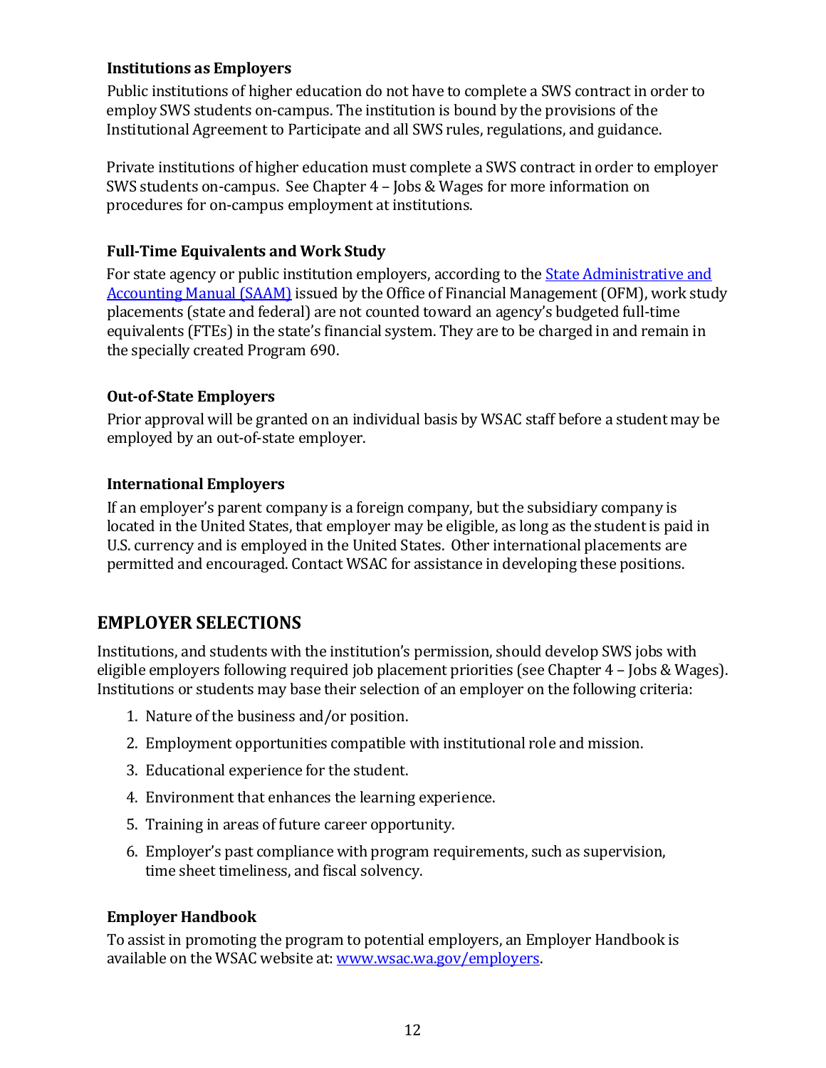### Institutions as Employers

Public institutions of higher education do not have to complete a SWS contract in order to employ SWS students on-campus. The institution is bound by the provisions of the Institutional Agreement to Participate and all SWS rules, regulations, and guidance.

Private institutions of higher education must complete a SWS contract in order to employer SWS students on-campus. See Chapter 4 – Jobs & Wages for more information on procedures for on-campus employment at institutions.

### Full-Time Equivalents and Work Study

For state agency or public institution employers, according to the [State Administrative and Accounting Manual (SAAM)](State Administrative and Accounting Manual (SAAM)) issued by the Office of Financial Management (OFM), work study placements (state and federal) are not counted toward an agency's budgeted full-time equivalents (FTEs) in the state's financial system. They are to be charged in and remain in the specially created Program 690.

### Out-of-State Employers

Prior approval will be granted on an individual basis by WSAC staff before a student may be employed by an out-of-state employer.

### International Employers

If an employer's parent company is a foreign company, but the subsidiary company is located in the United States, that employer may be eligible, as long as the student is paid in U.S. currency and is employed in the United States. Other international placements are permitted and encouraged. Contact WSAC for assistance in developing these positions.

## EMPLOYER SELECTIONS

Institutions, and students with the institution's permission, should develop SWS jobs with eligible employers following required job placement priorities (see Chapter 4 – Jobs & Wages). Institutions or students may base their selection of an employer on the following criteria:

1. Nature of the business and/or position.
2. Employment opportunities compatible with institutional role and mission.
3. Educational experience for the student.
4. Environment that enhances the learning experience.
5. Training in areas of future career opportunity.
6. Employer's past compliance with program requirements, such as supervision, time sheet timeliness, and fiscal solvency.

### Employer Handbook

To assist in promoting the program to potential employers, an Employer Handbook is available on the WSAC website at: [www.wsac.wa.gov/employers](www.wsac.wa.gov/employers).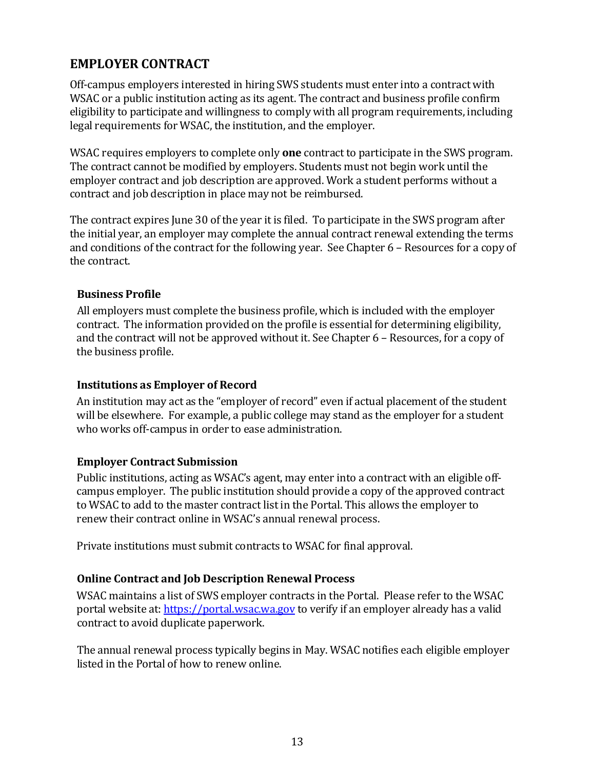## EMPLOYER CONTRACT

Off-campus employers interested in hiring SWS students must enter into a contract with WSAC or a public institution acting as its agent. The contract and business profile confirm eligibility to participate and willingness to comply with all program requirements, including legal requirements for WSAC, the institution, and the employer.

WSAC requires employers to complete only **one** contract to participate in the SWS program. The contract cannot be modified by employers. Students must not begin work until the employer contract and job description are approved. Work a student performs without a contract and job description in place may not be reimbursed.

The contract expires June 30 of the year it is filed. To participate in the SWS program after the initial year, an employer may complete the annual contract renewal extending the terms and conditions of the contract for the following year. See Chapter 6 – Resources for a copy of the contract.

### Business Profile

All employers must complete the business profile, which is included with the employer contract. The information provided on the profile is essential for determining eligibility, and the contract will not be approved without it. See Chapter 6 – Resources, for a copy of the business profile.

### Institutions as Employer of Record

An institution may act as the "employer of record" even if actual placement of the student will be elsewhere. For example, a public college may stand as the employer for a student who works off-campus in order to ease administration.

### Employer Contract Submission

Public institutions, acting as WSAC's agent, may enter into a contract with an eligible off-campus employer. The public institution should provide a copy of the approved contract to WSAC to add to the master contract list in the Portal. This allows the employer to renew their contract online in WSAC's annual renewal process.

Private institutions must submit contracts to WSAC for final approval.

### Online Contract and Job Description Renewal Process

WSAC maintains a list of SWS employer contracts in the Portal. Please refer to the WSAC portal website at: [https://portal.wsac.wa.gov](https://portal.wsac.wa.gov) to verify if an employer already has a valid contract to avoid duplicate paperwork.

The annual renewal process typically begins in May. WSAC notifies each eligible employer listed in the Portal of how to renew online.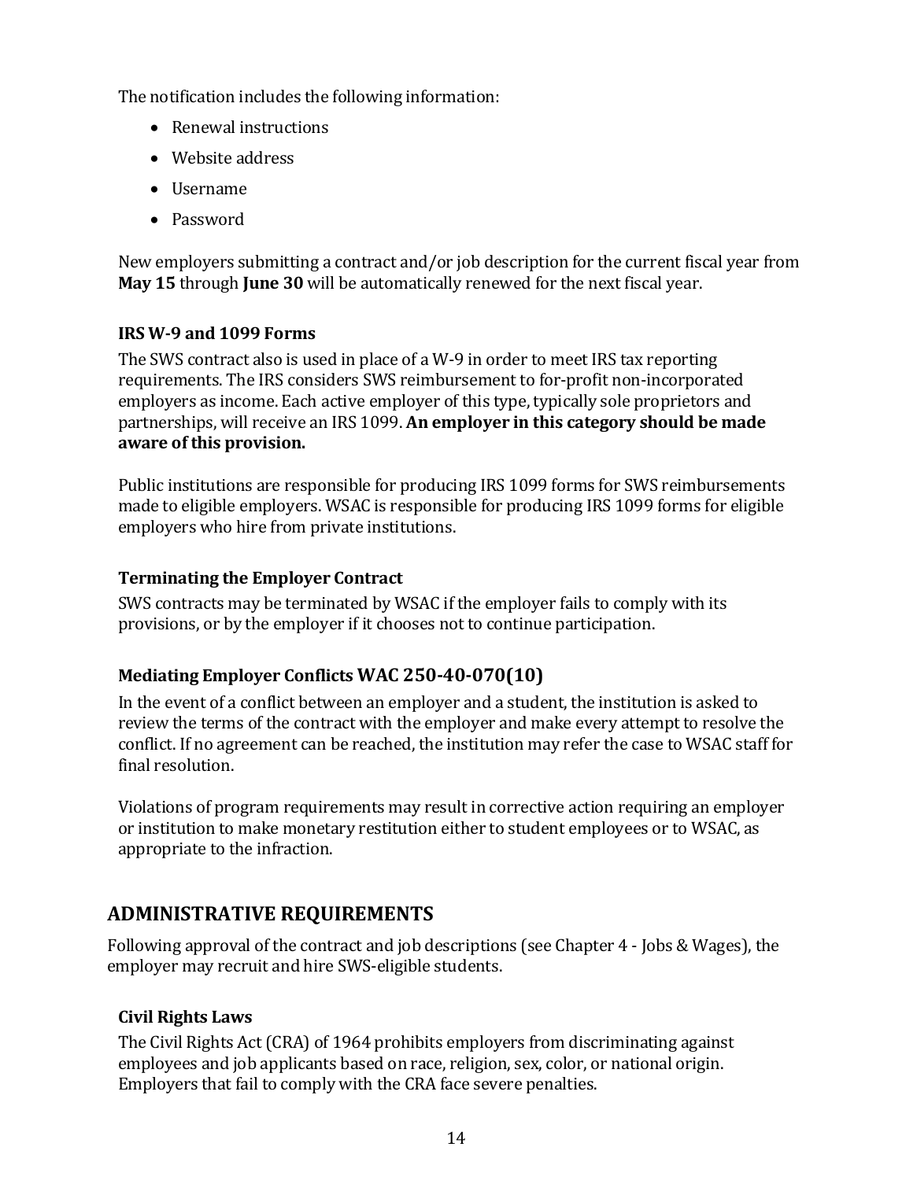The notification includes the following information:

- Renewal instructions
- Website address
- Username
- Password

New employers submitting a contract and/or job description for the current fiscal year from **May 15** through **June 30** will be automatically renewed for the next fiscal year.

### IRS W-9 and 1099 Forms

The SWS contract also is used in place of a W-9 in order to meet IRS tax reporting requirements. The IRS considers SWS reimbursement to for-profit non-incorporated employers as income. Each active employer of this type, typically sole proprietors and partnerships, will receive an IRS 1099. **An employer in this category should be made aware of this provision.**

Public institutions are responsible for producing IRS 1099 forms for SWS reimbursements made to eligible employers. WSAC is responsible for producing IRS 1099 forms for eligible employers who hire from private institutions.

### Terminating the Employer Contract

SWS contracts may be terminated by WSAC if the employer fails to comply with its provisions, or by the employer if it chooses not to continue participation.

### Mediating Employer Conflicts WAC 250-40-070(10)

In the event of a conflict between an employer and a student, the institution is asked to review the terms of the contract with the employer and make every attempt to resolve the conflict. If no agreement can be reached, the institution may refer the case to WSAC staff for final resolution.

Violations of program requirements may result in corrective action requiring an employer or institution to make monetary restitution either to student employees or to WSAC, as appropriate to the infraction.

## ADMINISTRATIVE REQUIREMENTS

Following approval of the contract and job descriptions (see Chapter 4 - Jobs & Wages), the employer may recruit and hire SWS-eligible students.

### Civil Rights Laws

The Civil Rights Act (CRA) of 1964 prohibits employers from discriminating against employees and job applicants based on race, religion, sex, color, or national origin. Employers that fail to comply with the CRA face severe penalties.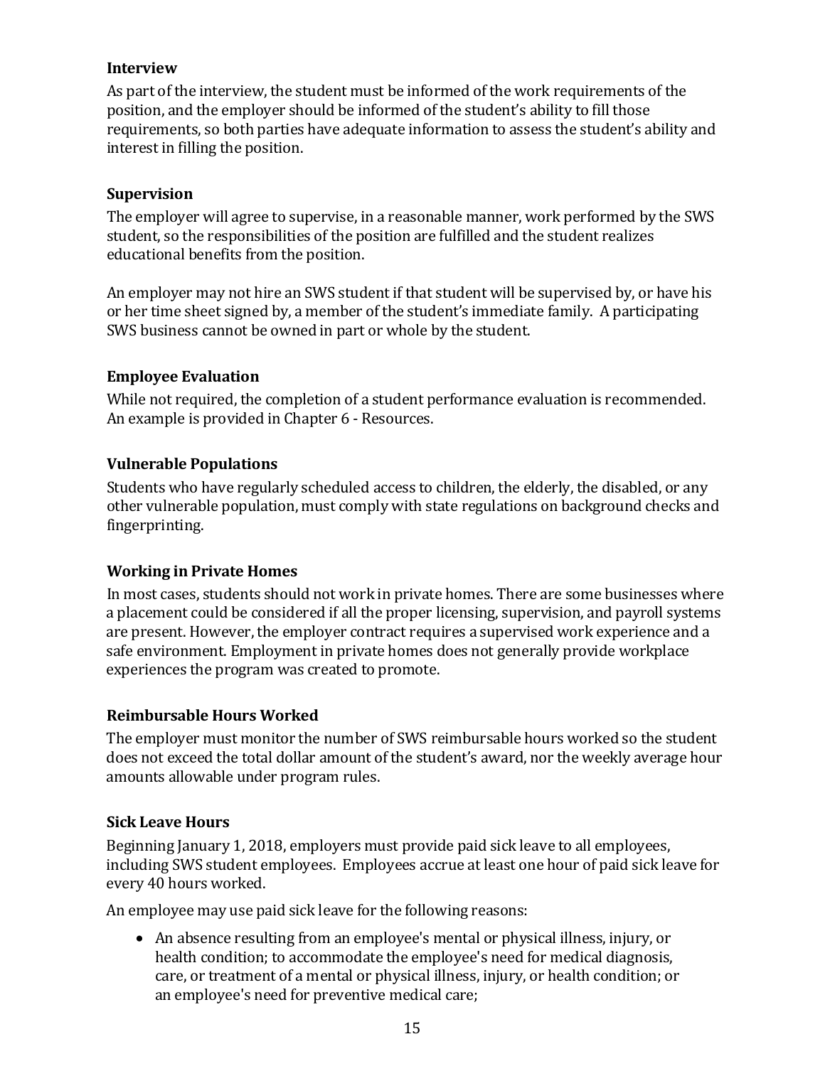### Interview

As part of the interview, the student must be informed of the work requirements of the position, and the employer should be informed of the student's ability to fill those requirements, so both parties have adequate information to assess the student's ability and interest in filling the position.

### Supervision

The employer will agree to supervise, in a reasonable manner, work performed by the SWS student, so the responsibilities of the position are fulfilled and the student realizes educational benefits from the position.

An employer may not hire an SWS student if that student will be supervised by, or have his or her time sheet signed by, a member of the student's immediate family. A participating SWS business cannot be owned in part or whole by the student.

### Employee Evaluation

While not required, the completion of a student performance evaluation is recommended. An example is provided in Chapter 6 - Resources.

### Vulnerable Populations

Students who have regularly scheduled access to children, the elderly, the disabled, or any other vulnerable population, must comply with state regulations on background checks and fingerprinting.

### Working in Private Homes

In most cases, students should not work in private homes. There are some businesses where a placement could be considered if all the proper licensing, supervision, and payroll systems are present. However, the employer contract requires a supervised work experience and a safe environment. Employment in private homes does not generally provide workplace experiences the program was created to promote.

### Reimbursable Hours Worked

The employer must monitor the number of SWS reimbursable hours worked so the student does not exceed the total dollar amount of the student's award, nor the weekly average hour amounts allowable under program rules.

### Sick Leave Hours

Beginning January 1, 2018, employers must provide paid sick leave to all employees, including SWS student employees. Employees accrue at least one hour of paid sick leave for every 40 hours worked.

An employee may use paid sick leave for the following reasons:

- An absence resulting from an employee's mental or physical illness, injury, or health condition; to accommodate the employee's need for medical diagnosis, care, or treatment of a mental or physical illness, injury, or health condition; or an employee's need for preventive medical care;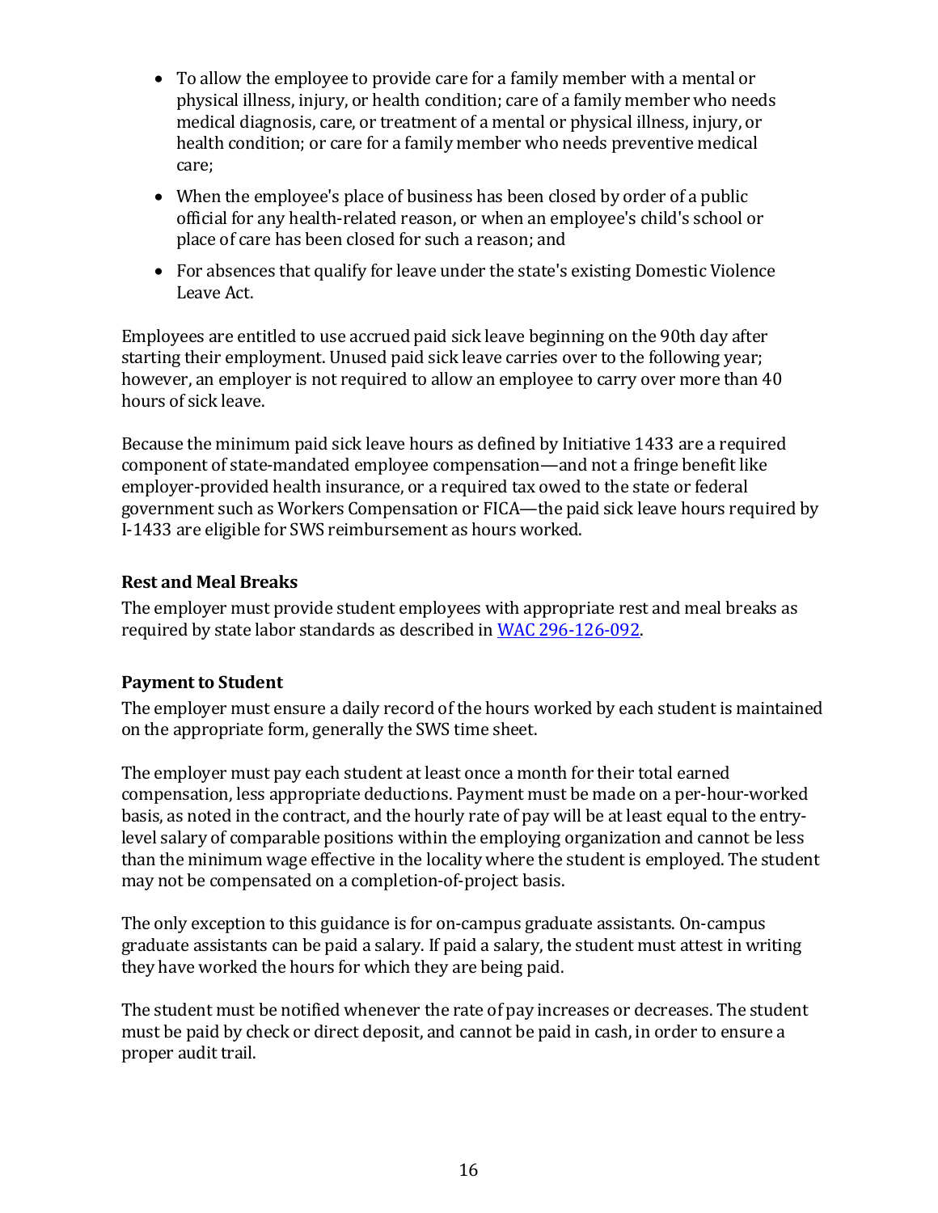- To allow the employee to provide care for a family member with a mental or physical illness, injury, or health condition; care of a family member who needs medical diagnosis, care, or treatment of a mental or physical illness, injury, or health condition; or care for a family member who needs preventive medical care;
- When the employee's place of business has been closed by order of a public official for any health-related reason, or when an employee's child's school or place of care has been closed for such a reason; and
- For absences that qualify for leave under the state's existing Domestic Violence Leave Act.

Employees are entitled to use accrued paid sick leave beginning on the 90th day after starting their employment. Unused paid sick leave carries over to the following year; however, an employer is not required to allow an employee to carry over more than 40 hours of sick leave.

Because the minimum paid sick leave hours as defined by Initiative 1433 are a required component of state-mandated employee compensation—and not a fringe benefit like employer-provided health insurance, or a required tax owed to the state or federal government such as Workers Compensation or FICA—the paid sick leave hours required by I-1433 are eligible for SWS reimbursement as hours worked.

### Rest and Meal Breaks

The employer must provide student employees with appropriate rest and meal breaks as required by state labor standards as described in WAC 296-126-092.

### Payment to Student

The employer must ensure a daily record of the hours worked by each student is maintained on the appropriate form, generally the SWS time sheet.

The employer must pay each student at least once a month for their total earned compensation, less appropriate deductions. Payment must be made on a per-hour-worked basis, as noted in the contract, and the hourly rate of pay will be at least equal to the entry-level salary of comparable positions within the employing organization and cannot be less than the minimum wage effective in the locality where the student is employed. The student may not be compensated on a completion-of-project basis.

The only exception to this guidance is for on-campus graduate assistants. On-campus graduate assistants can be paid a salary. If paid a salary, the student must attest in writing they have worked the hours for which they are being paid.

The student must be notified whenever the rate of pay increases or decreases. The student must be paid by check or direct deposit, and cannot be paid in cash, in order to ensure a proper audit trail.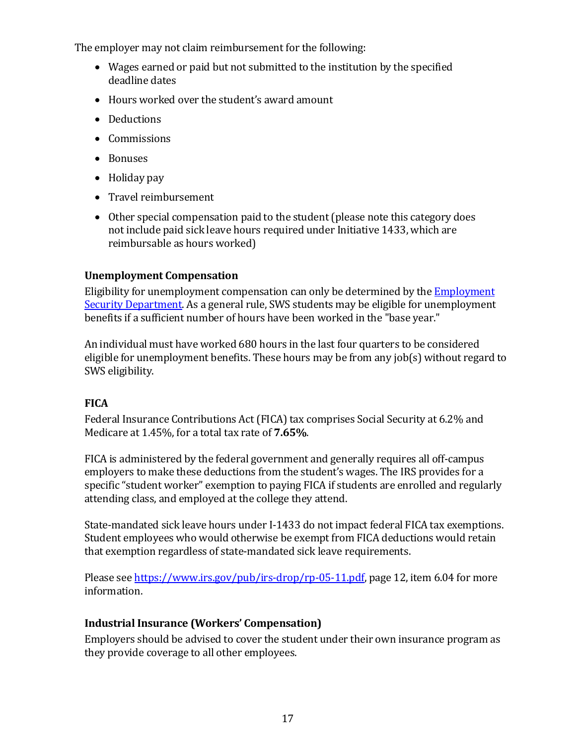The employer may not claim reimbursement for the following:

- Wages earned or paid but not submitted to the institution by the specified deadline dates
- Hours worked over the student's award amount
- Deductions
- Commissions
- Bonuses
- Holiday pay
- Travel reimbursement
- Other special compensation paid to the student (please note this category does not include paid sick leave hours required under Initiative 1433, which are reimbursable as hours worked)

### Unemployment Compensation

Eligibility for unemployment compensation can only be determined by the [Employment Security Department](). As a general rule, SWS students may be eligible for unemployment benefits if a sufficient number of hours have been worked in the "base year."

An individual must have worked 680 hours in the last four quarters to be considered eligible for unemployment benefits. These hours may be from any job(s) without regard to SWS eligibility.

### FICA

Federal Insurance Contributions Act (FICA) tax comprises Social Security at 6.2% and Medicare at 1.45%, for a total tax rate of **7.65%**.

FICA is administered by the federal government and generally requires all off-campus employers to make these deductions from the student's wages. The IRS provides for a specific "student worker" exemption to paying FICA if students are enrolled and regularly attending class, and employed at the college they attend.

State-mandated sick leave hours under I-1433 do not impact federal FICA tax exemptions. Student employees who would otherwise be exempt from FICA deductions would retain that exemption regardless of state-mandated sick leave requirements.

Please see [https://www.irs.gov/pub/irs-drop/rp-05-11.pdf](https://www.irs.gov/pub/irs-drop/rp-05-11.pdf), page 12, item 6.04 for more information.

### Industrial Insurance (Workers' Compensation)

Employers should be advised to cover the student under their own insurance program as they provide coverage to all other employees.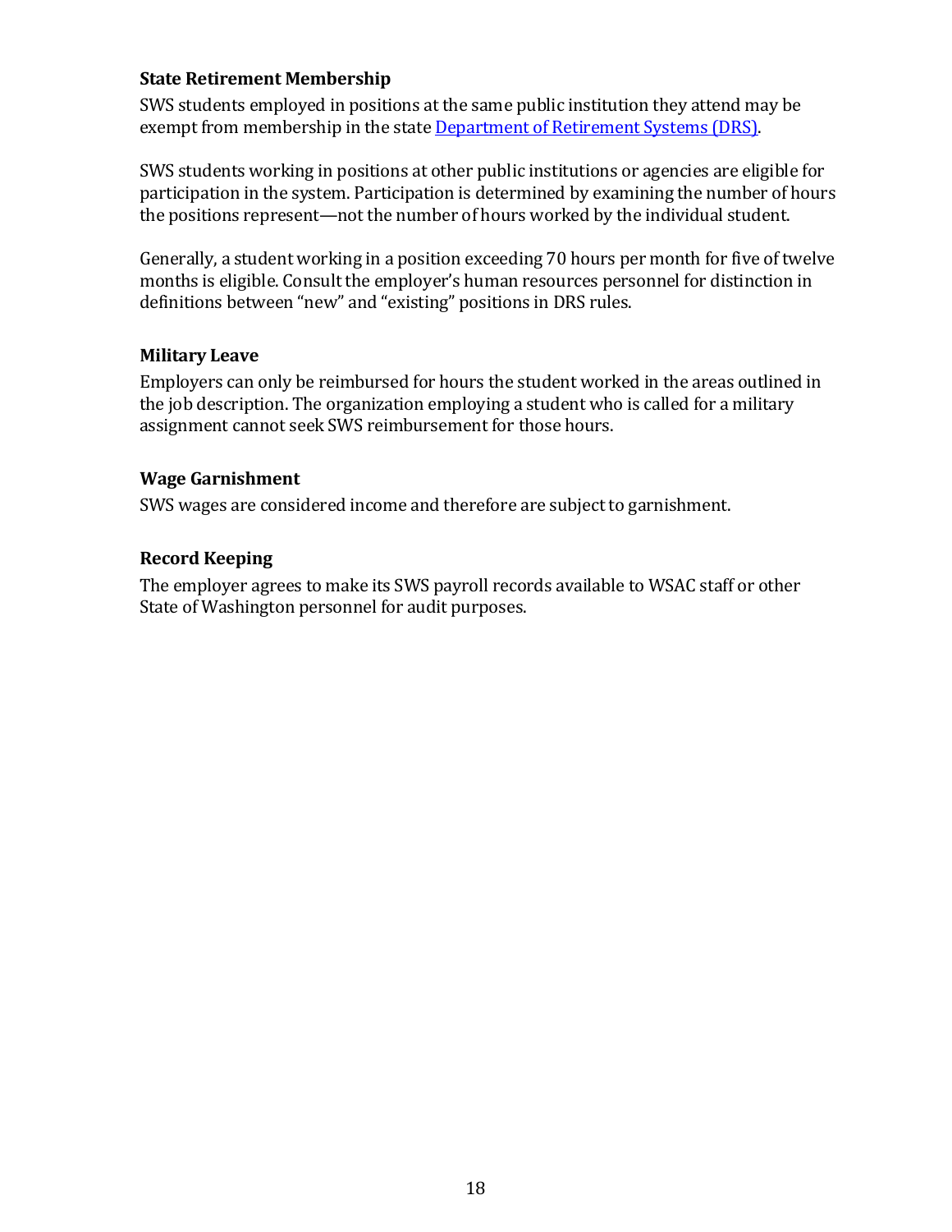### State Retirement Membership

SWS students employed in positions at the same public institution they attend may be exempt from membership in the state [Department of Retirement Systems (DRS)](https://www.drs.wa.gov/).

SWS students working in positions at other public institutions or agencies are eligible for participation in the system. Participation is determined by examining the number of hours the positions represent—not the number of hours worked by the individual student.

Generally, a student working in a position exceeding 70 hours per month for five of twelve months is eligible. Consult the employer's human resources personnel for distinction in definitions between "new" and "existing" positions in DRS rules.

### Military Leave

Employers can only be reimbursed for hours the student worked in the areas outlined in the job description. The organization employing a student who is called for a military assignment cannot seek SWS reimbursement for those hours.

### Wage Garnishment

SWS wages are considered income and therefore are subject to garnishment.

### Record Keeping

The employer agrees to make its SWS payroll records available to WSAC staff or other State of Washington personnel for audit purposes.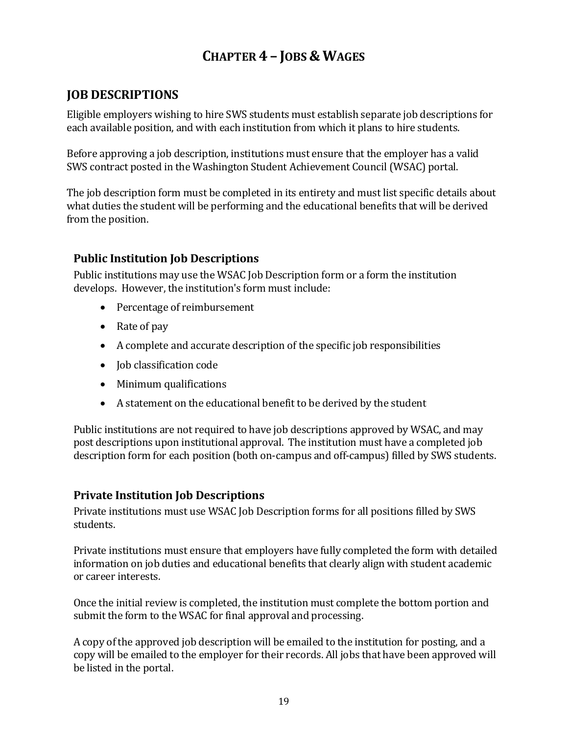# Chapter 4 – Jobs & Wages

## JOB DESCRIPTIONS

Eligible employers wishing to hire SWS students must establish separate job descriptions for each available position, and with each institution from which it plans to hire students.

Before approving a job description, institutions must ensure that the employer has a valid SWS contract posted in the Washington Student Achievement Council (WSAC) portal.

The job description form must be completed in its entirety and must list specific details about what duties the student will be performing and the educational benefits that will be derived from the position.

### Public Institution Job Descriptions

Public institutions may use the WSAC Job Description form or a form the institution develops. However, the institution's form must include:

- Percentage of reimbursement
- Rate of pay
- A complete and accurate description of the specific job responsibilities
- Job classification code
- Minimum qualifications
- A statement on the educational benefit to be derived by the student

Public institutions are not required to have job descriptions approved by WSAC, and may post descriptions upon institutional approval. The institution must have a completed job description form for each position (both on-campus and off-campus) filled by SWS students.

### Private Institution Job Descriptions

Private institutions must use WSAC Job Description forms for all positions filled by SWS students.

Private institutions must ensure that employers have fully completed the form with detailed information on job duties and educational benefits that clearly align with student academic or career interests.

Once the initial review is completed, the institution must complete the bottom portion and submit the form to the WSAC for final approval and processing.

A copy of the approved job description will be emailed to the institution for posting, and a copy will be emailed to the employer for their records. All jobs that have been approved will be listed in the portal.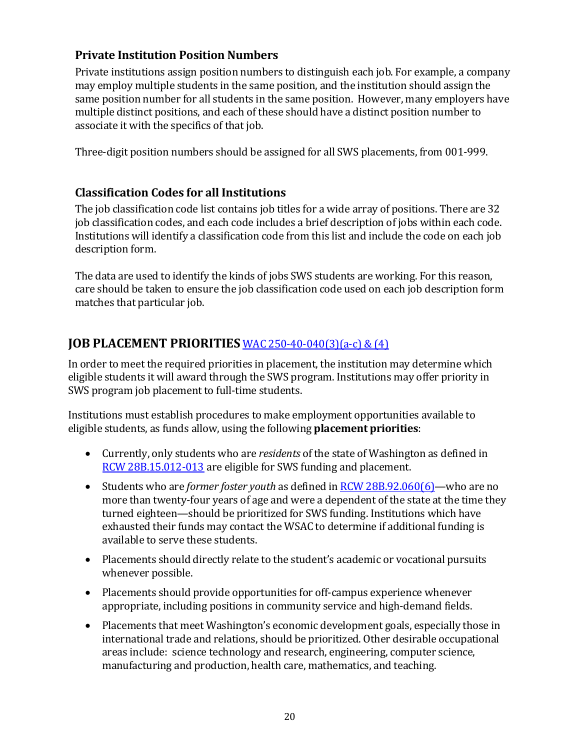### Private Institution Position Numbers

Private institutions assign position numbers to distinguish each job. For example, a company may employ multiple students in the same position, and the institution should assign the same position number for all students in the same position. However, many employers have multiple distinct positions, and each of these should have a distinct position number to associate it with the specifics of that job.

Three-digit position numbers should be assigned for all SWS placements, from 001-999.

### Classification Codes for all Institutions

The job classification code list contains job titles for a wide array of positions. There are 32 job classification codes, and each code includes a brief description of jobs within each code. Institutions will identify a classification code from this list and include the code on each job description form.

The data are used to identify the kinds of jobs SWS students are working. For this reason, care should be taken to ensure the job classification code used on each job description form matches that particular job.

## JOB PLACEMENT PRIORITIES [WAC 250-40-040(3)(a-c) & (4)]

In order to meet the required priorities in placement, the institution may determine which eligible students it will award through the SWS program. Institutions may offer priority in SWS program job placement to full-time students.

Institutions must establish procedures to make employment opportunities available to eligible students, as funds allow, using the following **placement priorities**:

- Currently, only students who are *residents* of the state of Washington as defined in RCW 28B.15.012-013 are eligible for SWS funding and placement.
- Students who are *former foster youth* as defined in RCW 28B.92.060(6)—who are no more than twenty-four years of age and were a dependent of the state at the time they turned eighteen—should be prioritized for SWS funding. Institutions which have exhausted their funds may contact the WSAC to determine if additional funding is available to serve these students.
- Placements should directly relate to the student's academic or vocational pursuits whenever possible.
- Placements should provide opportunities for off-campus experience whenever appropriate, including positions in community service and high-demand fields.
- Placements that meet Washington's economic development goals, especially those in international trade and relations, should be prioritized. Other desirable occupational areas include: science technology and research, engineering, computer science, manufacturing and production, health care, mathematics, and teaching.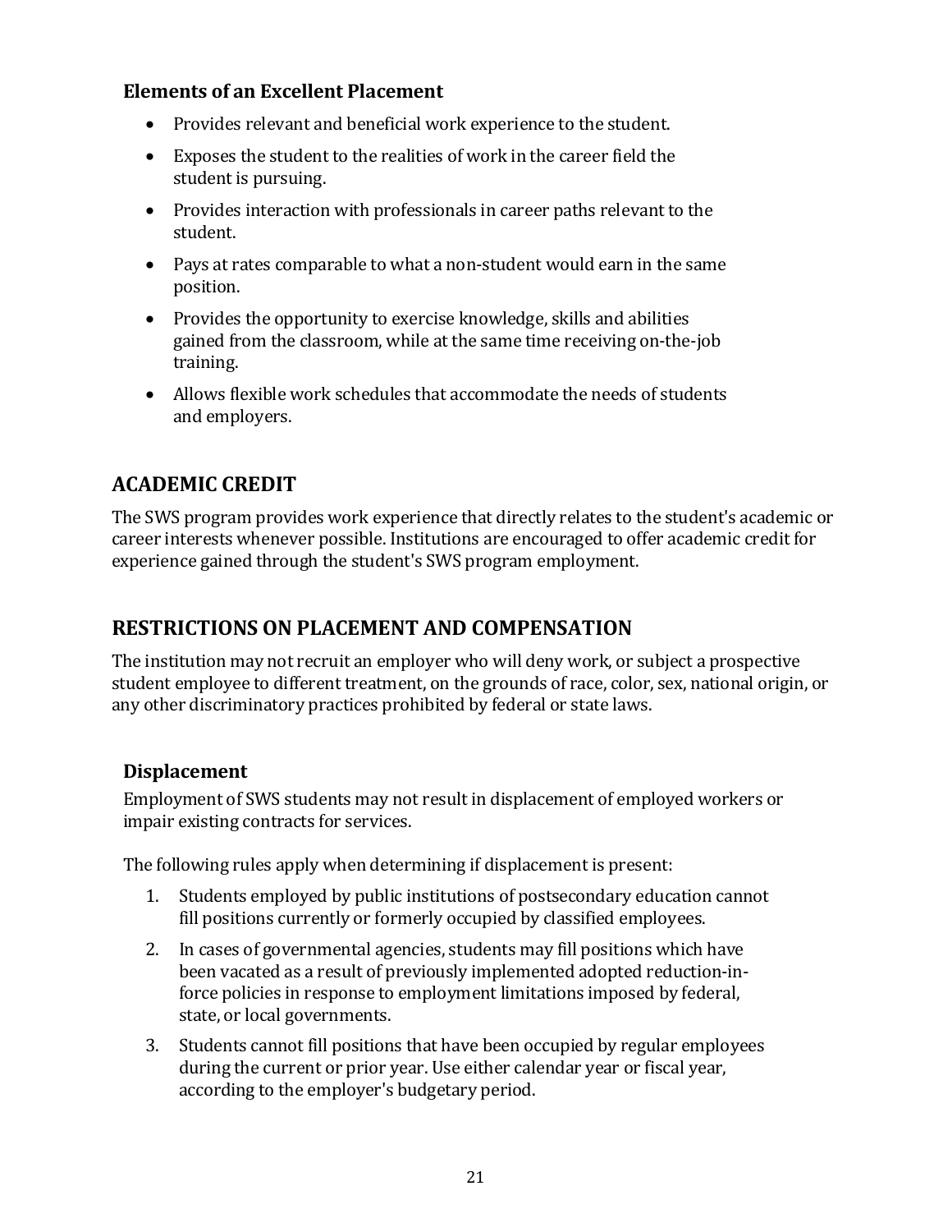### Elements of an Excellent Placement

- Provides relevant and beneficial work experience to the student.
- Exposes the student to the realities of work in the career field the student is pursuing.
- Provides interaction with professionals in career paths relevant to the student.
- Pays at rates comparable to what a non-student would earn in the same position.
- Provides the opportunity to exercise knowledge, skills and abilities gained from the classroom, while at the same time receiving on-the-job training.
- Allows flexible work schedules that accommodate the needs of students and employers.

## ACADEMIC CREDIT

The SWS program provides work experience that directly relates to the student's academic or career interests whenever possible. Institutions are encouraged to offer academic credit for experience gained through the student's SWS program employment.

## RESTRICTIONS ON PLACEMENT AND COMPENSATION

The institution may not recruit an employer who will deny work, or subject a prospective student employee to different treatment, on the grounds of race, color, sex, national origin, or any other discriminatory practices prohibited by federal or state laws.

### Displacement

Employment of SWS students may not result in displacement of employed workers or impair existing contracts for services.

The following rules apply when determining if displacement is present:

1. Students employed by public institutions of postsecondary education cannot fill positions currently or formerly occupied by classified employees.
2. In cases of governmental agencies, students may fill positions which have been vacated as a result of previously implemented adopted reduction-in-force policies in response to employment limitations imposed by federal, state, or local governments.
3. Students cannot fill positions that have been occupied by regular employees during the current or prior year. Use either calendar year or fiscal year, according to the employer's budgetary period.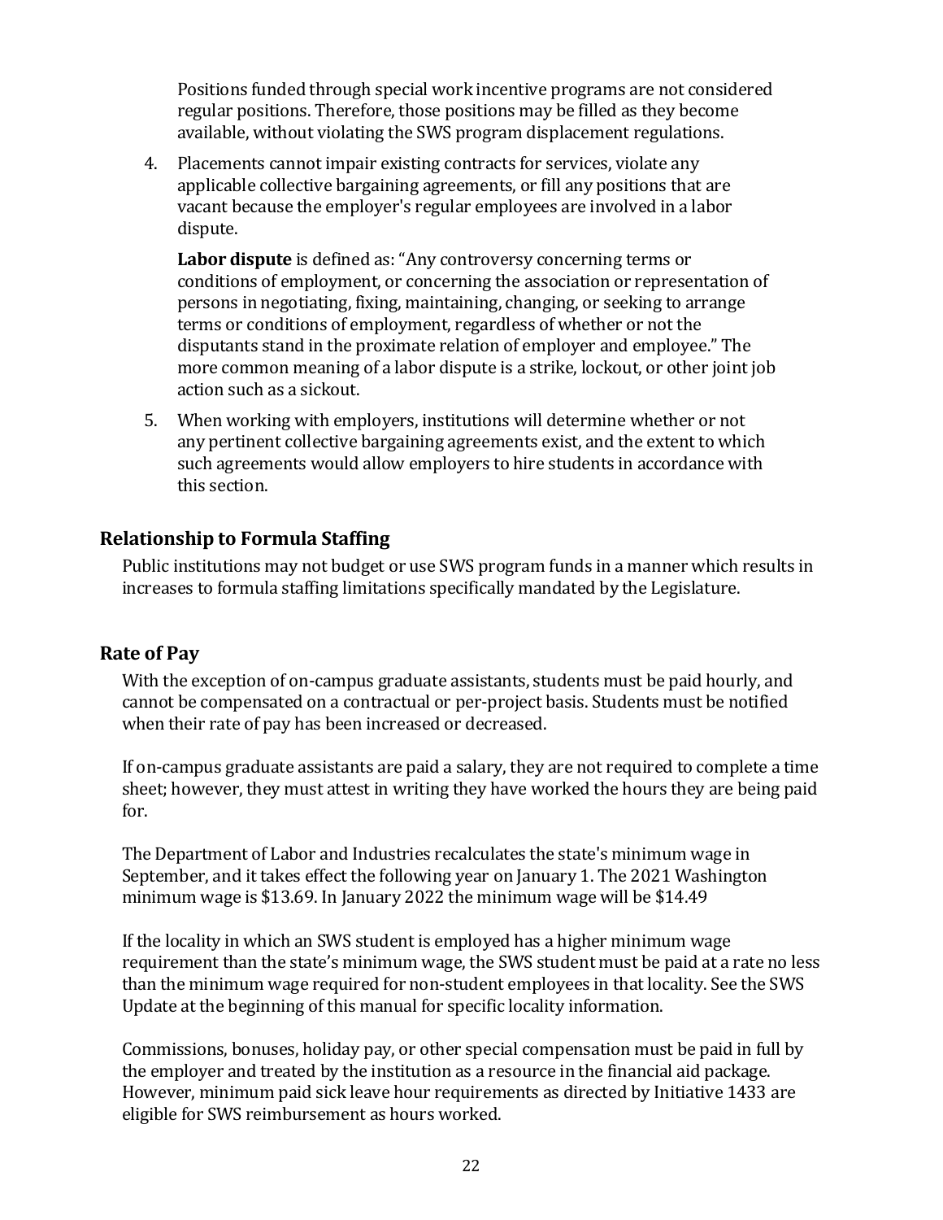Positions funded through special work incentive programs are not considered regular positions. Therefore, those positions may be filled as they become available, without violating the SWS program displacement regulations.

4. Placements cannot impair existing contracts for services, violate any applicable collective bargaining agreements, or fill any positions that are vacant because the employer's regular employees are involved in a labor dispute.

   **Labor dispute** is defined as: "Any controversy concerning terms or conditions of employment, or concerning the association or representation of persons in negotiating, fixing, maintaining, changing, or seeking to arrange terms or conditions of employment, regardless of whether or not the disputants stand in the proximate relation of employer and employee." The more common meaning of a labor dispute is a strike, lockout, or other joint job action such as a sickout.

5. When working with employers, institutions will determine whether or not any pertinent collective bargaining agreements exist, and the extent to which such agreements would allow employers to hire students in accordance with this section.

## Relationship to Formula Staffing

Public institutions may not budget or use SWS program funds in a manner which results in increases to formula staffing limitations specifically mandated by the Legislature.

## Rate of Pay

With the exception of on-campus graduate assistants, students must be paid hourly, and cannot be compensated on a contractual or per-project basis. Students must be notified when their rate of pay has been increased or decreased.

If on-campus graduate assistants are paid a salary, they are not required to complete a time sheet; however, they must attest in writing they have worked the hours they are being paid for.

The Department of Labor and Industries recalculates the state's minimum wage in September, and it takes effect the following year on January 1. The 2021 Washington minimum wage is $13.69. In January 2022 the minimum wage will be $14.49

If the locality in which an SWS student is employed has a higher minimum wage requirement than the state's minimum wage, the SWS student must be paid at a rate no less than the minimum wage required for non-student employees in that locality. See the SWS Update at the beginning of this manual for specific locality information.

Commissions, bonuses, holiday pay, or other special compensation must be paid in full by the employer and treated by the institution as a resource in the financial aid package. However, minimum paid sick leave hour requirements as directed by Initiative 1433 are eligible for SWS reimbursement as hours worked.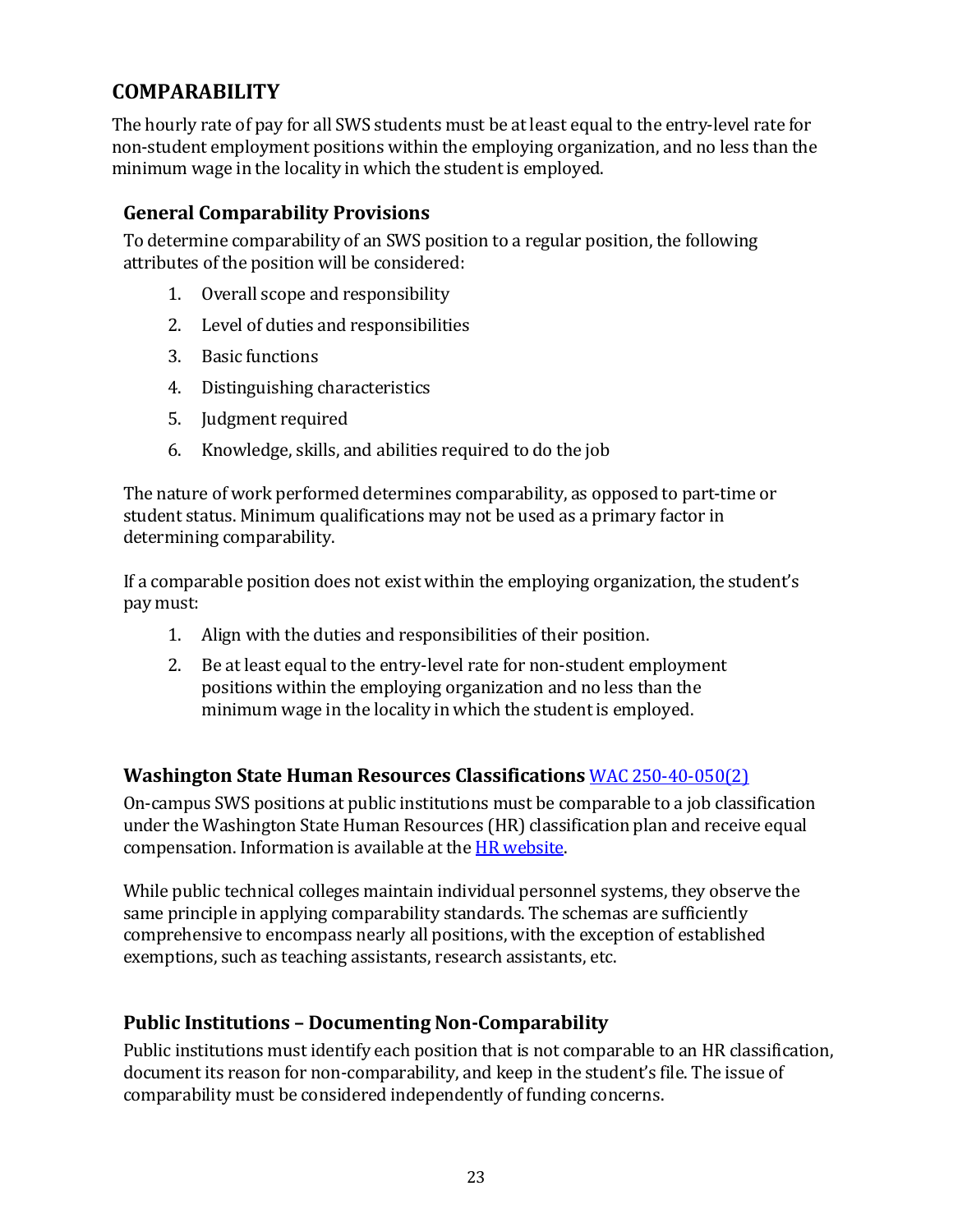## COMPARABILITY

The hourly rate of pay for all SWS students must be at least equal to the entry-level rate for non-student employment positions within the employing organization, and no less than the minimum wage in the locality in which the student is employed.

### General Comparability Provisions

To determine comparability of an SWS position to a regular position, the following attributes of the position will be considered:

1. Overall scope and responsibility
2. Level of duties and responsibilities
3. Basic functions
4. Distinguishing characteristics
5. Judgment required
6. Knowledge, skills, and abilities required to do the job

The nature of work performed determines comparability, as opposed to part-time or student status. Minimum qualifications may not be used as a primary factor in determining comparability.

If a comparable position does not exist within the employing organization, the student's pay must:

1. Align with the duties and responsibilities of their position.
2. Be at least equal to the entry-level rate for non-student employment positions within the employing organization and no less than the minimum wage in the locality in which the student is employed.

### Washington State Human Resources Classifications [WAC 250-40-050(2)]

On-campus SWS positions at public institutions must be comparable to a job classification under the Washington State Human Resources (HR) classification plan and receive equal compensation. Information is available at the [HR website].

While public technical colleges maintain individual personnel systems, they observe the same principle in applying comparability standards. The schemas are sufficiently comprehensive to encompass nearly all positions, with the exception of established exemptions, such as teaching assistants, research assistants, etc.

### Public Institutions – Documenting Non-Comparability

Public institutions must identify each position that is not comparable to an HR classification, document its reason for non-comparability, and keep in the student's file. The issue of comparability must be considered independently of funding concerns.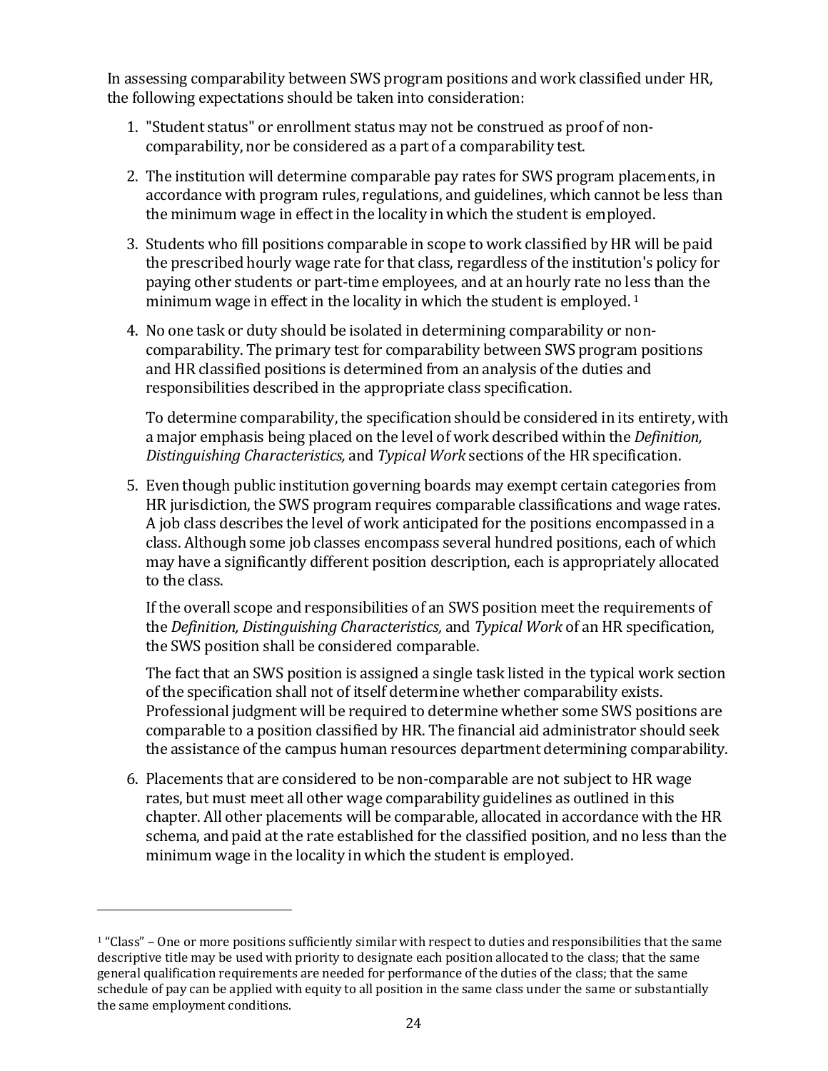In assessing comparability between SWS program positions and work classified under HR, the following expectations should be taken into consideration:

1. "Student status" or enrollment status may not be construed as proof of non-comparability, nor be considered as a part of a comparability test.

2. The institution will determine comparable pay rates for SWS program placements, in accordance with program rules, regulations, and guidelines, which cannot be less than the minimum wage in effect in the locality in which the student is employed.

3. Students who fill positions comparable in scope to work classified by HR will be paid the prescribed hourly wage rate for that class, regardless of the institution's policy for paying other students or part-time employees, and at an hourly rate no less than the minimum wage in effect in the locality in which the student is employed. [1]

4. No one task or duty should be isolated in determining comparability or non-comparability. The primary test for comparability between SWS program positions and HR classified positions is determined from an analysis of the duties and responsibilities described in the appropriate class specification.

   To determine comparability, the specification should be considered in its entirety, with a major emphasis being placed on the level of work described within the *Definition, Distinguishing Characteristics,* and *Typical Work* sections of the HR specification.

5. Even though public institution governing boards may exempt certain categories from HR jurisdiction, the SWS program requires comparable classifications and wage rates. A job class describes the level of work anticipated for the positions encompassed in a class. Although some job classes encompass several hundred positions, each of which may have a significantly different position description, each is appropriately allocated to the class.

   If the overall scope and responsibilities of an SWS position meet the requirements of the *Definition, Distinguishing Characteristics,* and *Typical Work* of an HR specification, the SWS position shall be considered comparable.

   The fact that an SWS position is assigned a single task listed in the typical work section of the specification shall not of itself determine whether comparability exists. Professional judgment will be required to determine whether some SWS positions are comparable to a position classified by HR. The financial aid administrator should seek the assistance of the campus human resources department determining comparability.

6. Placements that are considered to be non-comparable are not subject to HR wage rates, but must meet all other wage comparability guidelines as outlined in this chapter. All other placements will be comparable, allocated in accordance with the HR schema, and paid at the rate established for the classified position, and no less than the minimum wage in the locality in which the student is employed.

---

[1] "Class" – One or more positions sufficiently similar with respect to duties and responsibilities that the same descriptive title may be used with priority to designate each position allocated to the class; that the same general qualification requirements are needed for performance of the duties of the class; that the same schedule of pay can be applied with equity to all position in the same class under the same or substantially the same employment conditions.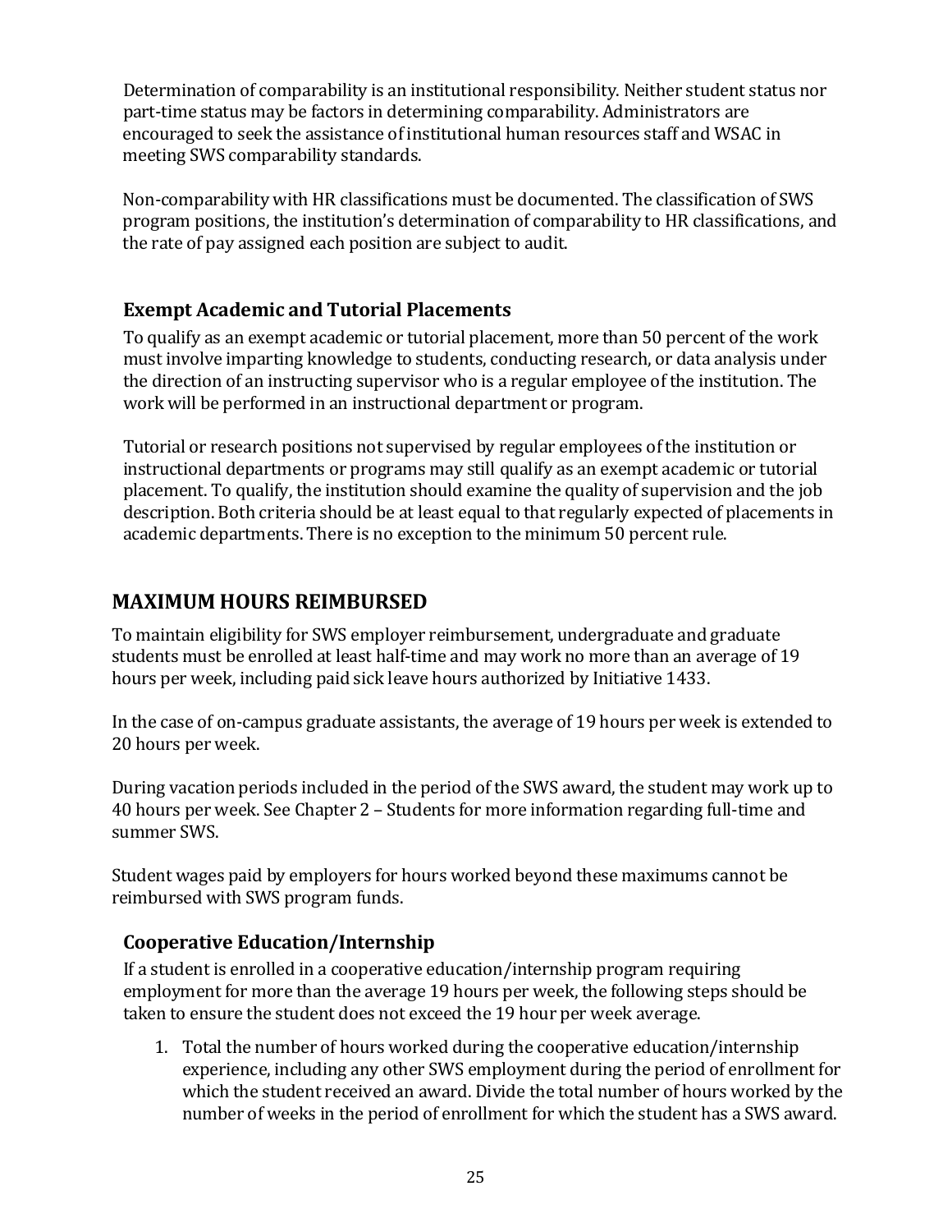Determination of comparability is an institutional responsibility. Neither student status nor part-time status may be factors in determining comparability. Administrators are encouraged to seek the assistance of institutional human resources staff and WSAC in meeting SWS comparability standards.

Non-comparability with HR classifications must be documented. The classification of SWS program positions, the institution's determination of comparability to HR classifications, and the rate of pay assigned each position are subject to audit.

### Exempt Academic and Tutorial Placements

To qualify as an exempt academic or tutorial placement, more than 50 percent of the work must involve imparting knowledge to students, conducting research, or data analysis under the direction of an instructing supervisor who is a regular employee of the institution. The work will be performed in an instructional department or program.

Tutorial or research positions not supervised by regular employees of the institution or instructional departments or programs may still qualify as an exempt academic or tutorial placement. To qualify, the institution should examine the quality of supervision and the job description. Both criteria should be at least equal to that regularly expected of placements in academic departments. There is no exception to the minimum 50 percent rule.

## MAXIMUM HOURS REIMBURSED

To maintain eligibility for SWS employer reimbursement, undergraduate and graduate students must be enrolled at least half-time and may work no more than an average of 19 hours per week, including paid sick leave hours authorized by Initiative 1433.

In the case of on-campus graduate assistants, the average of 19 hours per week is extended to 20 hours per week.

During vacation periods included in the period of the SWS award, the student may work up to 40 hours per week. See Chapter 2 – Students for more information regarding full-time and summer SWS.

Student wages paid by employers for hours worked beyond these maximums cannot be reimbursed with SWS program funds.

### Cooperative Education/Internship

If a student is enrolled in a cooperative education/internship program requiring employment for more than the average 19 hours per week, the following steps should be taken to ensure the student does not exceed the 19 hour per week average.

1. Total the number of hours worked during the cooperative education/internship experience, including any other SWS employment during the period of enrollment for which the student received an award. Divide the total number of hours worked by the number of weeks in the period of enrollment for which the student has a SWS award.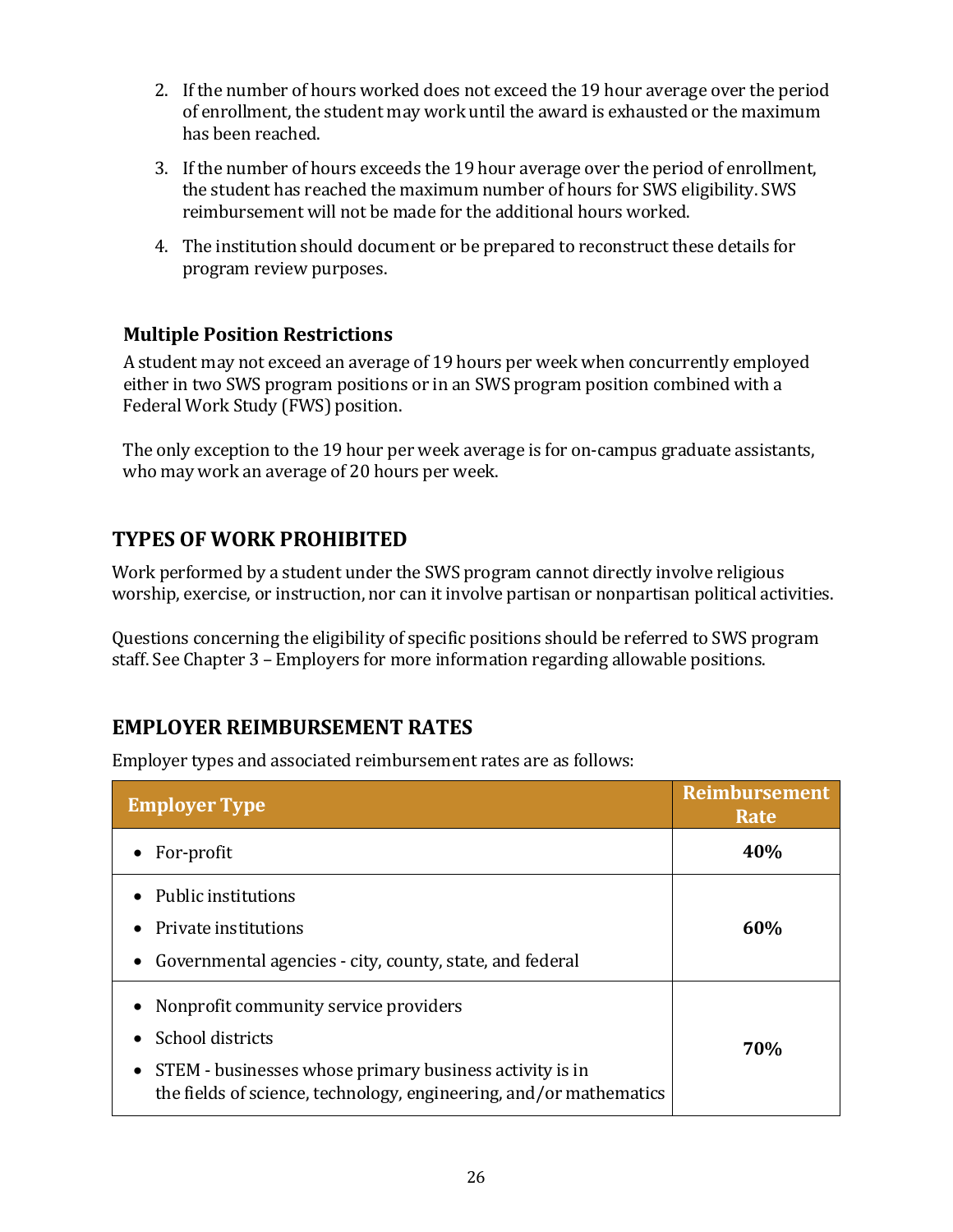2. If the number of hours worked does not exceed the 19 hour average over the period of enrollment, the student may work until the award is exhausted or the maximum has been reached.
3. If the number of hours exceeds the 19 hour average over the period of enrollment, the student has reached the maximum number of hours for SWS eligibility. SWS reimbursement will not be made for the additional hours worked.
4. The institution should document or be prepared to reconstruct these details for program review purposes.

### Multiple Position Restrictions

A student may not exceed an average of 19 hours per week when concurrently employed either in two SWS program positions or in an SWS program position combined with a Federal Work Study (FWS) position.

The only exception to the 19 hour per week average is for on-campus graduate assistants, who may work an average of 20 hours per week.

## TYPES OF WORK PROHIBITED

Work performed by a student under the SWS program cannot directly involve religious worship, exercise, or instruction, nor can it involve partisan or nonpartisan political activities.

Questions concerning the eligibility of specific positions should be referred to SWS program staff. See Chapter 3 – Employers for more information regarding allowable positions.

## EMPLOYER REIMBURSEMENT RATES

Employer types and associated reimbursement rates are as follows:

| Employer Type | Reimbursement Rate |
|---|---|
| • For-profit | **40%** |
| • Public institutions<br>• Private institutions<br>• Governmental agencies - city, county, state, and federal | **60%** |
| • Nonprofit community service providers<br>• School districts<br>• STEM - businesses whose primary business activity is in the fields of science, technology, engineering, and/or mathematics | **70%** |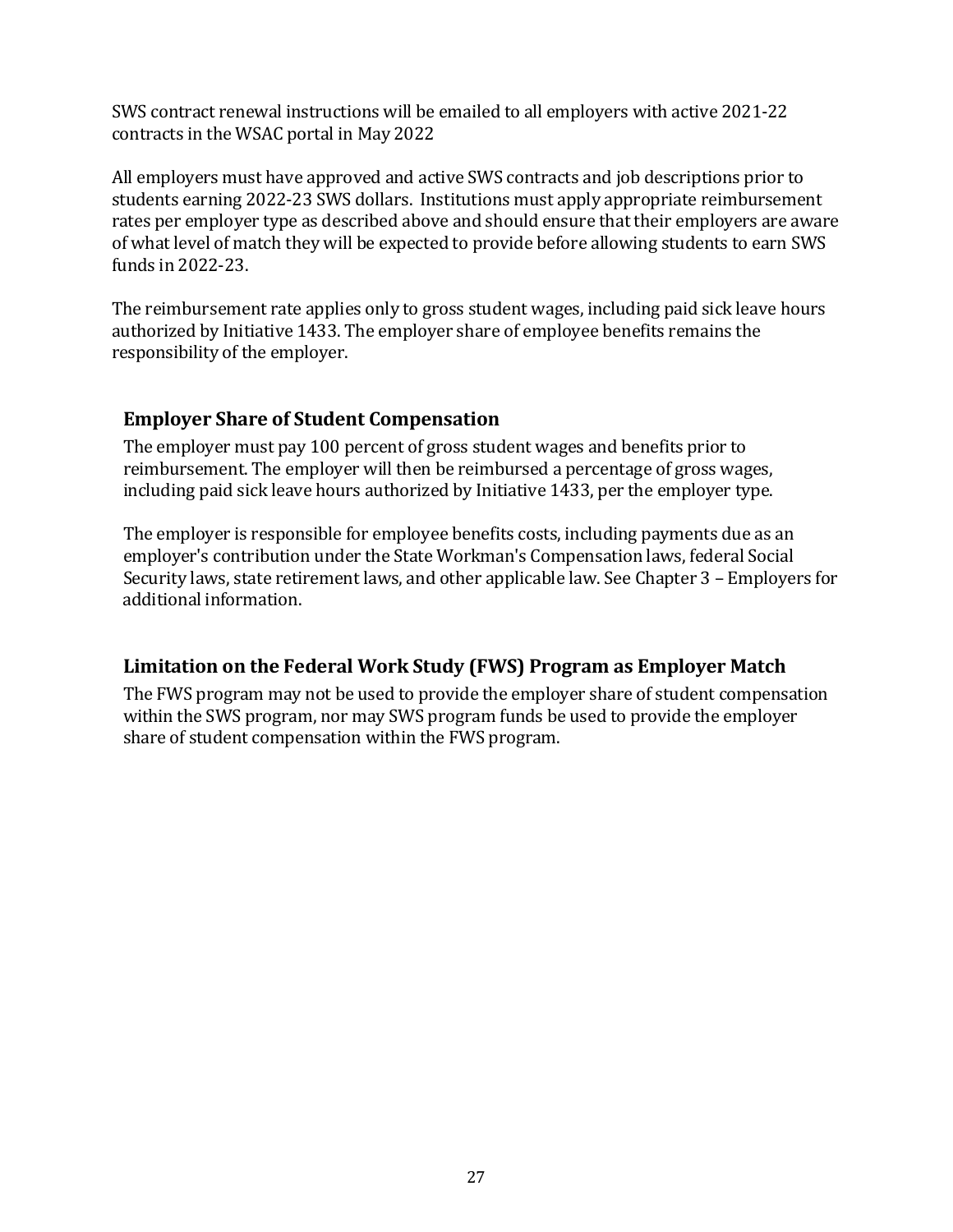SWS contract renewal instructions will be emailed to all employers with active 2021-22 contracts in the WSAC portal in May 2022

All employers must have approved and active SWS contracts and job descriptions prior to students earning 2022-23 SWS dollars. Institutions must apply appropriate reimbursement rates per employer type as described above and should ensure that their employers are aware of what level of match they will be expected to provide before allowing students to earn SWS funds in 2022-23.

The reimbursement rate applies only to gross student wages, including paid sick leave hours authorized by Initiative 1433. The employer share of employee benefits remains the responsibility of the employer.

## Employer Share of Student Compensation

The employer must pay 100 percent of gross student wages and benefits prior to reimbursement. The employer will then be reimbursed a percentage of gross wages, including paid sick leave hours authorized by Initiative 1433, per the employer type.

The employer is responsible for employee benefits costs, including payments due as an employer's contribution under the State Workman's Compensation laws, federal Social Security laws, state retirement laws, and other applicable law. See Chapter 3 – Employers for additional information.

## Limitation on the Federal Work Study (FWS) Program as Employer Match

The FWS program may not be used to provide the employer share of student compensation within the SWS program, nor may SWS program funds be used to provide the employer share of student compensation within the FWS program.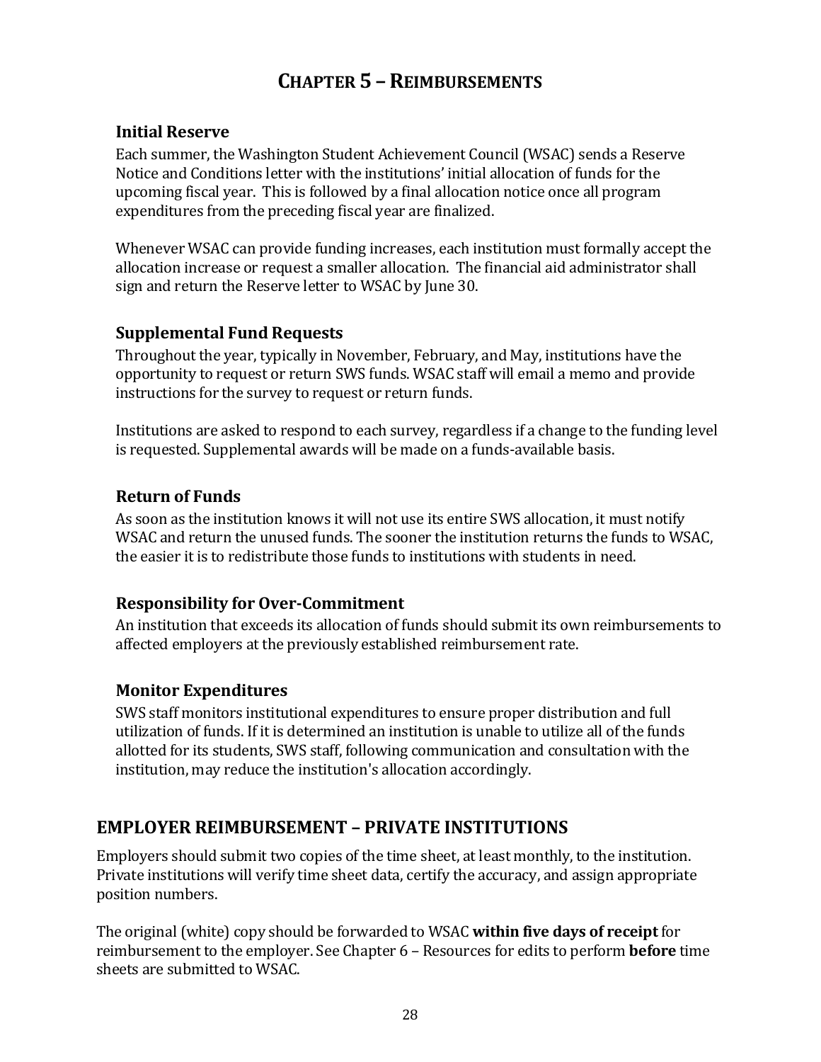# Chapter 5 – Reimbursements

### Initial Reserve

Each summer, the Washington Student Achievement Council (WSAC) sends a Reserve Notice and Conditions letter with the institutions' initial allocation of funds for the upcoming fiscal year. This is followed by a final allocation notice once all program expenditures from the preceding fiscal year are finalized.

Whenever WSAC can provide funding increases, each institution must formally accept the allocation increase or request a smaller allocation. The financial aid administrator shall sign and return the Reserve letter to WSAC by June 30.

### Supplemental Fund Requests

Throughout the year, typically in November, February, and May, institutions have the opportunity to request or return SWS funds. WSAC staff will email a memo and provide instructions for the survey to request or return funds.

Institutions are asked to respond to each survey, regardless if a change to the funding level is requested. Supplemental awards will be made on a funds-available basis.

### Return of Funds

As soon as the institution knows it will not use its entire SWS allocation, it must notify WSAC and return the unused funds. The sooner the institution returns the funds to WSAC, the easier it is to redistribute those funds to institutions with students in need.

### Responsibility for Over-Commitment

An institution that exceeds its allocation of funds should submit its own reimbursements to affected employers at the previously established reimbursement rate.

### Monitor Expenditures

SWS staff monitors institutional expenditures to ensure proper distribution and full utilization of funds. If it is determined an institution is unable to utilize all of the funds allotted for its students, SWS staff, following communication and consultation with the institution, may reduce the institution's allocation accordingly.

## EMPLOYER REIMBURSEMENT – PRIVATE INSTITUTIONS

Employers should submit two copies of the time sheet, at least monthly, to the institution. Private institutions will verify time sheet data, certify the accuracy, and assign appropriate position numbers.

The original (white) copy should be forwarded to WSAC **within five days of receipt** for reimbursement to the employer. See Chapter 6 – Resources for edits to perform **before** time sheets are submitted to WSAC.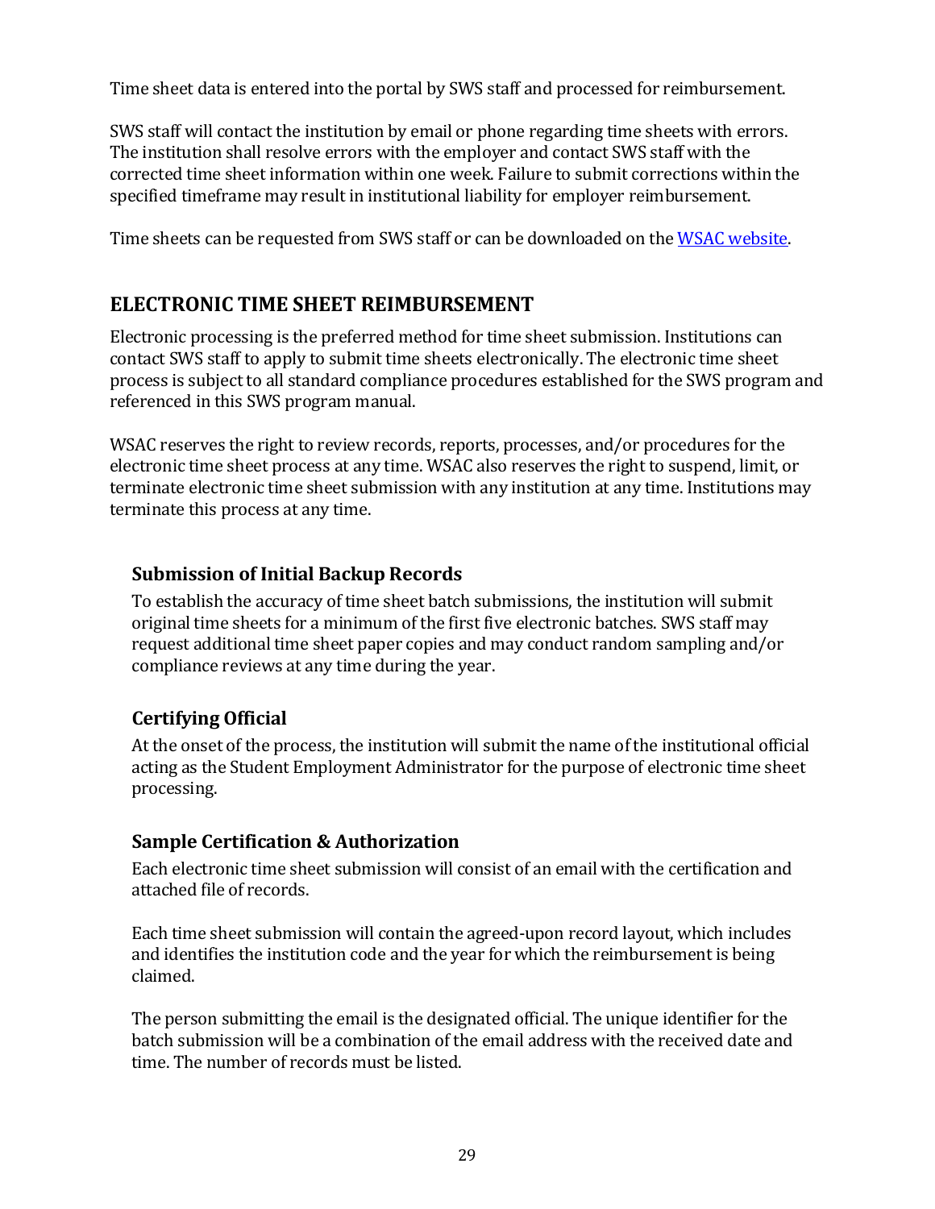Time sheet data is entered into the portal by SWS staff and processed for reimbursement.

SWS staff will contact the institution by email or phone regarding time sheets with errors. The institution shall resolve errors with the employer and contact SWS staff with the corrected time sheet information within one week. Failure to submit corrections within the specified timeframe may result in institutional liability for employer reimbursement.

Time sheets can be requested from SWS staff or can be downloaded on the [WSAC website](WSAC website).

## ELECTRONIC TIME SHEET REIMBURSEMENT

Electronic processing is the preferred method for time sheet submission. Institutions can contact SWS staff to apply to submit time sheets electronically. The electronic time sheet process is subject to all standard compliance procedures established for the SWS program and referenced in this SWS program manual.

WSAC reserves the right to review records, reports, processes, and/or procedures for the electronic time sheet process at any time. WSAC also reserves the right to suspend, limit, or terminate electronic time sheet submission with any institution at any time. Institutions may terminate this process at any time.

### Submission of Initial Backup Records

To establish the accuracy of time sheet batch submissions, the institution will submit original time sheets for a minimum of the first five electronic batches. SWS staff may request additional time sheet paper copies and may conduct random sampling and/or compliance reviews at any time during the year.

### Certifying Official

At the onset of the process, the institution will submit the name of the institutional official acting as the Student Employment Administrator for the purpose of electronic time sheet processing.

### Sample Certification & Authorization

Each electronic time sheet submission will consist of an email with the certification and attached file of records.

Each time sheet submission will contain the agreed-upon record layout, which includes and identifies the institution code and the year for which the reimbursement is being claimed.

The person submitting the email is the designated official. The unique identifier for the batch submission will be a combination of the email address with the received date and time. The number of records must be listed.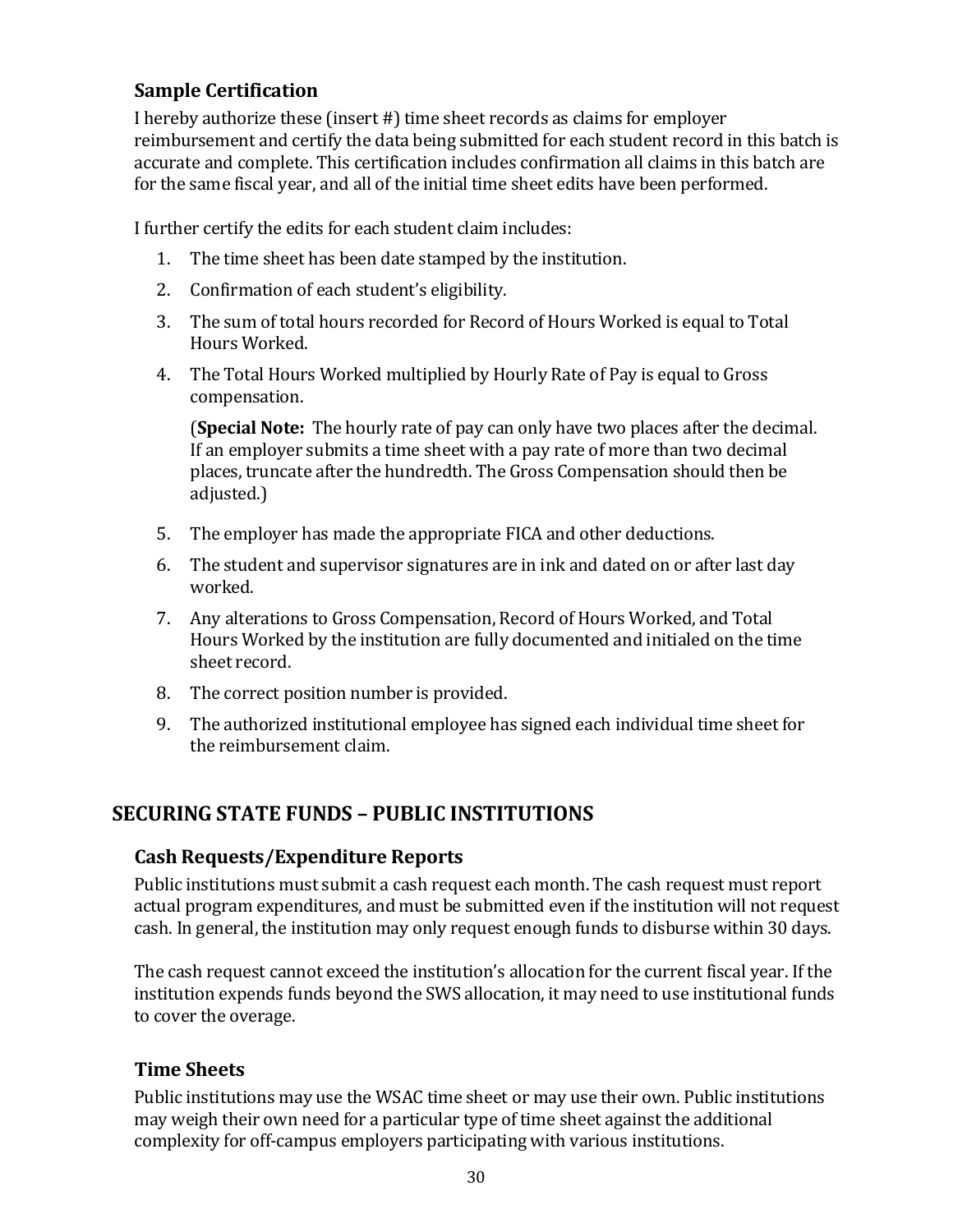### Sample Certification

I hereby authorize these (insert #) time sheet records as claims for employer reimbursement and certify the data being submitted for each student record in this batch is accurate and complete. This certification includes confirmation all claims in this batch are for the same fiscal year, and all of the initial time sheet edits have been performed.

I further certify the edits for each student claim includes:

1. The time sheet has been date stamped by the institution.
2. Confirmation of each student's eligibility.
3. The sum of total hours recorded for Record of Hours Worked is equal to Total Hours Worked.
4. The Total Hours Worked multiplied by Hourly Rate of Pay is equal to Gross compensation.

   (**Special Note:** The hourly rate of pay can only have two places after the decimal. If an employer submits a time sheet with a pay rate of more than two decimal places, truncate after the hundredth. The Gross Compensation should then be adjusted.)

5. The employer has made the appropriate FICA and other deductions.
6. The student and supervisor signatures are in ink and dated on or after last day worked.
7. Any alterations to Gross Compensation, Record of Hours Worked, and Total Hours Worked by the institution are fully documented and initialed on the time sheet record.
8. The correct position number is provided.
9. The authorized institutional employee has signed each individual time sheet for the reimbursement claim.

## SECURING STATE FUNDS – PUBLIC INSTITUTIONS

### Cash Requests/Expenditure Reports

Public institutions must submit a cash request each month. The cash request must report actual program expenditures, and must be submitted even if the institution will not request cash. In general, the institution may only request enough funds to disburse within 30 days.

The cash request cannot exceed the institution's allocation for the current fiscal year. If the institution expends funds beyond the SWS allocation, it may need to use institutional funds to cover the overage.

### Time Sheets

Public institutions may use the WSAC time sheet or may use their own. Public institutions may weigh their own need for a particular type of time sheet against the additional complexity for off-campus employers participating with various institutions.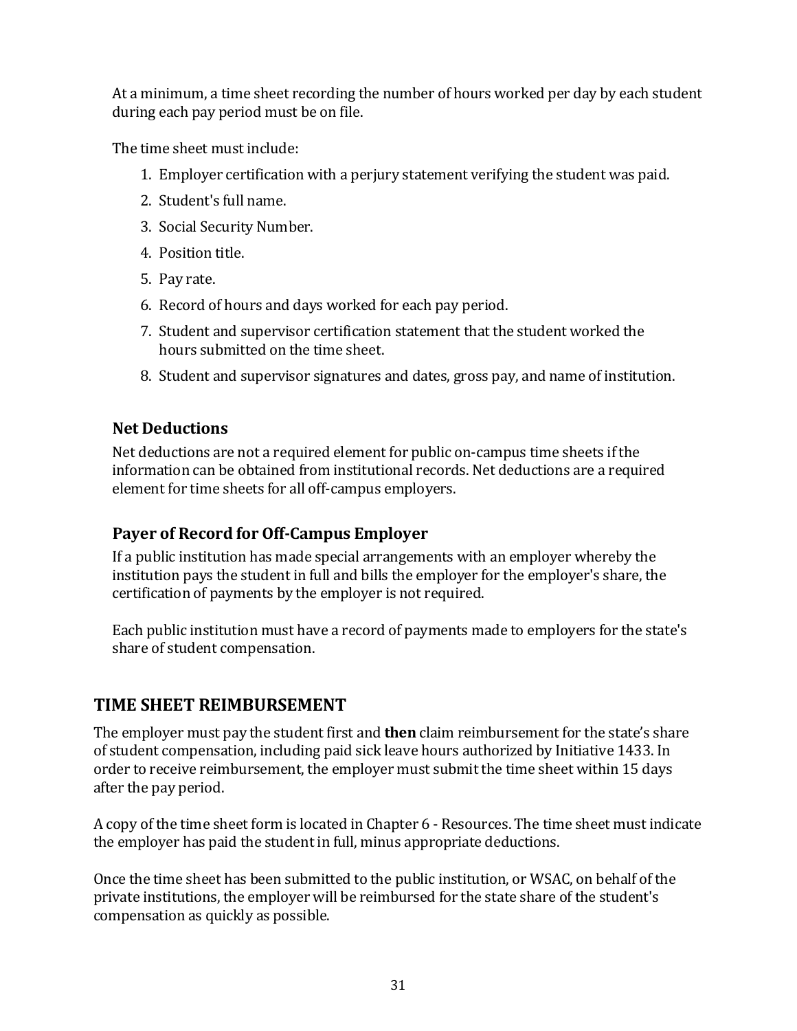At a minimum, a time sheet recording the number of hours worked per day by each student during each pay period must be on file.

The time sheet must include:

1. Employer certification with a perjury statement verifying the student was paid.
2. Student's full name.
3. Social Security Number.
4. Position title.
5. Pay rate.
6. Record of hours and days worked for each pay period.
7. Student and supervisor certification statement that the student worked the hours submitted on the time sheet.
8. Student and supervisor signatures and dates, gross pay, and name of institution.

### Net Deductions

Net deductions are not a required element for public on-campus time sheets if the information can be obtained from institutional records. Net deductions are a required element for time sheets for all off-campus employers.

### Payer of Record for Off-Campus Employer

If a public institution has made special arrangements with an employer whereby the institution pays the student in full and bills the employer for the employer's share, the certification of payments by the employer is not required.

Each public institution must have a record of payments made to employers for the state's share of student compensation.

## TIME SHEET REIMBURSEMENT

The employer must pay the student first and **then** claim reimbursement for the state's share of student compensation, including paid sick leave hours authorized by Initiative 1433. In order to receive reimbursement, the employer must submit the time sheet within 15 days after the pay period.

A copy of the time sheet form is located in Chapter 6 - Resources. The time sheet must indicate the employer has paid the student in full, minus appropriate deductions.

Once the time sheet has been submitted to the public institution, or WSAC, on behalf of the private institutions, the employer will be reimbursed for the state share of the student's compensation as quickly as possible.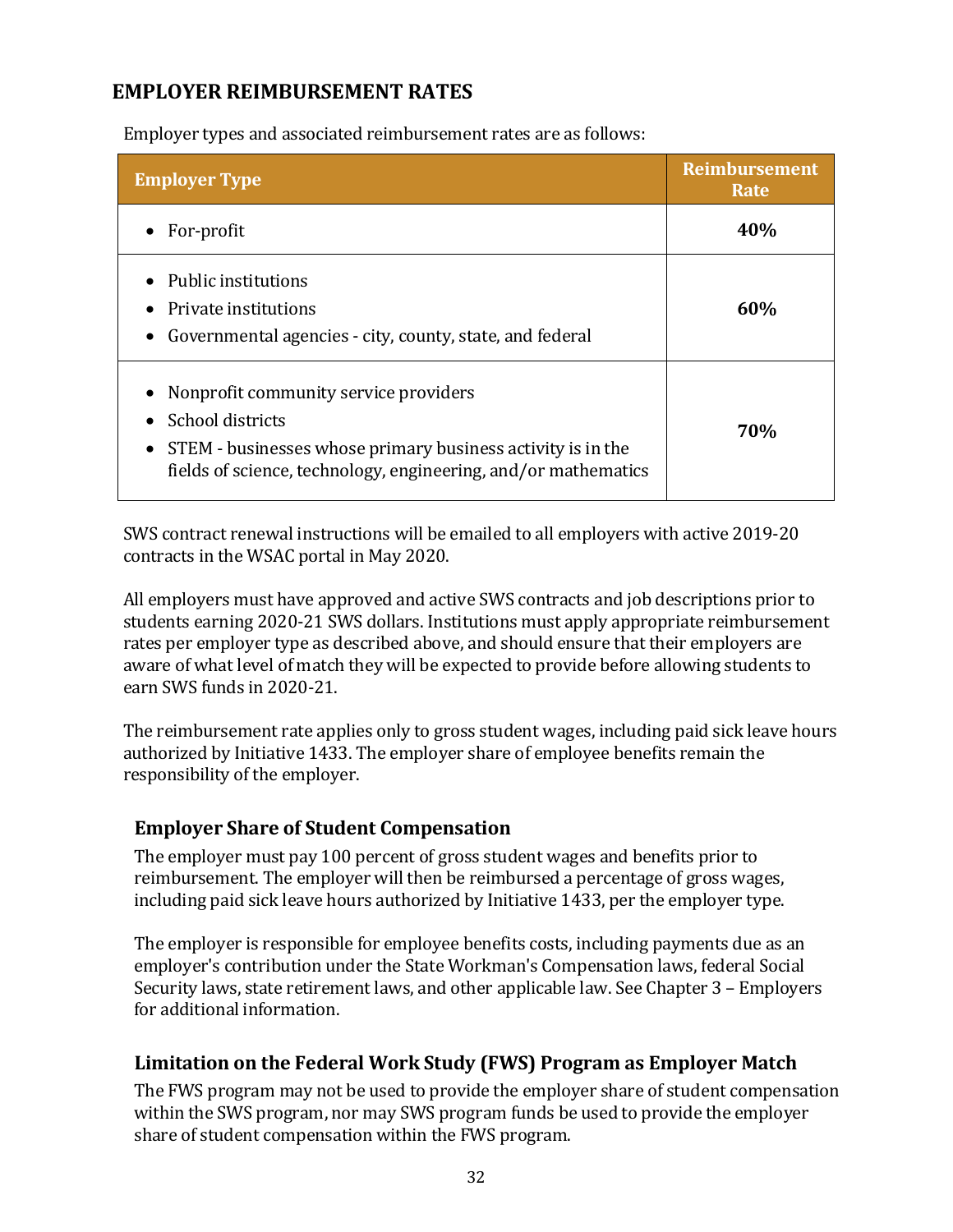## EMPLOYER REIMBURSEMENT RATES

Employer types and associated reimbursement rates are as follows:

| Employer Type | Reimbursement Rate |
|---|---|
| • For-profit | **40%** |
| • Public institutions<br>• Private institutions<br>• Governmental agencies - city, county, state, and federal | **60%** |
| • Nonprofit community service providers<br>• School districts<br>• STEM - businesses whose primary business activity is in the fields of science, technology, engineering, and/or mathematics | **70%** |

SWS contract renewal instructions will be emailed to all employers with active 2019-20 contracts in the WSAC portal in May 2020.

All employers must have approved and active SWS contracts and job descriptions prior to students earning 2020-21 SWS dollars. Institutions must apply appropriate reimbursement rates per employer type as described above, and should ensure that their employers are aware of what level of match they will be expected to provide before allowing students to earn SWS funds in 2020-21.

The reimbursement rate applies only to gross student wages, including paid sick leave hours authorized by Initiative 1433. The employer share of employee benefits remain the responsibility of the employer.

### Employer Share of Student Compensation

The employer must pay 100 percent of gross student wages and benefits prior to reimbursement. The employer will then be reimbursed a percentage of gross wages, including paid sick leave hours authorized by Initiative 1433, per the employer type.

The employer is responsible for employee benefits costs, including payments due as an employer's contribution under the State Workman's Compensation laws, federal Social Security laws, state retirement laws, and other applicable law. See Chapter 3 – Employers for additional information.

### Limitation on the Federal Work Study (FWS) Program as Employer Match

The FWS program may not be used to provide the employer share of student compensation within the SWS program, nor may SWS program funds be used to provide the employer share of student compensation within the FWS program.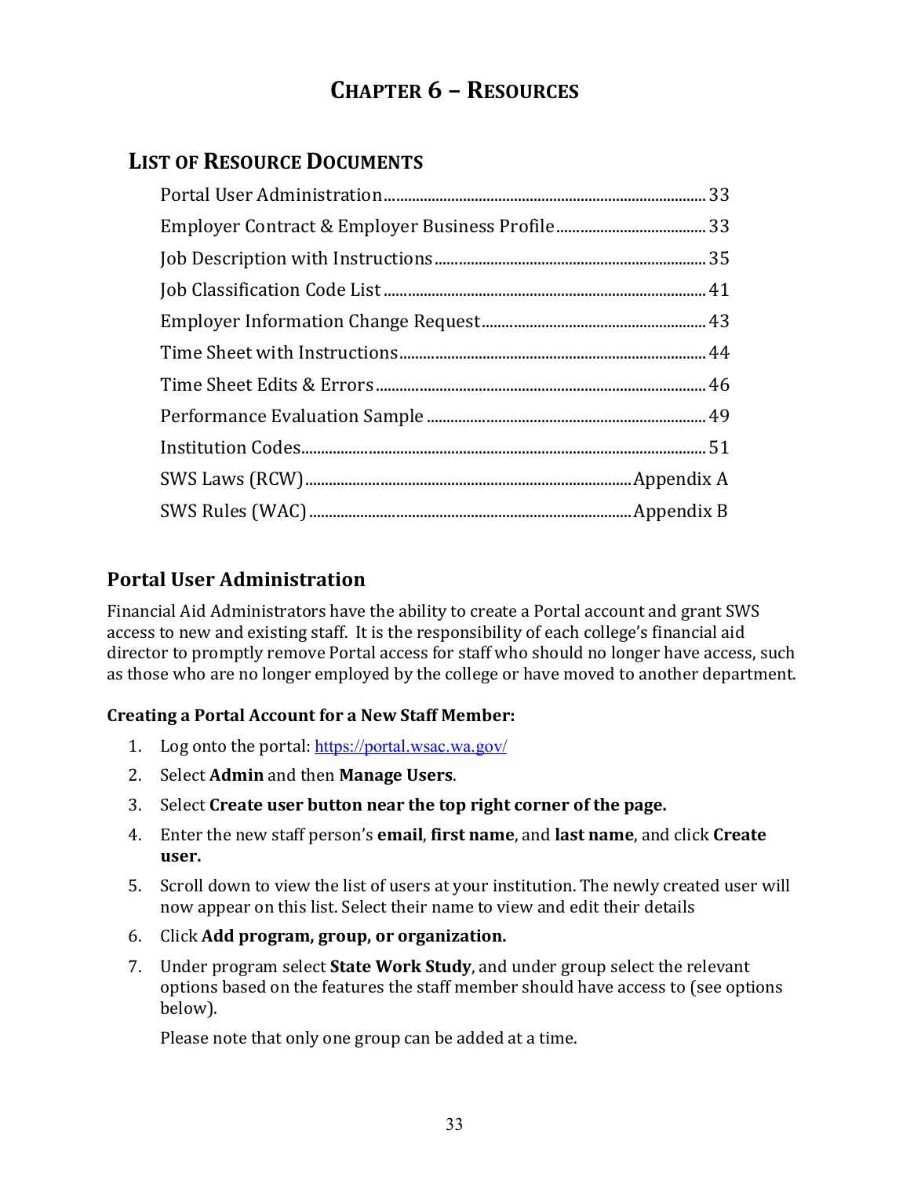# Chapter 6 – Resources

## List of Resource Documents

| Document | Page |
|---|---|
| Portal User Administration | 33 |
| Employer Contract & Employer Business Profile | 33 |
| Job Description with Instructions | 35 |
| Job Classification Code List | 41 |
| Employer Information Change Request | 43 |
| Time Sheet with Instructions | 44 |
| Time Sheet Edits & Errors | 46 |
| Performance Evaluation Sample | 49 |
| Institution Codes | 51 |
| SWS Laws (RCW) | Appendix A |
| SWS Rules (WAC) | Appendix B |

## Portal User Administration

Financial Aid Administrators have the ability to create a Portal account and grant SWS access to new and existing staff. It is the responsibility of each college's financial aid director to promptly remove Portal access for staff who should no longer have access, such as those who are no longer employed by the college or have moved to another department.

**Creating a Portal Account for a New Staff Member:**

1. Log onto the portal: https://portal.wsac.wa.gov/
2. Select **Admin** and then **Manage Users**.
3. Select **Create user button near the top right corner of the page.**
4. Enter the new staff person's **email**, **first name**, and **last name**, and click **Create user.**
5. Scroll down to view the list of users at your institution. The newly created user will now appear on this list. Select their name to view and edit their details
6. Click **Add program, group, or organization.**
7. Under program select **State Work Study**, and under group select the relevant options based on the features the staff member should have access to (see options below).

   Please note that only one group can be added at a time.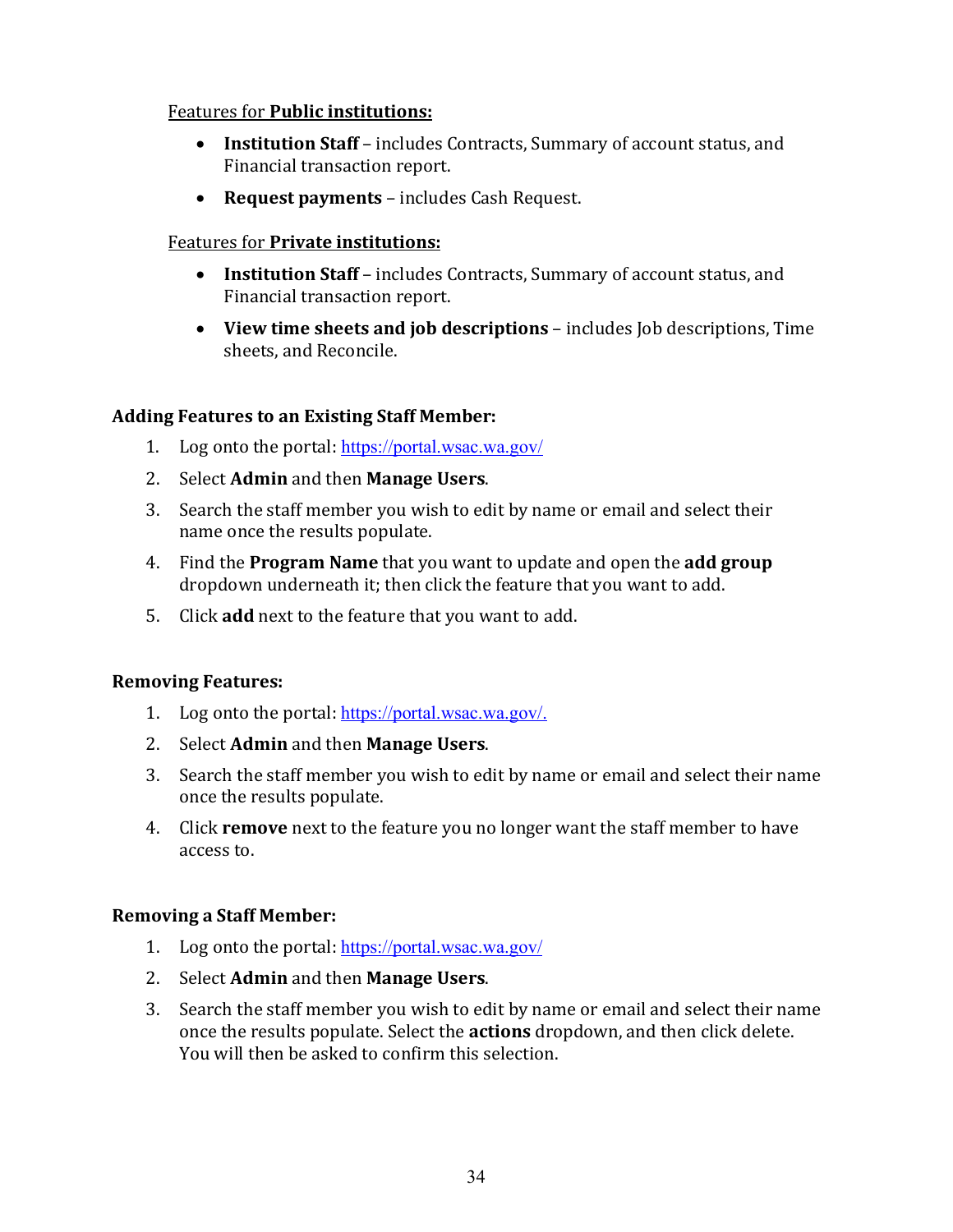Features for **Public institutions:**

- **Institution Staff** – includes Contracts, Summary of account status, and Financial transaction report.
- **Request payments** – includes Cash Request.

Features for **Private institutions:**

- **Institution Staff** – includes Contracts, Summary of account status, and Financial transaction report.
- **View time sheets and job descriptions** – includes Job descriptions, Time sheets, and Reconcile.

**Adding Features to an Existing Staff Member:**

1. Log onto the portal: https://portal.wsac.wa.gov/
2. Select **Admin** and then **Manage Users**.
3. Search the staff member you wish to edit by name or email and select their name once the results populate.
4. Find the **Program Name** that you want to update and open the **add group** dropdown underneath it; then click the feature that you want to add.
5. Click **add** next to the feature that you want to add.

**Removing Features:**

1. Log onto the portal: https://portal.wsac.wa.gov/.
2. Select **Admin** and then **Manage Users**.
3. Search the staff member you wish to edit by name or email and select their name once the results populate.
4. Click **remove** next to the feature you no longer want the staff member to have access to.

**Removing a Staff Member:**

1. Log onto the portal: https://portal.wsac.wa.gov/
2. Select **Admin** and then **Manage Users**.
3. Search the staff member you wish to edit by name or email and select their name once the results populate. Select the **actions** dropdown, and then click delete. You will then be asked to confirm this selection.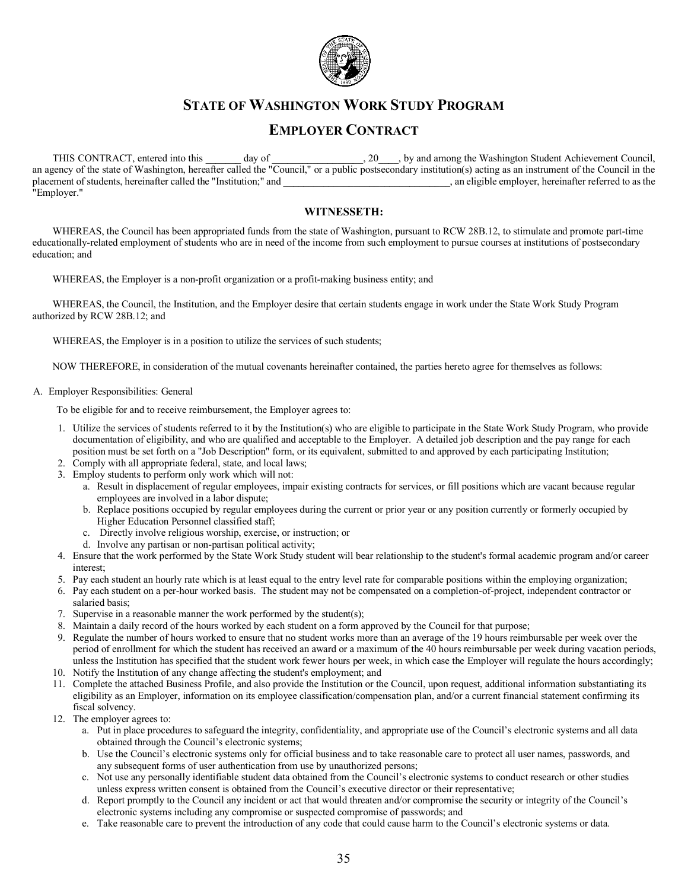# State of Washington Work Study Program

## Employer Contract

THIS CONTRACT, entered into this _______ day of _________________, 20____, by and among the Washington Student Achievement Council, an agency of the state of Washington, hereafter called the "Council," or a public postsecondary institution(s) acting as an instrument of the Council in the placement of students, hereinafter called the "Institution;" and _________________________________, an eligible employer, hereinafter referred to as the "Employer."

**WITNESSETH:**

WHEREAS, the Council has been appropriated funds from the state of Washington, pursuant to RCW 28B.12, to stimulate and promote part-time educationally-related employment of students who are in need of the income from such employment to pursue courses at institutions of postsecondary education; and

WHEREAS, the Employer is a non-profit organization or a profit-making business entity; and

WHEREAS, the Council, the Institution, and the Employer desire that certain students engage in work under the State Work Study Program authorized by RCW 28B.12; and

WHEREAS, the Employer is in a position to utilize the services of such students;

NOW THEREFORE, in consideration of the mutual covenants hereinafter contained, the parties hereto agree for themselves as follows:

A. Employer Responsibilities: General

To be eligible for and to receive reimbursement, the Employer agrees to:

1. Utilize the services of students referred to it by the Institution(s) who are eligible to participate in the State Work Study Program, who provide documentation of eligibility, and who are qualified and acceptable to the Employer. A detailed job description and the pay range for each position must be set forth on a "Job Description" form, or its equivalent, submitted to and approved by each participating Institution;
2. Comply with all appropriate federal, state, and local laws;
3. Employ students to perform only work which will not:
   a. Result in displacement of regular employees, impair existing contracts for services, or fill positions which are vacant because regular employees are involved in a labor dispute;
   b. Replace positions occupied by regular employees during the current or prior year or any position currently or formerly occupied by Higher Education Personnel classified staff;
   c. Directly involve religious worship, exercise, or instruction; or
   d. Involve any partisan or non-partisan political activity;
4. Ensure that the work performed by the State Work Study student will bear relationship to the student's formal academic program and/or career interest;
5. Pay each student an hourly rate which is at least equal to the entry level rate for comparable positions within the employing organization;
6. Pay each student on a per-hour worked basis. The student may not be compensated on a completion-of-project, independent contractor or salaried basis;
7. Supervise in a reasonable manner the work performed by the student(s);
8. Maintain a daily record of the hours worked by each student on a form approved by the Council for that purpose;
9. Regulate the number of hours worked to ensure that no student works more than an average of the 19 hours reimbursable per week over the period of enrollment for which the student has received an award or a maximum of the 40 hours reimbursable per week during vacation periods, unless the Institution has specified that the student work fewer hours per week, in which case the Employer will regulate the hours accordingly;
10. Notify the Institution of any change affecting the student's employment; and
11. Complete the attached Business Profile, and also provide the Institution or the Council, upon request, additional information substantiating its eligibility as an Employer, information on its employee classification/compensation plan, and/or a current financial statement confirming its fiscal solvency.
12. The employer agrees to:
   a. Put in place procedures to safeguard the integrity, confidentiality, and appropriate use of the Council's electronic systems and all data obtained through the Council's electronic systems;
   b. Use the Council's electronic systems only for official business and to take reasonable care to protect all user names, passwords, and any subsequent forms of user authentication from use by unauthorized persons;
   c. Not use any personally identifiable student data obtained from the Council's electronic systems to conduct research or other studies unless express written consent is obtained from the Council's executive director or their representative;
   d. Report promptly to the Council any incident or act that would threaten and/or compromise the security or integrity of the Council's electronic systems including any compromise or suspected compromise of passwords; and
   e. Take reasonable care to prevent the introduction of any code that could cause harm to the Council's electronic systems or data.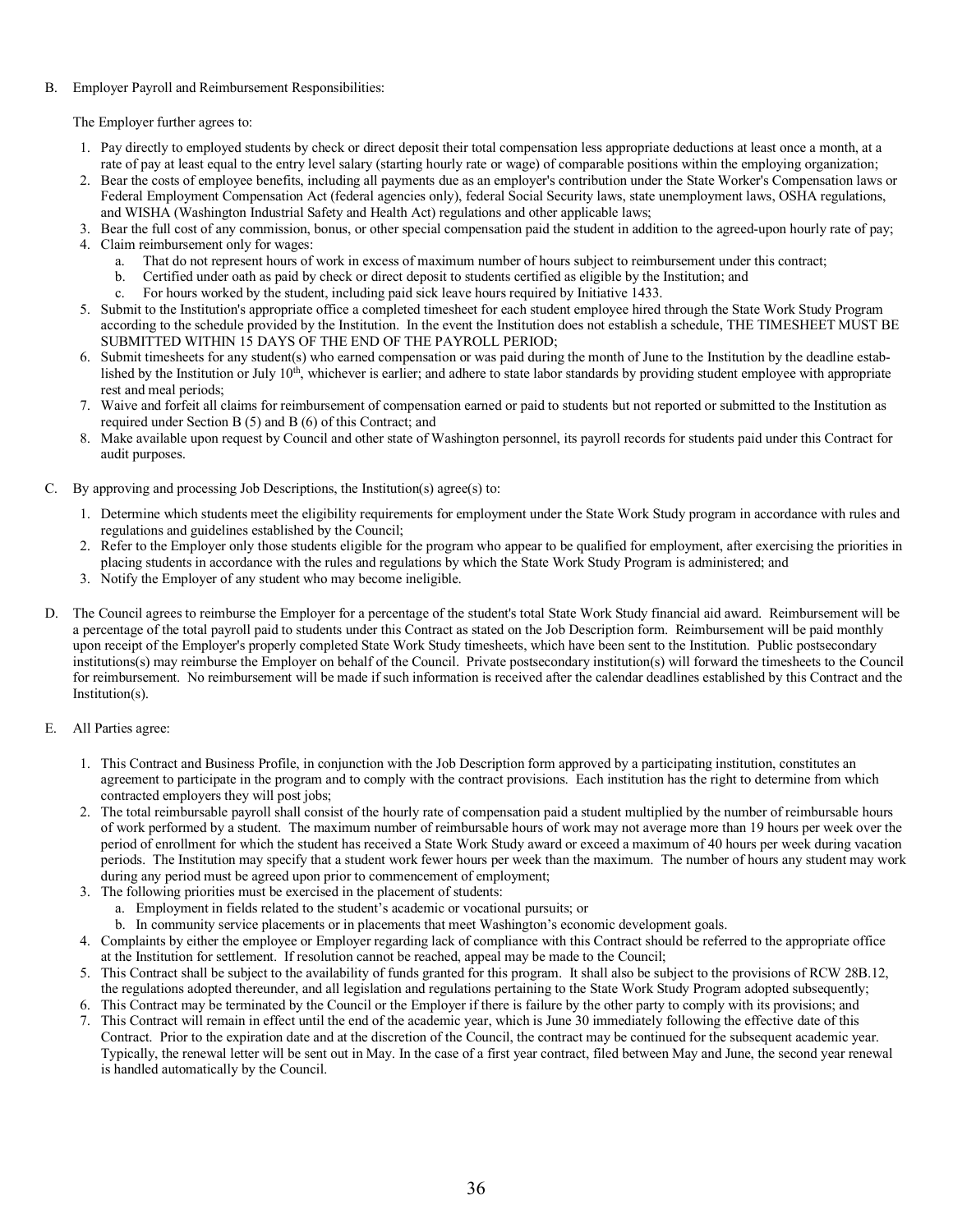B. Employer Payroll and Reimbursement Responsibilities:

The Employer further agrees to:

1. Pay directly to employed students by check or direct deposit their total compensation less appropriate deductions at least once a month, at a rate of pay at least equal to the entry level salary (starting hourly rate or wage) of comparable positions within the employing organization;
2. Bear the costs of employee benefits, including all payments due as an employer's contribution under the State Worker's Compensation laws or Federal Employment Compensation Act (federal agencies only), federal Social Security laws, state unemployment laws, OSHA regulations, and WISHA (Washington Industrial Safety and Health Act) regulations and other applicable laws;
3. Bear the full cost of any commission, bonus, or other special compensation paid the student in addition to the agreed-upon hourly rate of pay;
4. Claim reimbursement only for wages:
   a. That do not represent hours of work in excess of maximum number of hours subject to reimbursement under this contract;
   b. Certified under oath as paid by check or direct deposit to students certified as eligible by the Institution; and
   c. For hours worked by the student, including paid sick leave hours required by Initiative 1433.
5. Submit to the Institution's appropriate office a completed timesheet for each student employee hired through the State Work Study Program according to the schedule provided by the Institution. In the event the Institution does not establish a schedule, THE TIMESHEET MUST BE SUBMITTED WITHIN 15 DAYS OF THE END OF THE PAYROLL PERIOD;
6. Submit timesheets for any student(s) who earned compensation or was paid during the month of June to the Institution by the deadline established by the Institution or July 10th, whichever is earlier; and adhere to state labor standards by providing student employee with appropriate rest and meal periods;
7. Waive and forfeit all claims for reimbursement of compensation earned or paid to students but not reported or submitted to the Institution as required under Section B (5) and B (6) of this Contract; and
8. Make available upon request by Council and other state of Washington personnel, its payroll records for students paid under this Contract for audit purposes.

C. By approving and processing Job Descriptions, the Institution(s) agree(s) to:

1. Determine which students meet the eligibility requirements for employment under the State Work Study program in accordance with rules and regulations and guidelines established by the Council;
2. Refer to the Employer only those students eligible for the program who appear to be qualified for employment, after exercising the priorities in placing students in accordance with the rules and regulations by which the State Work Study Program is administered; and
3. Notify the Employer of any student who may become ineligible.

D. The Council agrees to reimburse the Employer for a percentage of the student's total State Work Study financial aid award. Reimbursement will be a percentage of the total payroll paid to students under this Contract as stated on the Job Description form. Reimbursement will be paid monthly upon receipt of the Employer's properly completed State Work Study timesheets, which have been sent to the Institution. Public postsecondary institutions(s) may reimburse the Employer on behalf of the Council. Private postsecondary institution(s) will forward the timesheets to the Council for reimbursement. No reimbursement will be made if such information is received after the calendar deadlines established by this Contract and the Institution(s).

E. All Parties agree:

1. This Contract and Business Profile, in conjunction with the Job Description form approved by a participating institution, constitutes an agreement to participate in the program and to comply with the contract provisions. Each institution has the right to determine from which contracted employers they will post jobs;
2. The total reimbursable payroll shall consist of the hourly rate of compensation paid a student multiplied by the number of reimbursable hours of work performed by a student. The maximum number of reimbursable hours of work may not average more than 19 hours per week over the period of enrollment for which the student has received a State Work Study award or exceed a maximum of 40 hours per week during vacation periods. The Institution may specify that a student work fewer hours per week than the maximum. The number of hours any student may work during any period must be agreed upon prior to commencement of employment;
3. The following priorities must be exercised in the placement of students:
   a. Employment in fields related to the student's academic or vocational pursuits; or
   b. In community service placements or in placements that meet Washington's economic development goals.
4. Complaints by either the employee or Employer regarding lack of compliance with this Contract should be referred to the appropriate office at the Institution for settlement. If resolution cannot be reached, appeal may be made to the Council;
5. This Contract shall be subject to the availability of funds granted for this program. It shall also be subject to the provisions of RCW 28B.12, the regulations adopted thereunder, and all legislation and regulations pertaining to the State Work Study Program adopted subsequently;
6. This Contract may be terminated by the Council or the Employer if there is failure by the other party to comply with its provisions; and
7. This Contract will remain in effect until the end of the academic year, which is June 30 immediately following the effective date of this Contract. Prior to the expiration date and at the discretion of the Council, the contract may be continued for the subsequent academic year. Typically, the renewal letter will be sent out in May. In the case of a first year contract, filed between May and June, the second year renewal is handled automatically by the Council.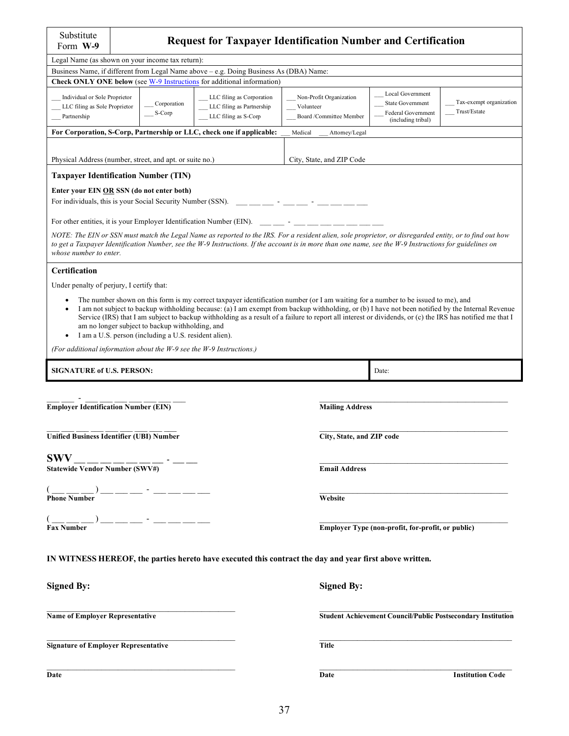| Substitute Form **W-9** | **Request for Taxpayer Identification Number and Certification** | | | | |
|---|---|---|---|---|---|
| Legal Name (as shown on your income tax return): | | | | | |
| Business Name, if different from Legal Name above – e.g. Doing Business As (DBA) Name: | | | | | |
| **Check ONLY ONE below** (see W-9 Instructions for additional information) | | | | | |
| ___ Individual or Sole Proprietor<br>___ LLC filing as Sole Proprietor<br>___ Partnership | ___ Corporation<br>___ S-Corp | ___ LLC filing as Corporation<br>___ LLC filing as Partnership<br>___ LLC filing as S-Corp | ___ Non-Profit Organization<br>___ Volunteer<br>___ Board /Committee Member | ___ Local Government<br>___ State Government<br>___ Federal Government (including tribal) | ___ Tax-exempt organization<br>___ Trust/Estate |
| **For Corporation, S-Corp, Partnership or LLC, check one if applicable:** ___ Medical ___ Attorney/Legal | | | | | |
| Physical Address (number, street, and apt. or suite no.) | | | City, State, and ZIP Code | | |

**Taxpayer Identification Number (TIN)**

**Enter your EIN OR SSN (do not enter both)**

For individuals, this is your Social Security Number (SSN). ___ ___ ___ - ___ ___ - ___ ___ ___ ___

For other entities, it is your Employer Identification Number (EIN). ___ ___ - ___ ___ ___ ___ ___ ___ ___

*NOTE: The EIN or SSN must match the Legal Name as reported to the IRS. For a resident alien, sole proprietor, or disregarded entity, or to find out how to get a Taxpayer Identification Number, see the W-9 Instructions. If the account is in more than one name, see the W-9 Instructions for guidelines on whose number to enter.*

**Certification**

Under penalty of perjury, I certify that:

- The number shown on this form is my correct taxpayer identification number (or I am waiting for a number to be issued to me), and
- I am not subject to backup withholding because: (a) I am exempt from backup withholding, or (b) I have not been notified by the Internal Revenue Service (IRS) that I am subject to backup withholding as a result of a failure to report all interest or dividends, or (c) the IRS has notified me that I am no longer subject to backup withholding, and
- I am a U.S. person (including a U.S. resident alien).

*(For additional information about the W-9 see the W-9 Instructions.)*

| **SIGNATURE of U.S. PERSON:** | Date: |
|---|---|

___ ___ - ___ ___ ___ ___ ___ ___ ___
**Employer Identification Number (EIN)**

___ ___ ___ ___ ___ ___ ___ ___ ___
**Unified Business Identifier (UBI) Number**

**SWV** ___ ___ ___ ___ ___ ___ ___ - ___ ___
**Statewide Vendor Number (SWV#)**

( ___ ___ ___ ) ___ ___ ___ - ___ ___ ___ ___
**Phone Number**

( ___ ___ ___ ) ___ ___ ___ - ___ ___ ___ ___
**Fax Number**

______________________________
**Mailing Address**

______________________________
**City, State, and ZIP code**

______________________________
**Email Address**

______________________________
**Website**

______________________________
**Employer Type (non-profit, for-profit, or public)**

**IN WITNESS HEREOF, the parties hereto have executed this contract the day and year first above written.**

**Signed By:**

______________________________
**Name of Employer Representative**

______________________________
**Signature of Employer Representative**

______________________________
**Date**

**Signed By:**

______________________________
**Student Achievement Council/Public Postsecondary Institution**

______________________________
**Title**

______________________________
**Date** **Institution Code**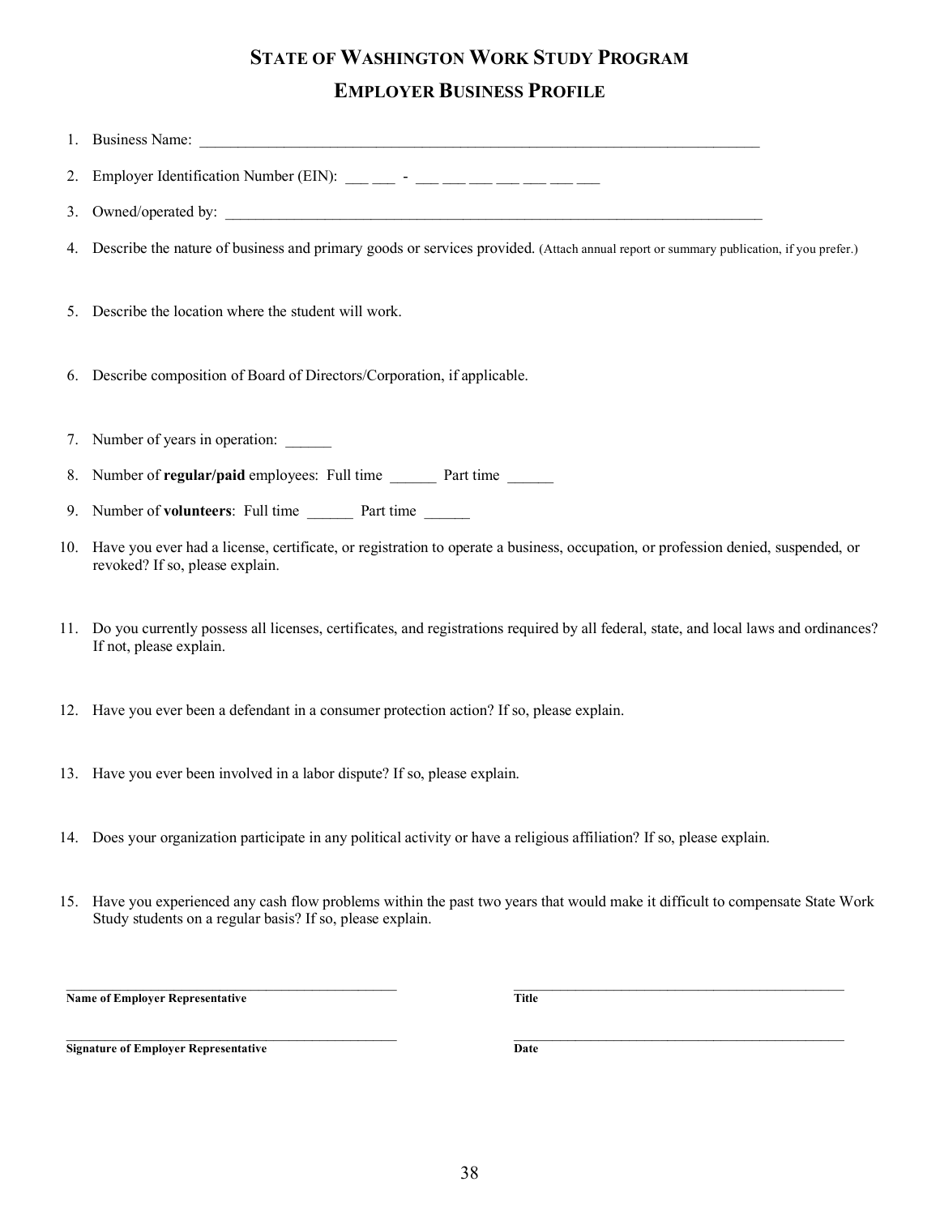# State of Washington Work Study Program

## Employer Business Profile

1. Business Name: ______________________________________________________________________________

2. Employer Identification Number (EIN): ___ ___ - ___ ___ ___ ___ ___ ___ ___

3. Owned/operated by: ___________________________________________________________________________

4. Describe the nature of business and primary goods or services provided. (Attach annual report or summary publication, if you prefer.)

5. Describe the location where the student will work.

6. Describe composition of Board of Directors/Corporation, if applicable.

7. Number of years in operation: ______

8. Number of **regular/paid** employees: Full time ______ Part time ______

9. Number of **volunteers**: Full time ______ Part time ______

10. Have you ever had a license, certificate, or registration to operate a business, occupation, or profession denied, suspended, or revoked? If so, please explain.

11. Do you currently possess all licenses, certificates, and registrations required by all federal, state, and local laws and ordinances? If not, please explain.

12. Have you ever been a defendant in a consumer protection action? If so, please explain.

13. Have you ever been involved in a labor dispute? If so, please explain.

14. Does your organization participate in any political activity or have a religious affiliation? If so, please explain.

15. Have you experienced any cash flow problems within the past two years that would make it difficult to compensate State Work Study students on a regular basis? If so, please explain.

| | |
|---|---|
| ______________________________________ | ______________________________________ |
| **Name of Employer Representative** | **Title** |
| ______________________________________ | ______________________________________ |
| **Signature of Employer Representative** | **Date** |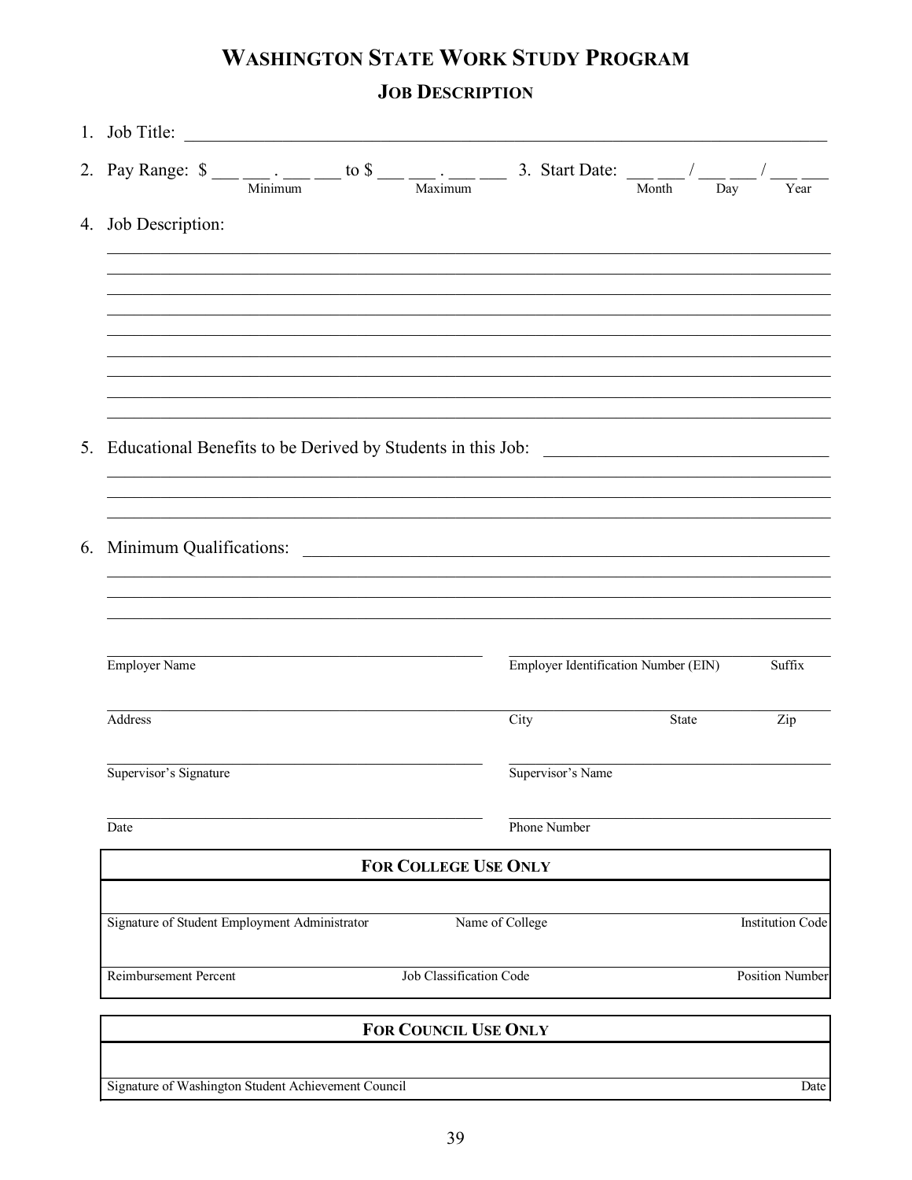# WASHINGTON STATE WORK STUDY PROGRAM

## JOB DESCRIPTION

1. Job Title: ______________________________________________________________

2. Pay Range: $ ___ ___ . ___ ___ to $ ___ ___ . ___ ___ 3. Start Date: ___ ___ / ___ ___ / ___ ___

   (Minimum) (Maximum) (Month) (Day) (Year)

4. Job Description:

______________________________________________________________

______________________________________________________________

______________________________________________________________

______________________________________________________________

______________________________________________________________

______________________________________________________________

______________________________________________________________

______________________________________________________________

______________________________________________________________

5. Educational Benefits to be Derived by Students in this Job: ______________________________

______________________________________________________________

______________________________________________________________

______________________________________________________________

6. Minimum Qualifications: ______________________________________________________________

______________________________________________________________

______________________________________________________________

______________________________________________________________

| | |
|---|---|
| Employer Name | Employer Identification Number (EIN) Suffix |
| Address | City State Zip |
| Supervisor's Signature | Supervisor's Name |
| Date | Phone Number |

| **FOR COLLEGE USE ONLY** | | |
|---|---|---|
| Signature of Student Employment Administrator | Name of College | Institution Code |
| Reimbursement Percent | Job Classification Code | Position Number |

| **FOR COUNCIL USE ONLY** | |
|---|---|
| Signature of Washington Student Achievement Council | Date |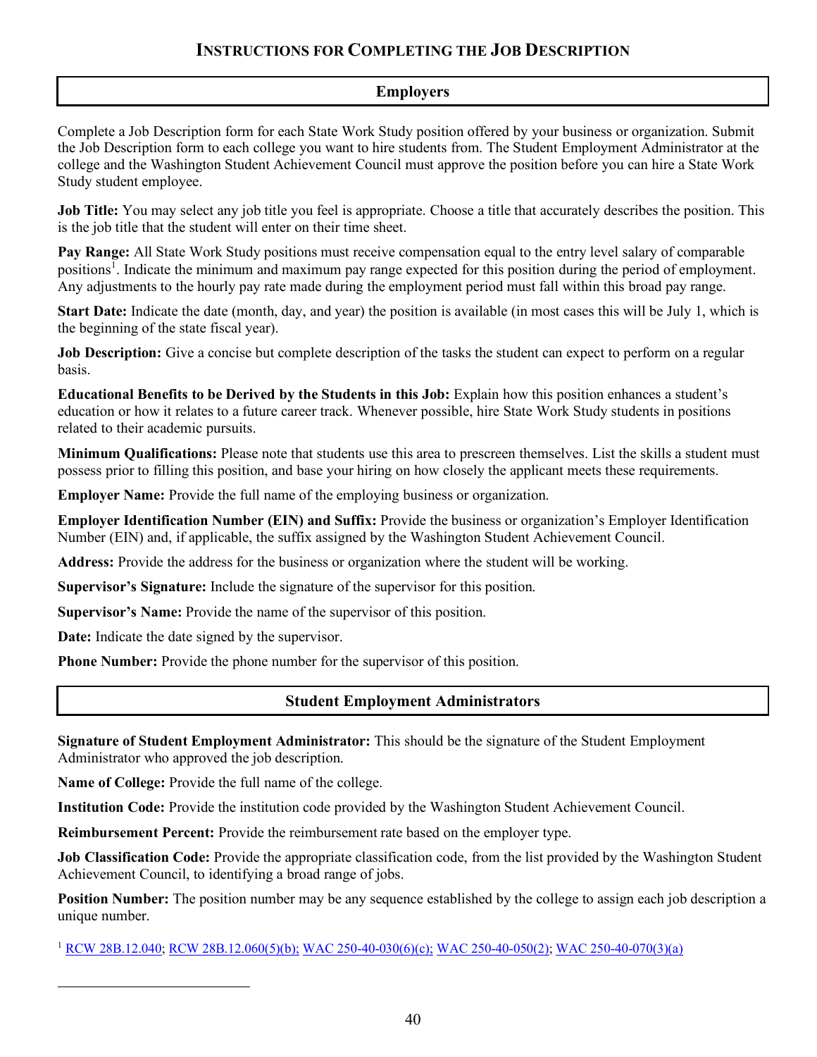# Instructions for Completing the Job Description

## Employers

Complete a Job Description form for each State Work Study position offered by your business or organization. Submit the Job Description form to each college you want to hire students from. The Student Employment Administrator at the college and the Washington Student Achievement Council must approve the position before you can hire a State Work Study student employee.

**Job Title:** You may select any job title you feel is appropriate. Choose a title that accurately describes the position. This is the job title that the student will enter on their time sheet.

**Pay Range:** All State Work Study positions must receive compensation equal to the entry level salary of comparable positions[1]. Indicate the minimum and maximum pay range expected for this position during the period of employment. Any adjustments to the hourly pay rate made during the employment period must fall within this broad pay range.

**Start Date:** Indicate the date (month, day, and year) the position is available (in most cases this will be July 1, which is the beginning of the state fiscal year).

**Job Description:** Give a concise but complete description of the tasks the student can expect to perform on a regular basis.

**Educational Benefits to be Derived by the Students in this Job:** Explain how this position enhances a student's education or how it relates to a future career track. Whenever possible, hire State Work Study students in positions related to their academic pursuits.

**Minimum Qualifications:** Please note that students use this area to prescreen themselves. List the skills a student must possess prior to filling this position, and base your hiring on how closely the applicant meets these requirements.

**Employer Name:** Provide the full name of the employing business or organization.

**Employer Identification Number (EIN) and Suffix:** Provide the business or organization's Employer Identification Number (EIN) and, if applicable, the suffix assigned by the Washington Student Achievement Council.

**Address:** Provide the address for the business or organization where the student will be working.

**Supervisor's Signature:** Include the signature of the supervisor for this position.

**Supervisor's Name:** Provide the name of the supervisor of this position.

**Date:** Indicate the date signed by the supervisor.

**Phone Number:** Provide the phone number for the supervisor of this position.

## Student Employment Administrators

**Signature of Student Employment Administrator:** This should be the signature of the Student Employment Administrator who approved the job description.

**Name of College:** Provide the full name of the college.

**Institution Code:** Provide the institution code provided by the Washington Student Achievement Council.

**Reimbursement Percent:** Provide the reimbursement rate based on the employer type.

**Job Classification Code:** Provide the appropriate classification code, from the list provided by the Washington Student Achievement Council, to identifying a broad range of jobs.

**Position Number:** The position number may be any sequence established by the college to assign each job description a unique number.

[1] RCW 28B.12.040; RCW 28B.12.060(5)(b); WAC 250-40-030(6)(c); WAC 250-40-050(2); WAC 250-40-070(3)(a)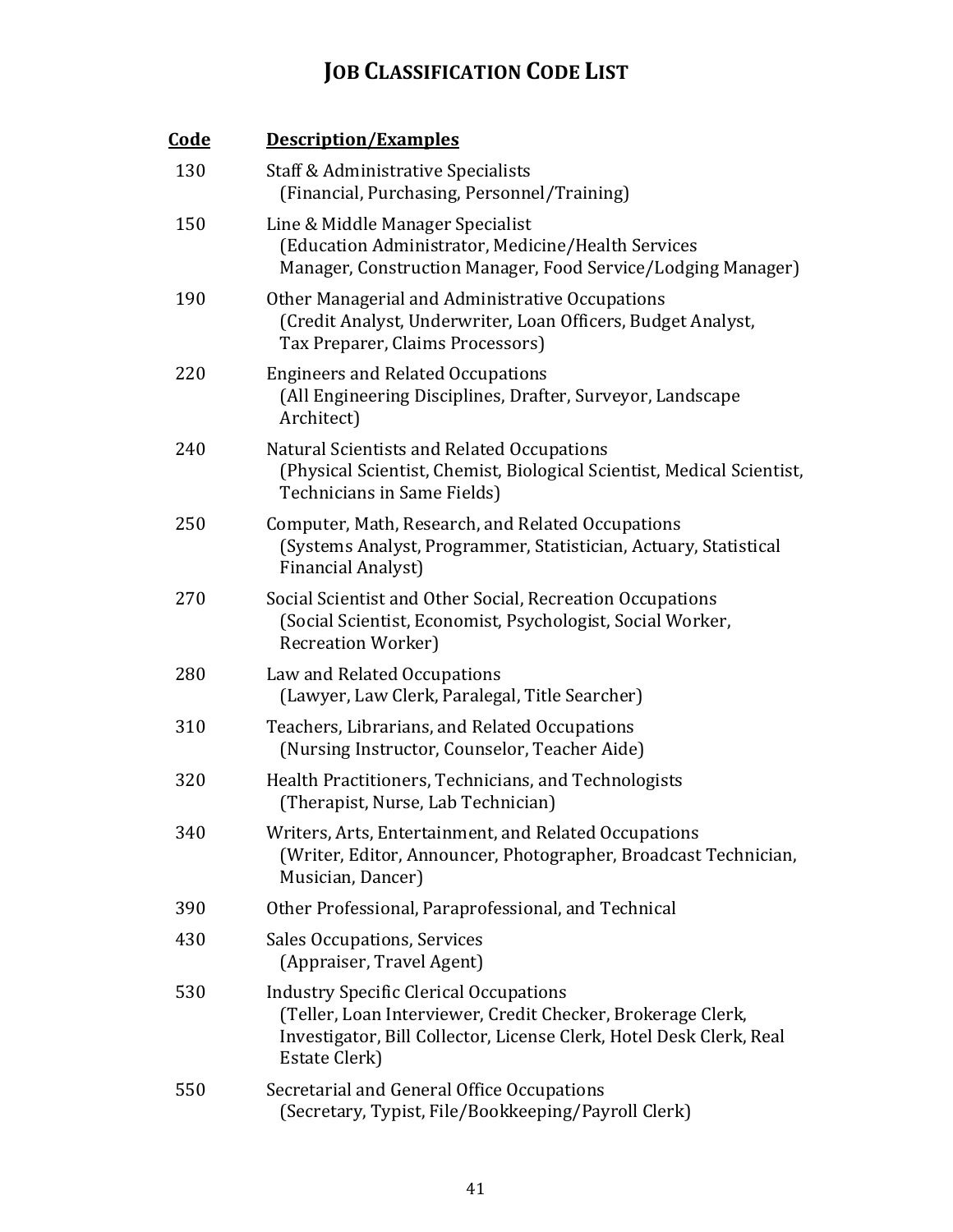# JOB CLASSIFICATION CODE LIST

| Code | Description/Examples |
|---|---|
| 130 | Staff & Administrative Specialists (Financial, Purchasing, Personnel/Training) |
| 150 | Line & Middle Manager Specialist (Education Administrator, Medicine/Health Services Manager, Construction Manager, Food Service/Lodging Manager) |
| 190 | Other Managerial and Administrative Occupations (Credit Analyst, Underwriter, Loan Officers, Budget Analyst, Tax Preparer, Claims Processors) |
| 220 | Engineers and Related Occupations (All Engineering Disciplines, Drafter, Surveyor, Landscape Architect) |
| 240 | Natural Scientists and Related Occupations (Physical Scientist, Chemist, Biological Scientist, Medical Scientist, Technicians in Same Fields) |
| 250 | Computer, Math, Research, and Related Occupations (Systems Analyst, Programmer, Statistician, Actuary, Statistical Financial Analyst) |
| 270 | Social Scientist and Other Social, Recreation Occupations (Social Scientist, Economist, Psychologist, Social Worker, Recreation Worker) |
| 280 | Law and Related Occupations (Lawyer, Law Clerk, Paralegal, Title Searcher) |
| 310 | Teachers, Librarians, and Related Occupations (Nursing Instructor, Counselor, Teacher Aide) |
| 320 | Health Practitioners, Technicians, and Technologists (Therapist, Nurse, Lab Technician) |
| 340 | Writers, Arts, Entertainment, and Related Occupations (Writer, Editor, Announcer, Photographer, Broadcast Technician, Musician, Dancer) |
| 390 | Other Professional, Paraprofessional, and Technical |
| 430 | Sales Occupations, Services (Appraiser, Travel Agent) |
| 530 | Industry Specific Clerical Occupations (Teller, Loan Interviewer, Credit Checker, Brokerage Clerk, Investigator, Bill Collector, License Clerk, Hotel Desk Clerk, Real Estate Clerk) |
| 550 | Secretarial and General Office Occupations (Secretary, Typist, File/Bookkeeping/Payroll Clerk) |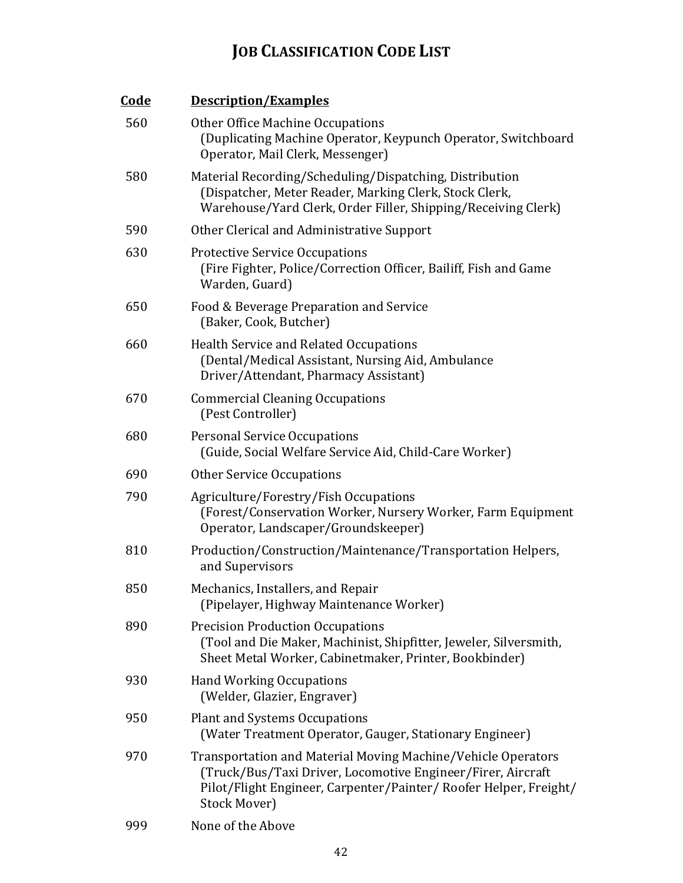# JOB CLASSIFICATION CODE LIST

| Code | Description/Examples |
| --- | --- |
| 560 | Other Office Machine Occupations (Duplicating Machine Operator, Keypunch Operator, Switchboard Operator, Mail Clerk, Messenger) |
| 580 | Material Recording/Scheduling/Dispatching, Distribution (Dispatcher, Meter Reader, Marking Clerk, Stock Clerk, Warehouse/Yard Clerk, Order Filler, Shipping/Receiving Clerk) |
| 590 | Other Clerical and Administrative Support |
| 630 | Protective Service Occupations (Fire Fighter, Police/Correction Officer, Bailiff, Fish and Game Warden, Guard) |
| 650 | Food & Beverage Preparation and Service (Baker, Cook, Butcher) |
| 660 | Health Service and Related Occupations (Dental/Medical Assistant, Nursing Aid, Ambulance Driver/Attendant, Pharmacy Assistant) |
| 670 | Commercial Cleaning Occupations (Pest Controller) |
| 680 | Personal Service Occupations (Guide, Social Welfare Service Aid, Child-Care Worker) |
| 690 | Other Service Occupations |
| 790 | Agriculture/Forestry/Fish Occupations (Forest/Conservation Worker, Nursery Worker, Farm Equipment Operator, Landscaper/Groundskeeper) |
| 810 | Production/Construction/Maintenance/Transportation Helpers, and Supervisors |
| 850 | Mechanics, Installers, and Repair (Pipelayer, Highway Maintenance Worker) |
| 890 | Precision Production Occupations (Tool and Die Maker, Machinist, Shipfitter, Jeweler, Silversmith, Sheet Metal Worker, Cabinetmaker, Printer, Bookbinder) |
| 930 | Hand Working Occupations (Welder, Glazier, Engraver) |
| 950 | Plant and Systems Occupations (Water Treatment Operator, Gauger, Stationary Engineer) |
| 970 | Transportation and Material Moving Machine/Vehicle Operators (Truck/Bus/Taxi Driver, Locomotive Engineer/Firer, Aircraft Pilot/Flight Engineer, Carpenter/Painter/ Roofer Helper, Freight/ Stock Mover) |
| 999 | None of the Above |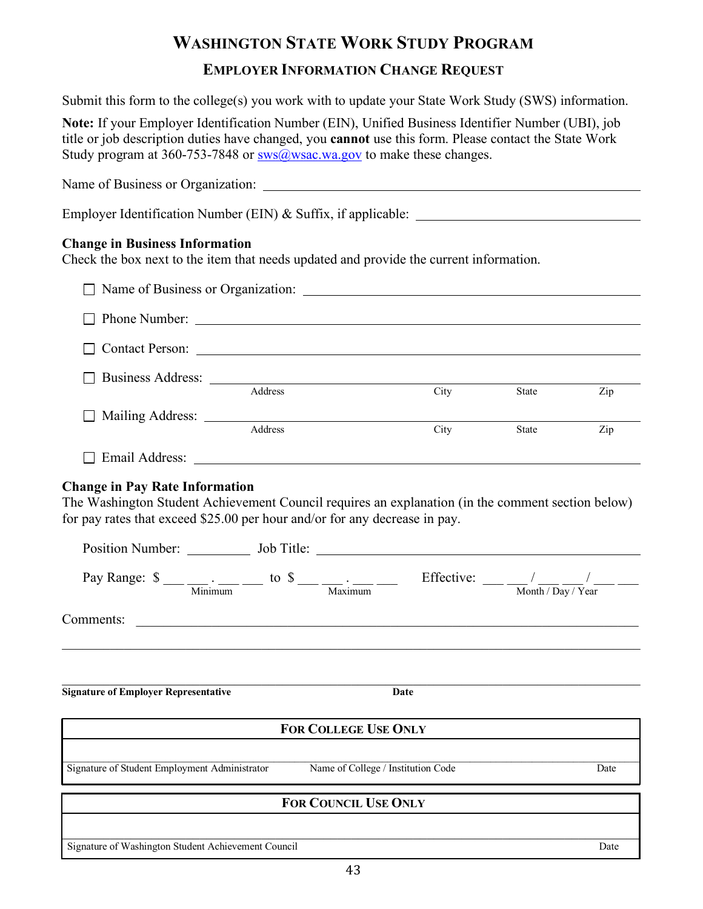# WASHINGTON STATE WORK STUDY PROGRAM

## EMPLOYER INFORMATION CHANGE REQUEST

Submit this form to the college(s) you work with to update your State Work Study (SWS) information.

**Note:** If your Employer Identification Number (EIN), Unified Business Identifier Number (UBI), job title or job description duties have changed, you **cannot** use this form. Please contact the State Work Study program at 360-753-7848 or sws@wsac.wa.gov to make these changes.

Name of Business or Organization: ______________________________

Employer Identification Number (EIN) & Suffix, if applicable: ______________________________

**Change in Business Information**

Check the box next to the item that needs updated and provide the current information.

☐ Name of Business or Organization: ______________________________

☐ Phone Number: ______________________________

☐ Contact Person: ______________________________

☐ Business Address: ______________________________
Address City State Zip

☐ Mailing Address: ______________________________
Address City State Zip

☐ Email Address: ______________________________

**Change in Pay Rate Information**

The Washington Student Achievement Council requires an explanation (in the comment section below) for pay rates that exceed $25.00 per hour and/or for any decrease in pay.

Position Number: __________ Job Title: ______________________________

Pay Range: $ ___ ___ . ___ ___ to $ ___ ___ . ___ ___ Effective: ___ ___ / ___ ___ / ___ ___
Minimum Maximum Month / Day / Year

Comments: ______________________________

______________________________

______________________________

**Signature of Employer Representative** **Date**

| FOR COLLEGE USE ONLY | | |
|---|---|---|
| | | |
| Signature of Student Employment Administrator | Name of College / Institution Code | Date |

| FOR COUNCIL USE ONLY | |
|---|---|
| | |
| Signature of Washington Student Achievement Council | Date |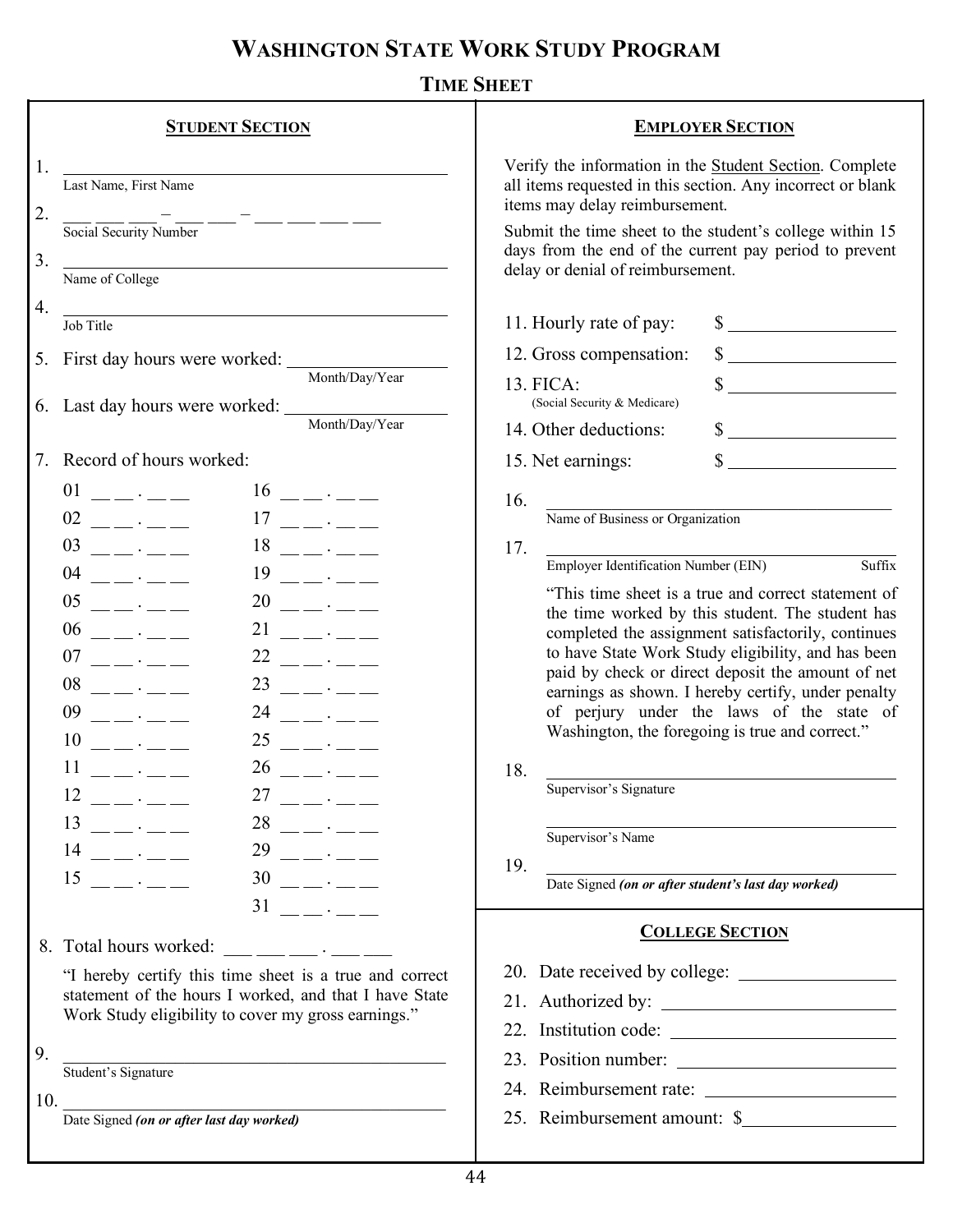# WASHINGTON STATE WORK STUDY PROGRAM

## TIME SHEET

### STUDENT SECTION

1. ______________________________________
Last Name, First Name

2. ___ ___ ___ – ___ ___ – ___ ___ ___ ___
Social Security Number

3. ______________________________________
Name of College

4. ______________________________________
Job Title

5. First day hours were worked: ________________
Month/Day/Year

6. Last day hours were worked: ________________
Month/Day/Year

7. Record of hours worked:

| | | | |
|---|---|---|---|
| 01 | __ __ . __ __ | 16 | __ __ . __ __ |
| 02 | __ __ . __ __ | 17 | __ __ . __ __ |
| 03 | __ __ . __ __ | 18 | __ __ . __ __ |
| 04 | __ __ . __ __ | 19 | __ __ . __ __ |
| 05 | __ __ . __ __ | 20 | __ __ . __ __ |
| 06 | __ __ . __ __ | 21 | __ __ . __ __ |
| 07 | __ __ . __ __ | 22 | __ __ . __ __ |
| 08 | __ __ . __ __ | 23 | __ __ . __ __ |
| 09 | __ __ . __ __ | 24 | __ __ . __ __ |
| 10 | __ __ . __ __ | 25 | __ __ . __ __ |
| 11 | __ __ . __ __ | 26 | __ __ . __ __ |
| 12 | __ __ . __ __ | 27 | __ __ . __ __ |
| 13 | __ __ . __ __ | 28 | __ __ . __ __ |
| 14 | __ __ . __ __ | 29 | __ __ . __ __ |
| 15 | __ __ . __ __ | 30 | __ __ . __ __ |
| | | 31 | __ __ . __ __ |

8. Total hours worked: ___ ___ ___ . ___ ___

"I hereby certify this time sheet is a true and correct statement of the hours I worked, and that I have State Work Study eligibility to cover my gross earnings."

9. ______________________________________
Student's Signature

10. ______________________________________
Date Signed ***(on or after last day worked)***

### EMPLOYER SECTION

Verify the information in the Student Section. Complete all items requested in this section. Any incorrect or blank items may delay reimbursement.

Submit the time sheet to the student's college within 15 days from the end of the current pay period to prevent delay or denial of reimbursement.

11. Hourly rate of pay: $ ________________

12. Gross compensation: $ ________________

13. FICA: $ ________________
(Social Security & Medicare)

14. Other deductions: $ ________________

15. Net earnings: $ ________________

16. ______________________________________
Name of Business or Organization

17. ______________________________________
Employer Identification Number (EIN) Suffix

"This time sheet is a true and correct statement of the time worked by this student. The student has completed the assignment satisfactorily, continues to have State Work Study eligibility, and has been paid by check or direct deposit the amount of net earnings as shown. I hereby certify, under penalty of perjury under the laws of the state of Washington, the foregoing is true and correct."

18. ______________________________________
Supervisor's Signature

______________________________________
Supervisor's Name

19. ______________________________________
Date Signed ***(on or after student's last day worked)***

### COLLEGE SECTION

20. Date received by college: ________________

21. Authorized by: ________________

22. Institution code: ________________

23. Position number: ________________

24. Reimbursement rate: ________________

25. Reimbursement amount: $________________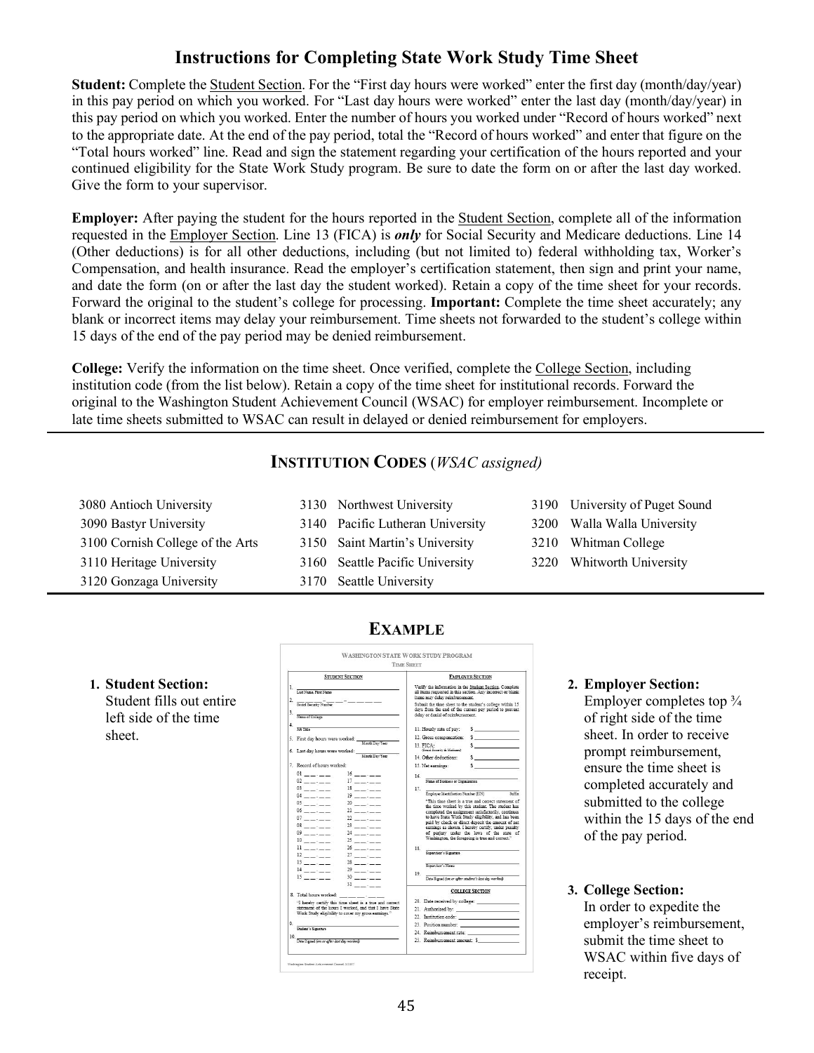# Instructions for Completing State Work Study Time Sheet

**Student:** Complete the Student Section. For the "First day hours were worked" enter the first day (month/day/year) in this pay period on which you worked. For "Last day hours were worked" enter the last day (month/day/year) in this pay period on which you worked. Enter the number of hours you worked under "Record of hours worked" next to the appropriate date. At the end of the pay period, total the "Record of hours worked" and enter that figure on the "Total hours worked" line. Read and sign the statement regarding your certification of the hours reported and your continued eligibility for the State Work Study program. Be sure to date the form on or after the last day worked. Give the form to your supervisor.

**Employer:** After paying the student for the hours reported in the Student Section, complete all of the information requested in the Employer Section. Line 13 (FICA) is ***only*** for Social Security and Medicare deductions. Line 14 (Other deductions) is for all other deductions, including (but not limited to) federal withholding tax, Worker's Compensation, and health insurance. Read the employer's certification statement, then sign and print your name, and date the form (on or after the last day the student worked). Retain a copy of the time sheet for your records. Forward the original to the student's college for processing. **Important:** Complete the time sheet accurately; any blank or incorrect items may delay your reimbursement. Time sheets not forwarded to the student's college within 15 days of the end of the pay period may be denied reimbursement.

**College:** Verify the information on the time sheet. Once verified, complete the College Section, including institution code (from the list below). Retain a copy of the time sheet for institutional records. Forward the original to the Washington Student Achievement Council (WSAC) for employer reimbursement. Incomplete or late time sheets submitted to WSAC can result in delayed or denied reimbursement for employers.

## INSTITUTION CODES (*WSAC assigned)*

| | | |
|---|---|---|
| 3080 Antioch University | 3130 Northwest University | 3190 University of Puget Sound |
| 3090 Bastyr University | 3140 Pacific Lutheran University | 3200 Walla Walla University |
| 3100 Cornish College of the Arts | 3150 Saint Martin's University | 3210 Whitman College |
| 3110 Heritage University | 3160 Seattle Pacific University | 3220 Whitworth University |
| 3120 Gonzaga University | 3170 Seattle University | |

## EXAMPLE

1. **Student Section:** Student fills out entire left side of the time sheet.

2. **Employer Section:** Employer completes top ¾ of right side of the time sheet. In order to receive prompt reimbursement, ensure the time sheet is completed accurately and submitted to the college within the 15 days of the end of the pay period.

3. **College Section:** In order to expedite the employer's reimbursement, submit the time sheet to WSAC within five days of receipt.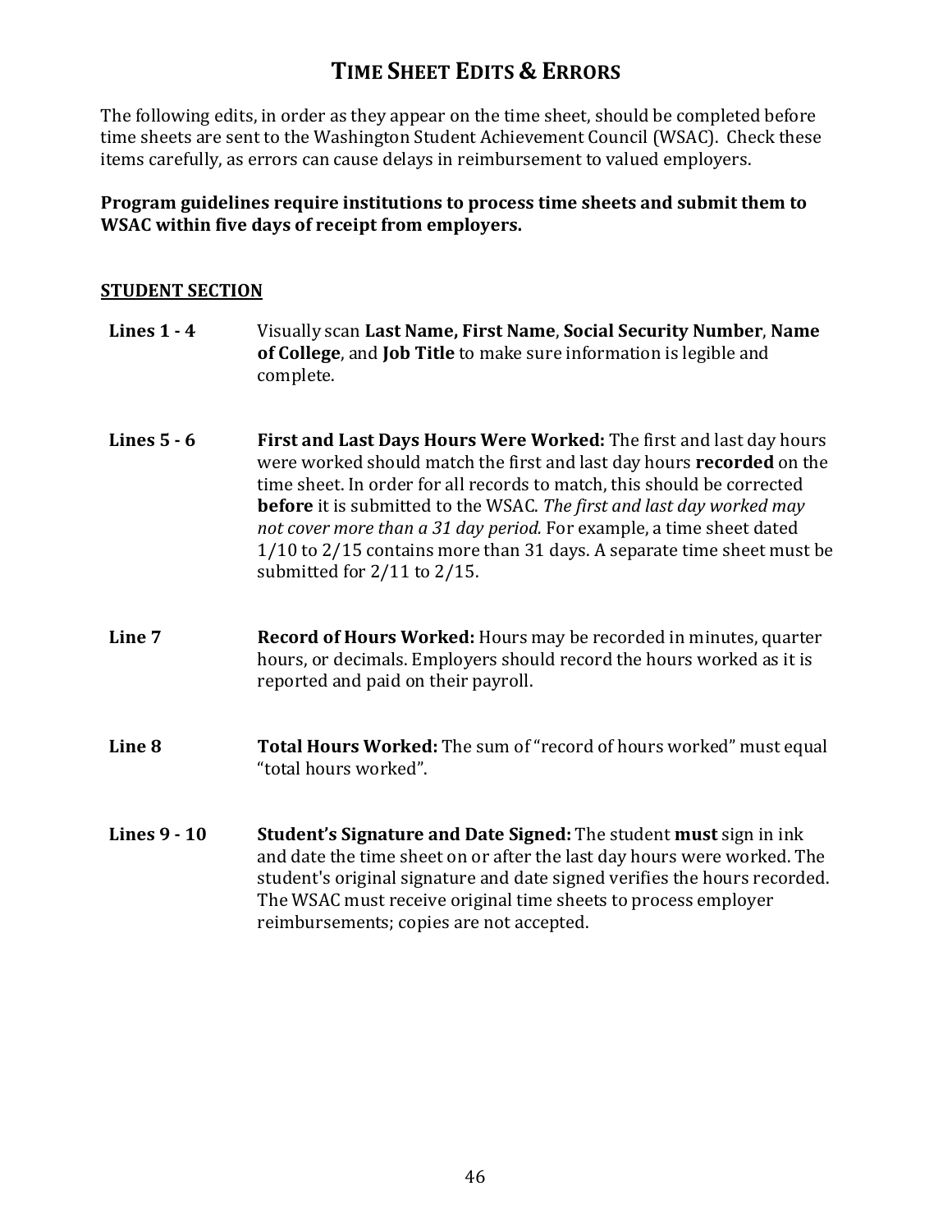# TIME SHEET EDITS & ERRORS

The following edits, in order as they appear on the time sheet, should be completed before time sheets are sent to the Washington Student Achievement Council (WSAC). Check these items carefully, as errors can cause delays in reimbursement to valued employers.

**Program guidelines require institutions to process time sheets and submit them to WSAC within five days of receipt from employers.**

## STUDENT SECTION

**Lines 1 - 4** Visually scan **Last Name, First Name**, **Social Security Number**, **Name of College**, and **Job Title** to make sure information is legible and complete.

**Lines 5 - 6** **First and Last Days Hours Were Worked:** The first and last day hours were worked should match the first and last day hours **recorded** on the time sheet. In order for all records to match, this should be corrected **before** it is submitted to the WSAC. *The first and last day worked may not cover more than a 31 day period.* For example, a time sheet dated 1/10 to 2/15 contains more than 31 days. A separate time sheet must be submitted for 2/11 to 2/15.

**Line 7** **Record of Hours Worked:** Hours may be recorded in minutes, quarter hours, or decimals. Employers should record the hours worked as it is reported and paid on their payroll.

**Line 8** **Total Hours Worked:** The sum of "record of hours worked" must equal "total hours worked".

**Lines 9 - 10** **Student's Signature and Date Signed:** The student **must** sign in ink and date the time sheet on or after the last day hours were worked. The student's original signature and date signed verifies the hours recorded. The WSAC must receive original time sheets to process employer reimbursements; copies are not accepted.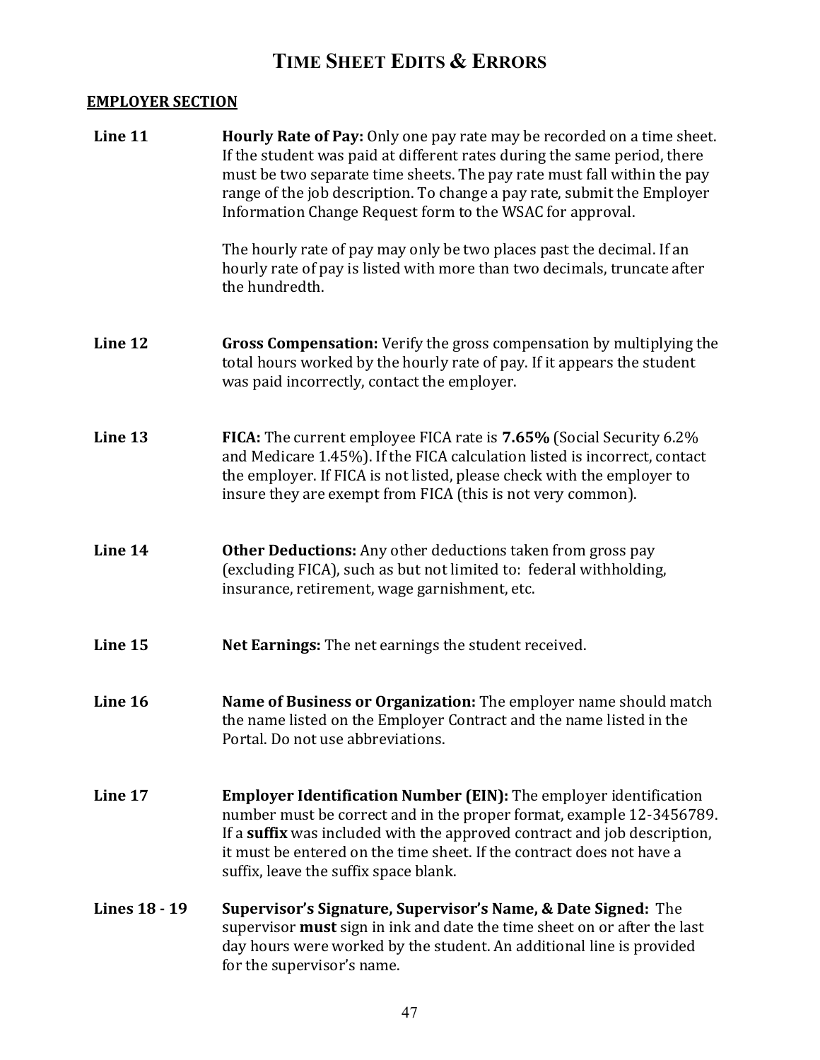# TIME SHEET EDITS & ERRORS

**EMPLOYER SECTION**

**Line 11** — **Hourly Rate of Pay:** Only one pay rate may be recorded on a time sheet. If the student was paid at different rates during the same period, there must be two separate time sheets. The pay rate must fall within the pay range of the job description. To change a pay rate, submit the Employer Information Change Request form to the WSAC for approval.

The hourly rate of pay may only be two places past the decimal. If an hourly rate of pay is listed with more than two decimals, truncate after the hundredth.

**Line 12** — **Gross Compensation:** Verify the gross compensation by multiplying the total hours worked by the hourly rate of pay. If it appears the student was paid incorrectly, contact the employer.

**Line 13** — **FICA:** The current employee FICA rate is **7.65%** (Social Security 6.2% and Medicare 1.45%). If the FICA calculation listed is incorrect, contact the employer. If FICA is not listed, please check with the employer to insure they are exempt from FICA (this is not very common).

**Line 14** — **Other Deductions:** Any other deductions taken from gross pay (excluding FICA), such as but not limited to: federal withholding, insurance, retirement, wage garnishment, etc.

**Line 15** — **Net Earnings:** The net earnings the student received.

**Line 16** — **Name of Business or Organization:** The employer name should match the name listed on the Employer Contract and the name listed in the Portal. Do not use abbreviations.

**Line 17** — **Employer Identification Number (EIN):** The employer identification number must be correct and in the proper format, example 12-3456789. If a **suffix** was included with the approved contract and job description, it must be entered on the time sheet. If the contract does not have a suffix, leave the suffix space blank.

**Lines 18 - 19** — **Supervisor's Signature, Supervisor's Name, & Date Signed:** The supervisor **must** sign in ink and date the time sheet on or after the last day hours were worked by the student. An additional line is provided for the supervisor's name.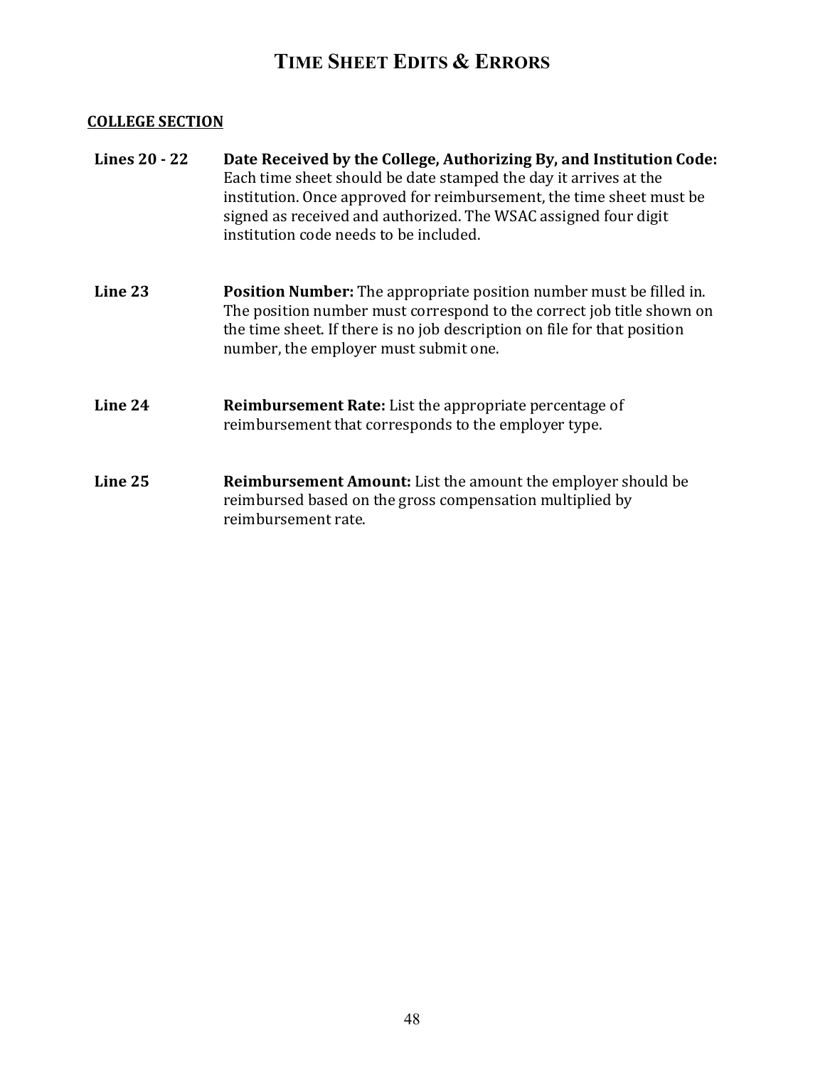# Time Sheet Edits & Errors

## COLLEGE SECTION

**Lines 20 - 22** — **Date Received by the College, Authorizing By, and Institution Code:** Each time sheet should be date stamped the day it arrives at the institution. Once approved for reimbursement, the time sheet must be signed as received and authorized. The WSAC assigned four digit institution code needs to be included.

**Line 23** — **Position Number:** The appropriate position number must be filled in. The position number must correspond to the correct job title shown on the time sheet. If there is no job description on file for that position number, the employer must submit one.

**Line 24** — **Reimbursement Rate:** List the appropriate percentage of reimbursement that corresponds to the employer type.

**Line 25** — **Reimbursement Amount:** List the amount the employer should be reimbursed based on the gross compensation multiplied by reimbursement rate.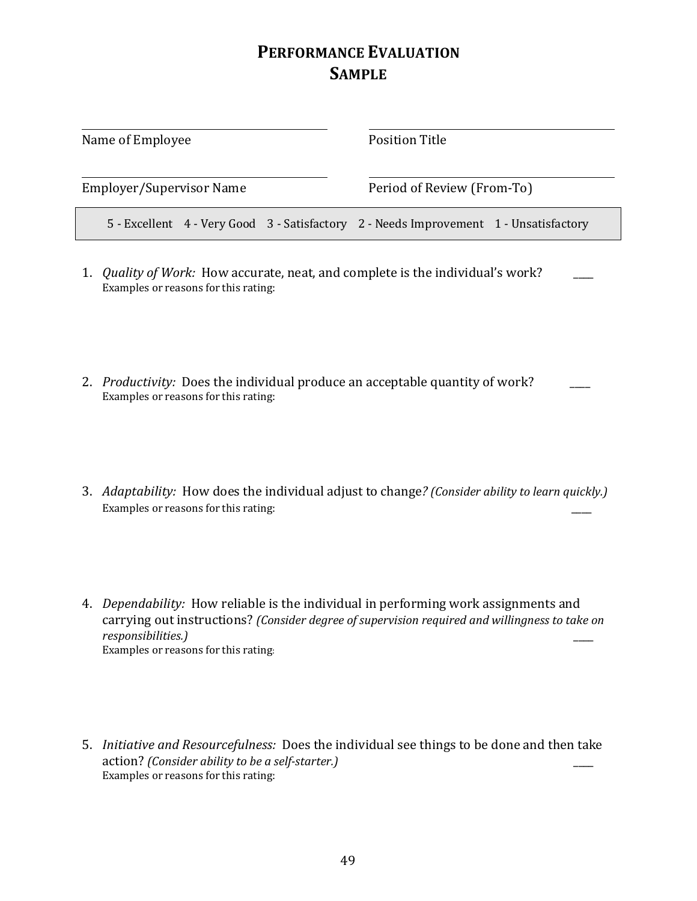# Performance Evaluation
## Sample

______________________________
Name of Employee

______________________________
Position Title

______________________________
Employer/Supervisor Name

______________________________
Period of Review (From-To)

| 5 - Excellent | 4 - Very Good | 3 - Satisfactory | 2 - Needs Improvement | 1 - Unsatisfactory |
|---|---|---|---|---|

1. *Quality of Work:* How accurate, neat, and complete is the individual's work? ____
   Examples or reasons for this rating:

2. *Productivity:* Does the individual produce an acceptable quantity of work? ____
   Examples or reasons for this rating:

3. *Adaptability:* How does the individual adjust to change*? (Consider ability to learn quickly.)*
   Examples or reasons for this rating: ____

4. *Dependability:* How reliable is the individual in performing work assignments and carrying out instructions? *(Consider degree of supervision required and willingness to take on responsibilities.)* ____
   Examples or reasons for this rating:

5. *Initiative and Resourcefulness:* Does the individual see things to be done and then take action? *(Consider ability to be a self-starter.)* ____
   Examples or reasons for this rating: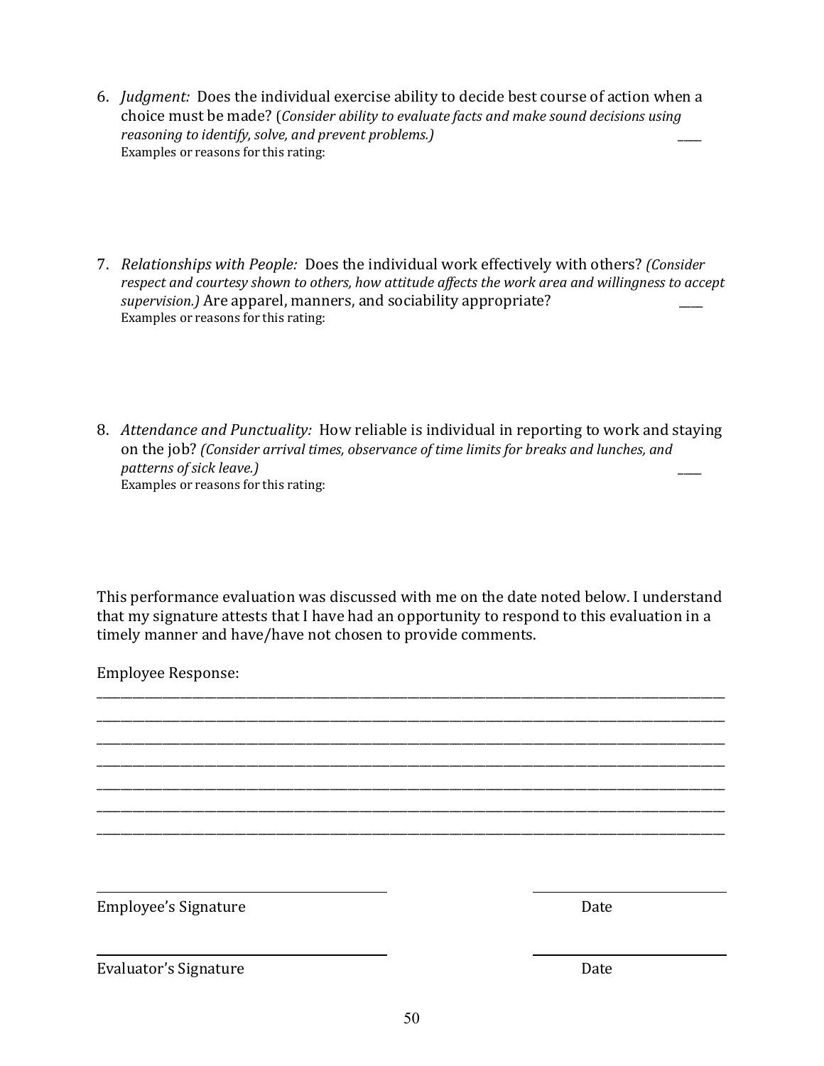6. *Judgment:* Does the individual exercise ability to decide best course of action when a choice must be made? (*Consider ability to evaluate facts and make sound decisions using reasoning to identify, solve, and prevent problems.)* ____
   Examples or reasons for this rating:

7. *Relationships with People:* Does the individual work effectively with others? *(Consider respect and courtesy shown to others, how attitude affects the work area and willingness to accept supervision.)* Are apparel, manners, and sociability appropriate? ____
   Examples or reasons for this rating:

8. *Attendance and Punctuality:* How reliable is individual in reporting to work and staying on the job? *(Consider arrival times, observance of time limits for breaks and lunches, and patterns of sick leave.)* ____
   Examples or reasons for this rating:

This performance evaluation was discussed with me on the date noted below. I understand that my signature attests that I have had an opportunity to respond to this evaluation in a timely manner and have/have not chosen to provide comments.

Employee Response:
________________________________________________________________________________________________
________________________________________________________________________________________________
________________________________________________________________________________________________
________________________________________________________________________________________________
________________________________________________________________________________________________
________________________________________________________________________________________________
________________________________________________________________________________________________

_______________________________ _______________

Employee's Signature Date

_______________________________ _______________

Evaluator's Signature Date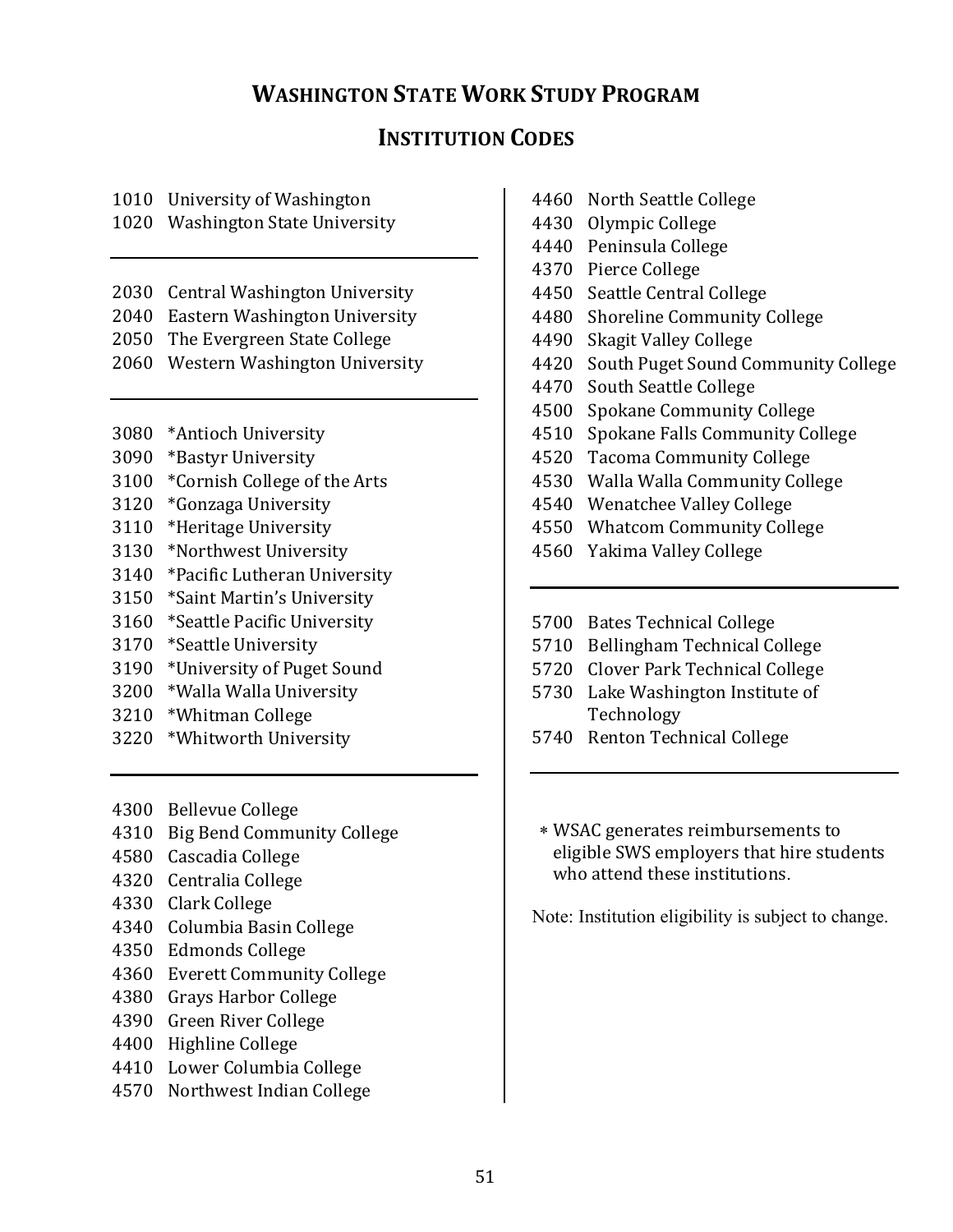# WASHINGTON STATE WORK STUDY PROGRAM

## INSTITUTION CODES

1010 University of Washington
1020 Washington State University

---

2030 Central Washington University
2040 Eastern Washington University
2050 The Evergreen State College
2060 Western Washington University

---

3080 *Antioch University
3090 *Bastyr University
3100 *Cornish College of the Arts
3120 *Gonzaga University
3110 *Heritage University
3130 *Northwest University
3140 *Pacific Lutheran University
3150 *Saint Martin's University
3160 *Seattle Pacific University
3170 *Seattle University
3190 *University of Puget Sound
3200 *Walla Walla University
3210 *Whitman College
3220 *Whitworth University

---

4300 Bellevue College
4310 Big Bend Community College
4580 Cascadia College
4320 Centralia College
4330 Clark College
4340 Columbia Basin College
4350 Edmonds College
4360 Everett Community College
4380 Grays Harbor College
4390 Green River College
4400 Highline College
4410 Lower Columbia College
4570 Northwest Indian College
4460 North Seattle College
4430 Olympic College
4440 Peninsula College
4370 Pierce College
4450 Seattle Central College
4480 Shoreline Community College
4490 Skagit Valley College
4420 South Puget Sound Community College
4470 South Seattle College
4500 Spokane Community College
4510 Spokane Falls Community College
4520 Tacoma Community College
4530 Walla Walla Community College
4540 Wenatchee Valley College
4550 Whatcom Community College
4560 Yakima Valley College

---

5700 Bates Technical College
5710 Bellingham Technical College
5720 Clover Park Technical College
5730 Lake Washington Institute of Technology
5740 Renton Technical College

---

* WSAC generates reimbursements to eligible SWS employers that hire students who attend these institutions.

Note: Institution eligibility is subject to change.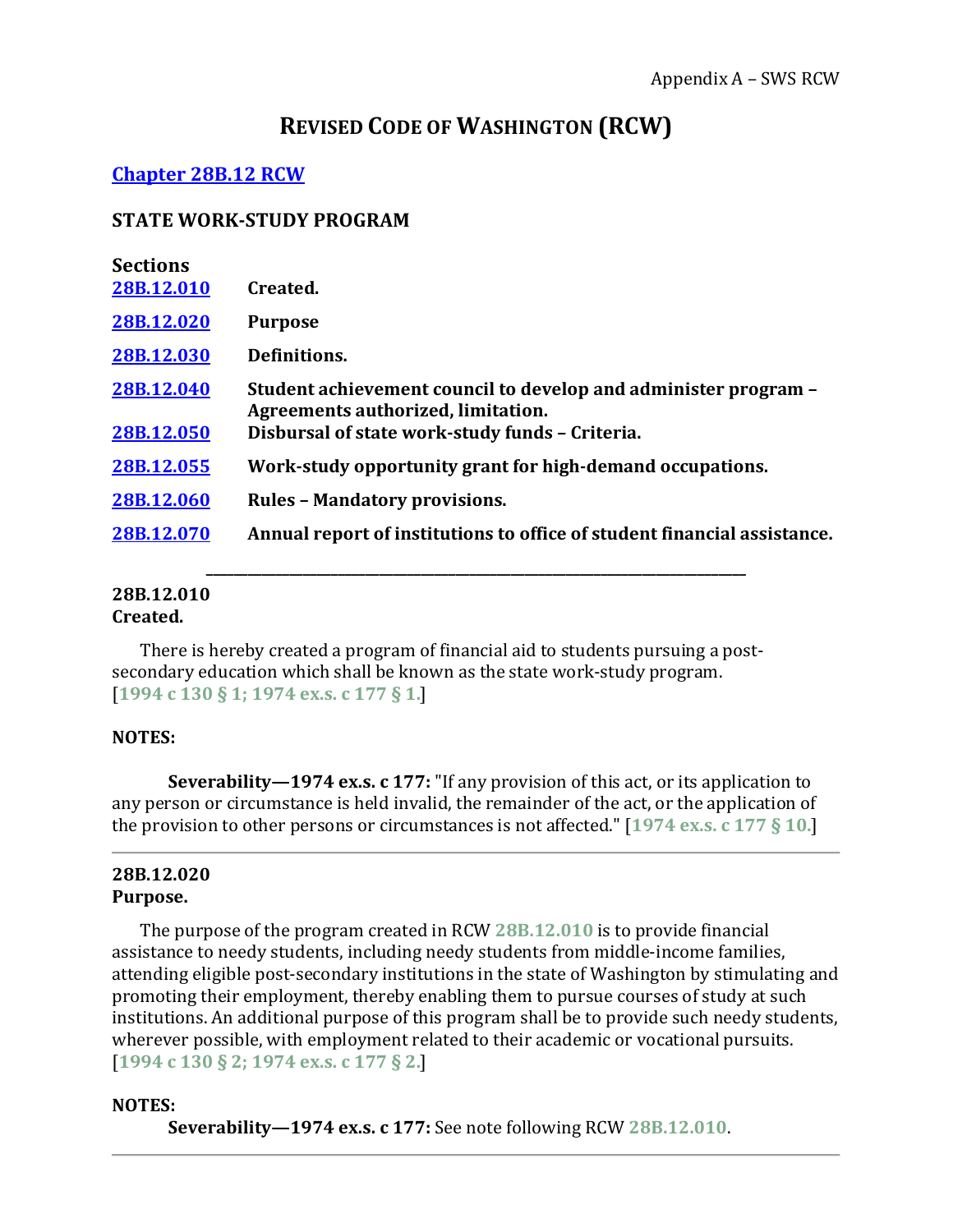# REVISED CODE OF WASHINGTON (RCW)

## [Chapter 28B.12 RCW]

### STATE WORK-STUDY PROGRAM

**Sections**

| | |
|---|---|
| 28B.12.010 | **Created.** |
| 28B.12.020 | **Purpose** |
| 28B.12.030 | **Definitions.** |
| 28B.12.040 | **Student achievement council to develop and administer program – Agreements authorized, limitation.** |
| 28B.12.050 | **Disbursal of state work-study funds – Criteria.** |
| 28B.12.055 | **Work-study opportunity grant for high-demand occupations.** |
| 28B.12.060 | **Rules – Mandatory provisions.** |
| 28B.12.070 | **Annual report of institutions to office of student financial assistance.** |

---

**28B.12.010**
**Created.**

There is hereby created a program of financial aid to students pursuing a post-secondary education which shall be known as the state work-study program. [**1994 c 130 § 1; 1974 ex.s. c 177 § 1.**]

**NOTES:**

**Severability—1974 ex.s. c 177:** "If any provision of this act, or its application to any person or circumstance is held invalid, the remainder of the act, or the application of the provision to other persons or circumstances is not affected." [**1974 ex.s. c 177 § 10.**]

---

**28B.12.020**
**Purpose.**

The purpose of the program created in RCW **28B.12.010** is to provide financial assistance to needy students, including needy students from middle-income families, attending eligible post-secondary institutions in the state of Washington by stimulating and promoting their employment, thereby enabling them to pursue courses of study at such institutions. An additional purpose of this program shall be to provide such needy students, wherever possible, with employment related to their academic or vocational pursuits. [**1994 c 130 § 2; 1974 ex.s. c 177 § 2.**]

**NOTES:**

**Severability—1974 ex.s. c 177:** See note following RCW **28B.12.010**.

---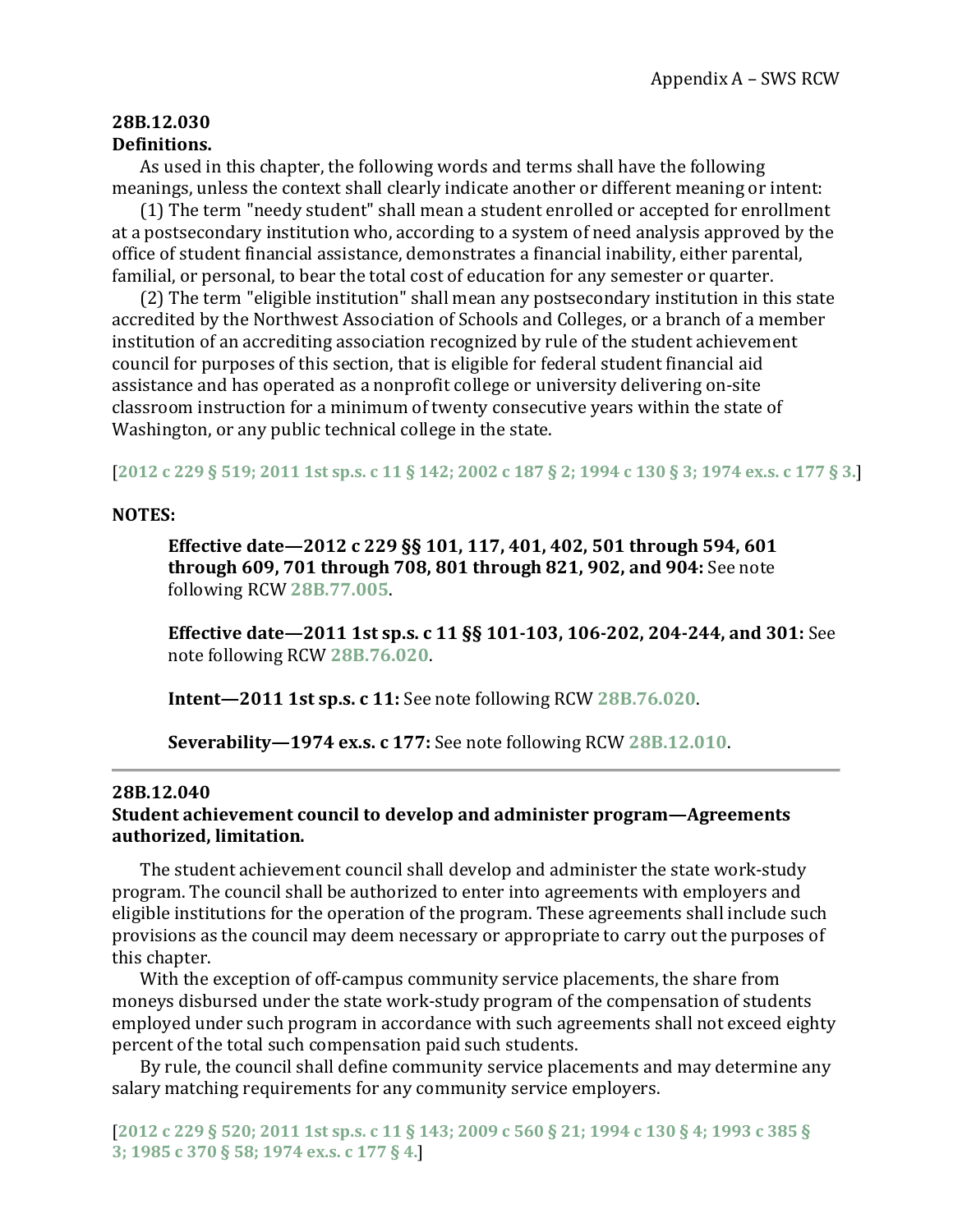**28B.12.030**
**Definitions.**

As used in this chapter, the following words and terms shall have the following meanings, unless the context shall clearly indicate another or different meaning or intent:

(1) The term "needy student" shall mean a student enrolled or accepted for enrollment at a postsecondary institution who, according to a system of need analysis approved by the office of student financial assistance, demonstrates a financial inability, either parental, familial, or personal, to bear the total cost of education for any semester or quarter.

(2) The term "eligible institution" shall mean any postsecondary institution in this state accredited by the Northwest Association of Schools and Colleges, or a branch of a member institution of an accrediting association recognized by rule of the student achievement council for purposes of this section, that is eligible for federal student financial aid assistance and has operated as a nonprofit college or university delivering on-site classroom instruction for a minimum of twenty consecutive years within the state of Washington, or any public technical college in the state.

[**2012 c 229 § 519; 2011 1st sp.s. c 11 § 142; 2002 c 187 § 2; 1994 c 130 § 3; 1974 ex.s. c 177 § 3.**]

**NOTES:**

**Effective date—2012 c 229 §§ 101, 117, 401, 402, 501 through 594, 601 through 609, 701 through 708, 801 through 821, 902, and 904:** See note following RCW **28B.77.005**.

**Effective date—2011 1st sp.s. c 11 §§ 101-103, 106-202, 204-244, and 301:** See note following RCW **28B.76.020**.

**Intent—2011 1st sp.s. c 11:** See note following RCW **28B.76.020**.

**Severability—1974 ex.s. c 177:** See note following RCW **28B.12.010**.

---

**28B.12.040**
**Student achievement council to develop and administer program—Agreements authorized, limitation.**

The student achievement council shall develop and administer the state work-study program. The council shall be authorized to enter into agreements with employers and eligible institutions for the operation of the program. These agreements shall include such provisions as the council may deem necessary or appropriate to carry out the purposes of this chapter.

With the exception of off-campus community service placements, the share from moneys disbursed under the state work-study program of the compensation of students employed under such program in accordance with such agreements shall not exceed eighty percent of the total such compensation paid such students.

By rule, the council shall define community service placements and may determine any salary matching requirements for any community service employers.

[**2012 c 229 § 520; 2011 1st sp.s. c 11 § 143; 2009 c 560 § 21; 1994 c 130 § 4; 1993 c 385 § 3; 1985 c 370 § 58; 1974 ex.s. c 177 § 4.**]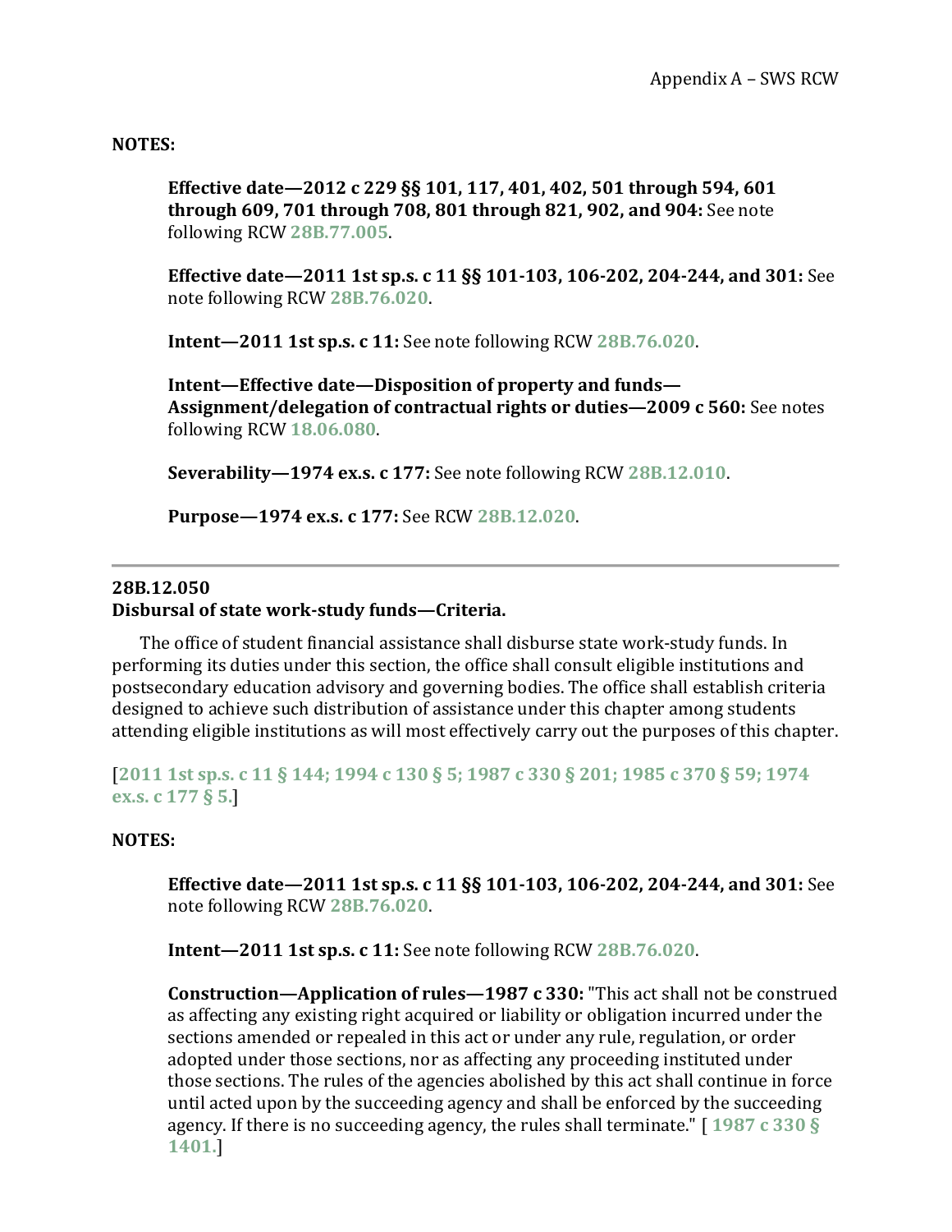**NOTES:**

> **Effective date—2012 c 229 §§ 101, 117, 401, 402, 501 through 594, 601 through 609, 701 through 708, 801 through 821, 902, and 904:** See note following RCW 28B.77.005.
>
> **Effective date—2011 1st sp.s. c 11 §§ 101-103, 106-202, 204-244, and 301:** See note following RCW 28B.76.020.
>
> **Intent—2011 1st sp.s. c 11:** See note following RCW 28B.76.020.
>
> **Intent—Effective date—Disposition of property and funds—Assignment/delegation of contractual rights or duties—2009 c 560:** See notes following RCW 18.06.080.
>
> **Severability—1974 ex.s. c 177:** See note following RCW 28B.12.010.
>
> **Purpose—1974 ex.s. c 177:** See RCW 28B.12.020.

---

**28B.12.050**
**Disbursal of state work-study funds—Criteria.**

The office of student financial assistance shall disburse state work-study funds. In performing its duties under this section, the office shall consult eligible institutions and postsecondary education advisory and governing bodies. The office shall establish criteria designed to achieve such distribution of assistance under this chapter among students attending eligible institutions as will most effectively carry out the purposes of this chapter.

[**2011 1st sp.s. c 11 § 144; 1994 c 130 § 5; 1987 c 330 § 201; 1985 c 370 § 59; 1974 ex.s. c 177 § 5.**]

**NOTES:**

> **Effective date—2011 1st sp.s. c 11 §§ 101-103, 106-202, 204-244, and 301:** See note following RCW 28B.76.020.
>
> **Intent—2011 1st sp.s. c 11:** See note following RCW 28B.76.020.
>
> **Construction—Application of rules—1987 c 330:** "This act shall not be construed as affecting any existing right acquired or liability or obligation incurred under the sections amended or repealed in this act or under any rule, regulation, or order adopted under those sections, nor as affecting any proceeding instituted under those sections. The rules of the agencies abolished by this act shall continue in force until acted upon by the succeeding agency and shall be enforced by the succeeding agency. If there is no succeeding agency, the rules shall terminate." [ **1987 c 330 § 1401.**]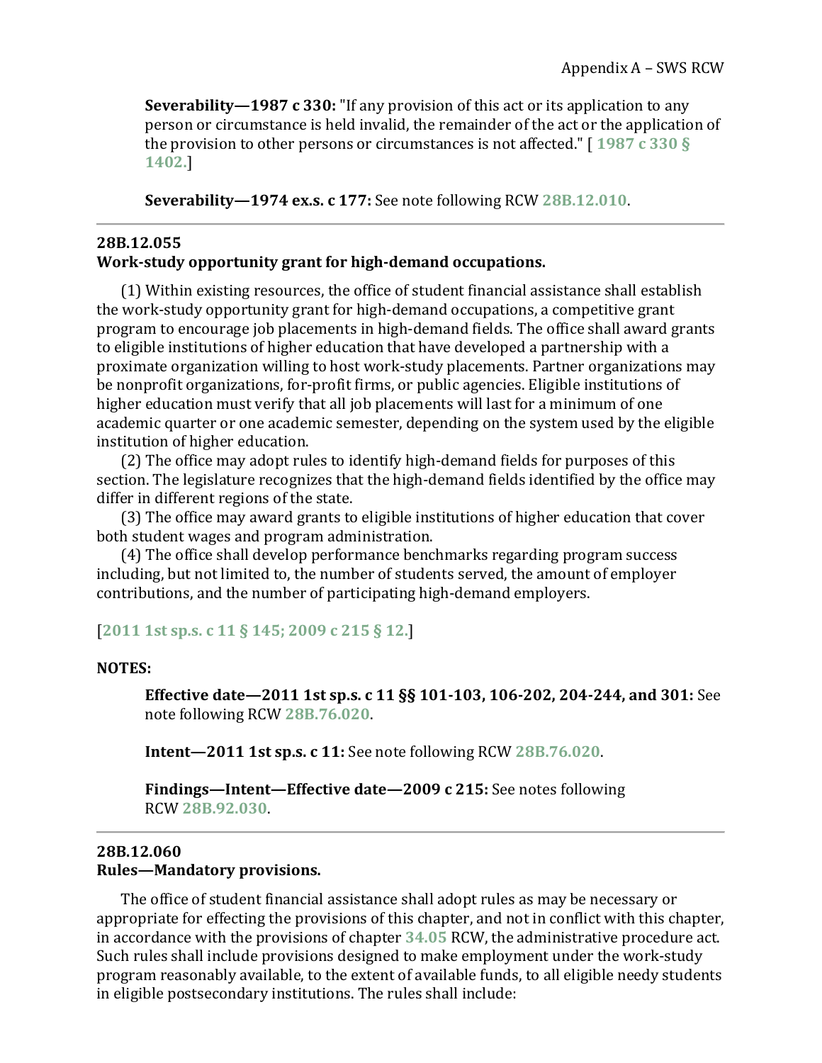**Severability—1987 c 330:** "If any provision of this act or its application to any person or circumstance is held invalid, the remainder of the act or the application of the provision to other persons or circumstances is not affected." [ 1987 c 330 § 1402.]

**Severability—1974 ex.s. c 177:** See note following RCW 28B.12.010.

---

**28B.12.055**
**Work-study opportunity grant for high-demand occupations.**

(1) Within existing resources, the office of student financial assistance shall establish the work-study opportunity grant for high-demand occupations, a competitive grant program to encourage job placements in high-demand fields. The office shall award grants to eligible institutions of higher education that have developed a partnership with a proximate organization willing to host work-study placements. Partner organizations may be nonprofit organizations, for-profit firms, or public agencies. Eligible institutions of higher education must verify that all job placements will last for a minimum of one academic quarter or one academic semester, depending on the system used by the eligible institution of higher education.

(2) The office may adopt rules to identify high-demand fields for purposes of this section. The legislature recognizes that the high-demand fields identified by the office may differ in different regions of the state.

(3) The office may award grants to eligible institutions of higher education that cover both student wages and program administration.

(4) The office shall develop performance benchmarks regarding program success including, but not limited to, the number of students served, the amount of employer contributions, and the number of participating high-demand employers.

[2011 1st sp.s. c 11 § 145; 2009 c 215 § 12.]

**NOTES:**

**Effective date—2011 1st sp.s. c 11 §§ 101-103, 106-202, 204-244, and 301:** See note following RCW 28B.76.020.

**Intent—2011 1st sp.s. c 11:** See note following RCW 28B.76.020.

**Findings—Intent—Effective date—2009 c 215:** See notes following RCW 28B.92.030.

---

**28B.12.060**
**Rules—Mandatory provisions.**

The office of student financial assistance shall adopt rules as may be necessary or appropriate for effecting the provisions of this chapter, and not in conflict with this chapter, in accordance with the provisions of chapter 34.05 RCW, the administrative procedure act. Such rules shall include provisions designed to make employment under the work-study program reasonably available, to the extent of available funds, to all eligible needy students in eligible postsecondary institutions. The rules shall include: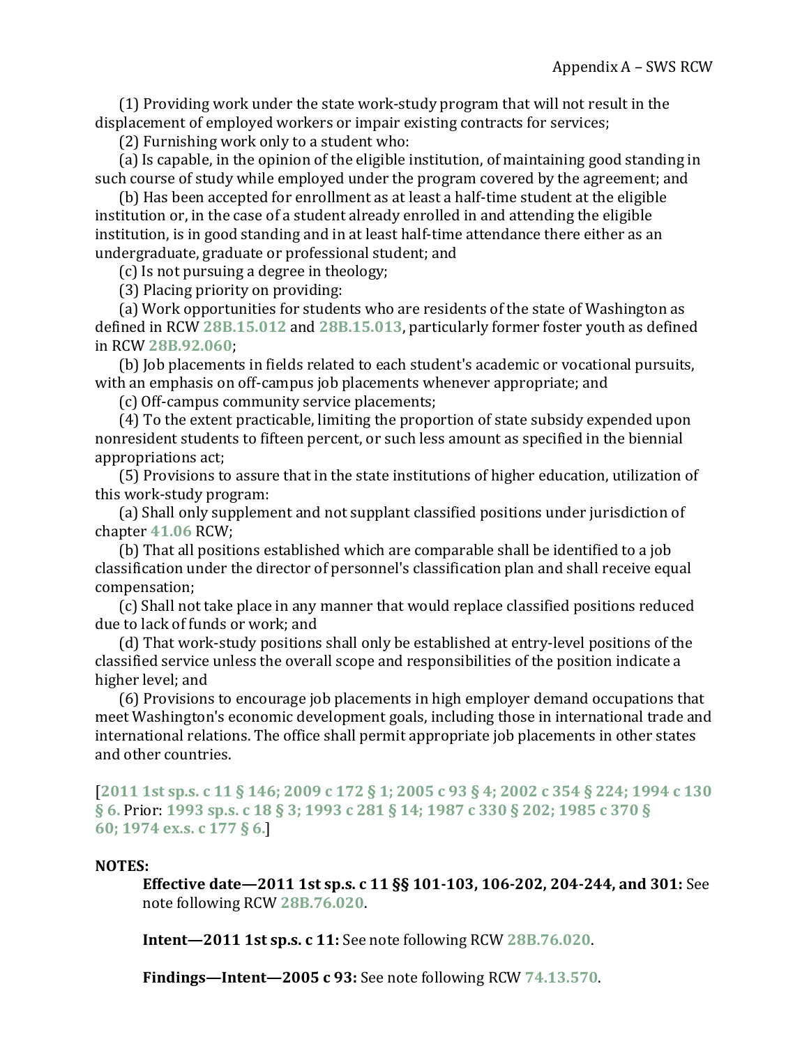(1) Providing work under the state work-study program that will not result in the displacement of employed workers or impair existing contracts for services;

(2) Furnishing work only to a student who:

(a) Is capable, in the opinion of the eligible institution, of maintaining good standing in such course of study while employed under the program covered by the agreement; and

(b) Has been accepted for enrollment as at least a half-time student at the eligible institution or, in the case of a student already enrolled in and attending the eligible institution, is in good standing and in at least half-time attendance there either as an undergraduate, graduate or professional student; and

(c) Is not pursuing a degree in theology;

(3) Placing priority on providing:

(a) Work opportunities for students who are residents of the state of Washington as defined in RCW **28B.15.012** and **28B.15.013**, particularly former foster youth as defined in RCW **28B.92.060**;

(b) Job placements in fields related to each student's academic or vocational pursuits, with an emphasis on off-campus job placements whenever appropriate; and

(c) Off-campus community service placements;

(4) To the extent practicable, limiting the proportion of state subsidy expended upon nonresident students to fifteen percent, or such less amount as specified in the biennial appropriations act;

(5) Provisions to assure that in the state institutions of higher education, utilization of this work-study program:

(a) Shall only supplement and not supplant classified positions under jurisdiction of chapter **41.06** RCW;

(b) That all positions established which are comparable shall be identified to a job classification under the director of personnel's classification plan and shall receive equal compensation;

(c) Shall not take place in any manner that would replace classified positions reduced due to lack of funds or work; and

(d) That work-study positions shall only be established at entry-level positions of the classified service unless the overall scope and responsibilities of the position indicate a higher level; and

(6) Provisions to encourage job placements in high employer demand occupations that meet Washington's economic development goals, including those in international trade and international relations. The office shall permit appropriate job placements in other states and other countries.

[**2011 1st sp.s. c 11 § 146; 2009 c 172 § 1; 2005 c 93 § 4; 2002 c 354 § 224; 1994 c 130 § 6.** Prior: **1993 sp.s. c 18 § 3; 1993 c 281 § 14; 1987 c 330 § 202; 1985 c 370 § 60; 1974 ex.s. c 177 § 6.**]

**NOTES:**

**Effective date—2011 1st sp.s. c 11 §§ 101-103, 106-202, 204-244, and 301:** See note following RCW **28B.76.020**.

**Intent—2011 1st sp.s. c 11:** See note following RCW **28B.76.020**.

**Findings—Intent—2005 c 93:** See note following RCW **74.13.570**.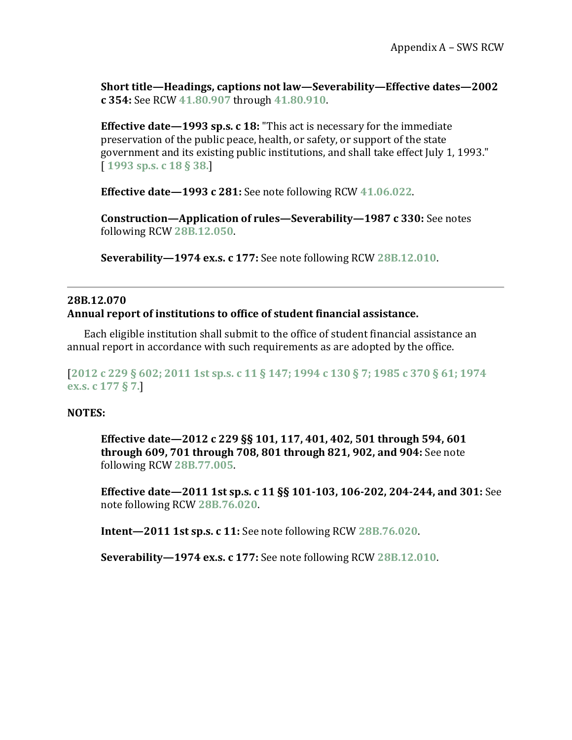**Short title—Headings, captions not law—Severability—Effective dates—2002 c 354:** See RCW 41.80.907 through 41.80.910.

**Effective date—1993 sp.s. c 18:** "This act is necessary for the immediate preservation of the public peace, health, or safety, or support of the state government and its existing public institutions, and shall take effect July 1, 1993." [ 1993 sp.s. c 18 § 38.]

**Effective date—1993 c 281:** See note following RCW 41.06.022.

**Construction—Application of rules—Severability—1987 c 330:** See notes following RCW 28B.12.050.

**Severability—1974 ex.s. c 177:** See note following RCW 28B.12.010.

---

**28B.12.070**
**Annual report of institutions to office of student financial assistance.**

Each eligible institution shall submit to the office of student financial assistance an annual report in accordance with such requirements as are adopted by the office.

[2012 c 229 § 602; 2011 1st sp.s. c 11 § 147; 1994 c 130 § 7; 1985 c 370 § 61; 1974 ex.s. c 177 § 7.]

**NOTES:**

**Effective date—2012 c 229 §§ 101, 117, 401, 402, 501 through 594, 601 through 609, 701 through 708, 801 through 821, 902, and 904:** See note following RCW 28B.77.005.

**Effective date—2011 1st sp.s. c 11 §§ 101-103, 106-202, 204-244, and 301:** See note following RCW 28B.76.020.

**Intent—2011 1st sp.s. c 11:** See note following RCW 28B.76.020.

**Severability—1974 ex.s. c 177:** See note following RCW 28B.12.010.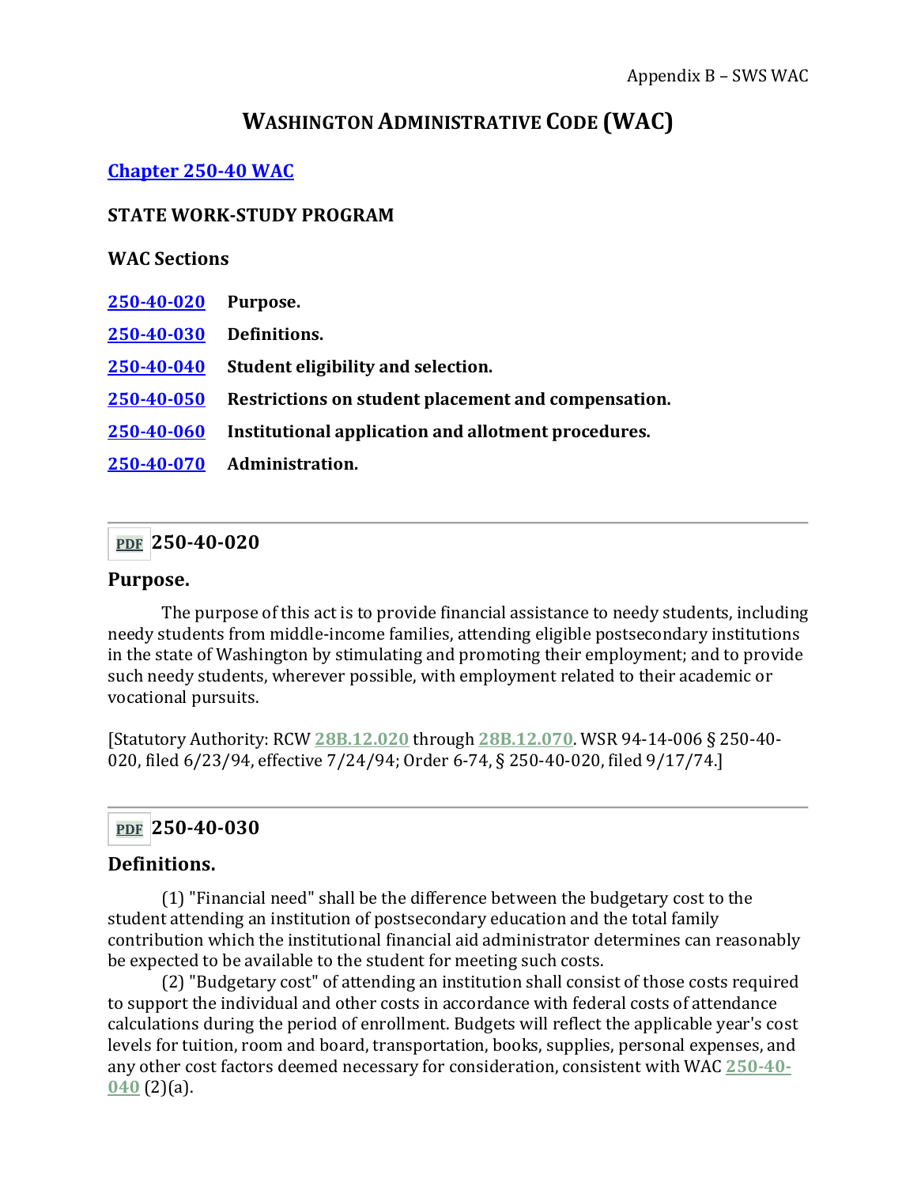# WASHINGTON ADMINISTRATIVE CODE (WAC)

**Chapter 250-40 WAC**

**STATE WORK-STUDY PROGRAM**

**WAC Sections**

| | |
|---|---|
| **250-40-020** | **Purpose.** |
| **250-40-030** | **Definitions.** |
| **250-40-040** | **Student eligibility and selection.** |
| **250-40-050** | **Restrictions on student placement and compensation.** |
| **250-40-060** | **Institutional application and allotment procedures.** |
| **250-40-070** | **Administration.** |

---

## 250-40-020

### Purpose.

The purpose of this act is to provide financial assistance to needy students, including needy students from middle-income families, attending eligible postsecondary institutions in the state of Washington by stimulating and promoting their employment; and to provide such needy students, wherever possible, with employment related to their academic or vocational pursuits.

[Statutory Authority: RCW 28B.12.020 through 28B.12.070. WSR 94-14-006 § 250-40-020, filed 6/23/94, effective 7/24/94; Order 6-74, § 250-40-020, filed 9/17/74.]

---

## 250-40-030

### Definitions.

(1) "Financial need" shall be the difference between the budgetary cost to the student attending an institution of postsecondary education and the total family contribution which the institutional financial aid administrator determines can reasonably be expected to be available to the student for meeting such costs.

(2) "Budgetary cost" of attending an institution shall consist of those costs required to support the individual and other costs in accordance with federal costs of attendance calculations during the period of enrollment. Budgets will reflect the applicable year's cost levels for tuition, room and board, transportation, books, supplies, personal expenses, and any other cost factors deemed necessary for consideration, consistent with WAC 250-40-040 (2)(a).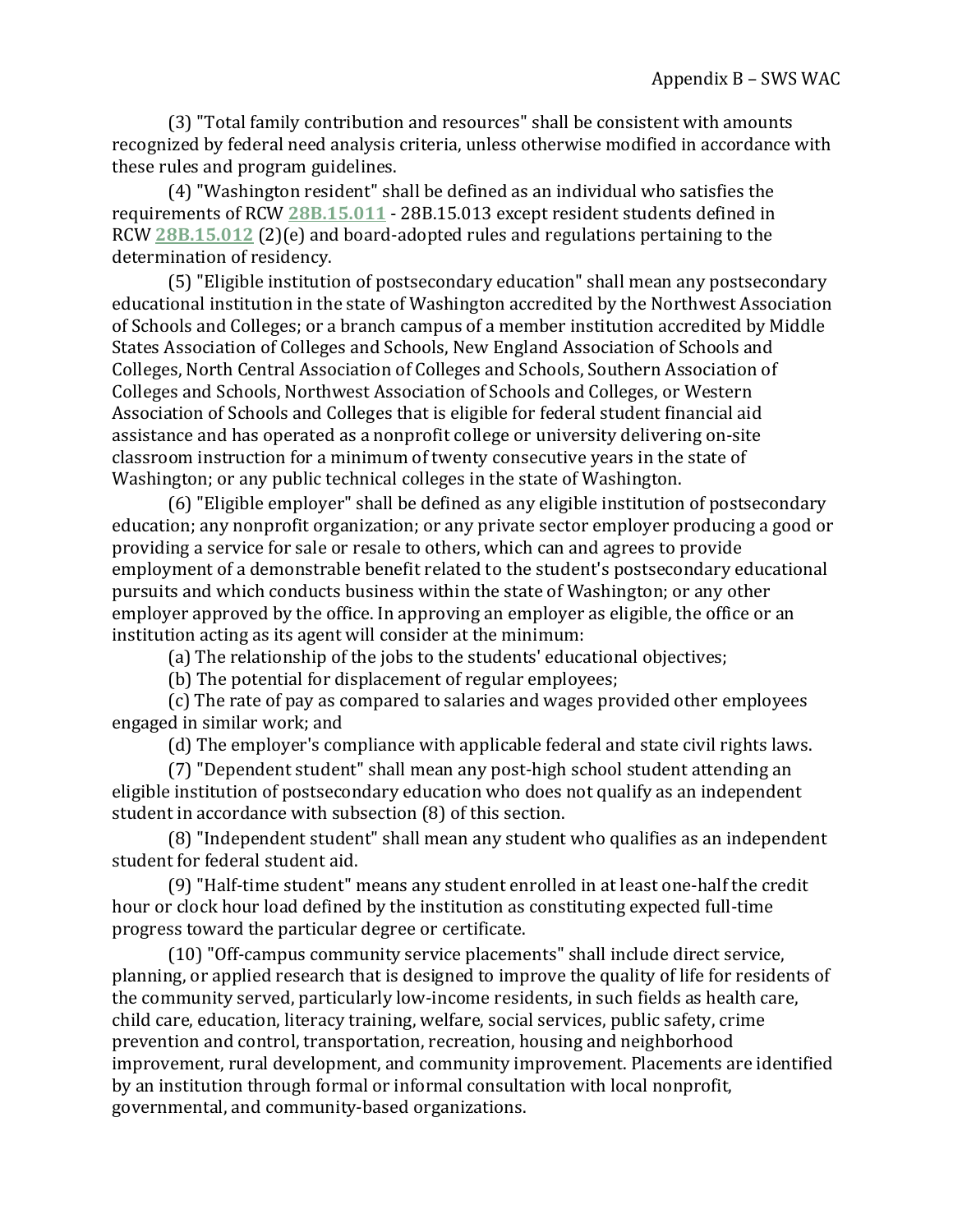(3) "Total family contribution and resources" shall be consistent with amounts recognized by federal need analysis criteria, unless otherwise modified in accordance with these rules and program guidelines.

(4) "Washington resident" shall be defined as an individual who satisfies the requirements of RCW **28B.15.011** - 28B.15.013 except resident students defined in RCW **28B.15.012** (2)(e) and board-adopted rules and regulations pertaining to the determination of residency.

(5) "Eligible institution of postsecondary education" shall mean any postsecondary educational institution in the state of Washington accredited by the Northwest Association of Schools and Colleges; or a branch campus of a member institution accredited by Middle States Association of Colleges and Schools, New England Association of Schools and Colleges, North Central Association of Colleges and Schools, Southern Association of Colleges and Schools, Northwest Association of Schools and Colleges, or Western Association of Schools and Colleges that is eligible for federal student financial aid assistance and has operated as a nonprofit college or university delivering on-site classroom instruction for a minimum of twenty consecutive years in the state of Washington; or any public technical colleges in the state of Washington.

(6) "Eligible employer" shall be defined as any eligible institution of postsecondary education; any nonprofit organization; or any private sector employer producing a good or providing a service for sale or resale to others, which can and agrees to provide employment of a demonstrable benefit related to the student's postsecondary educational pursuits and which conducts business within the state of Washington; or any other employer approved by the office. In approving an employer as eligible, the office or an institution acting as its agent will consider at the minimum:

(a) The relationship of the jobs to the students' educational objectives;

(b) The potential for displacement of regular employees;

(c) The rate of pay as compared to salaries and wages provided other employees engaged in similar work; and

(d) The employer's compliance with applicable federal and state civil rights laws.

(7) "Dependent student" shall mean any post-high school student attending an eligible institution of postsecondary education who does not qualify as an independent student in accordance with subsection (8) of this section.

(8) "Independent student" shall mean any student who qualifies as an independent student for federal student aid.

(9) "Half-time student" means any student enrolled in at least one-half the credit hour or clock hour load defined by the institution as constituting expected full-time progress toward the particular degree or certificate.

(10) "Off-campus community service placements" shall include direct service, planning, or applied research that is designed to improve the quality of life for residents of the community served, particularly low-income residents, in such fields as health care, child care, education, literacy training, welfare, social services, public safety, crime prevention and control, transportation, recreation, housing and neighborhood improvement, rural development, and community improvement. Placements are identified by an institution through formal or informal consultation with local nonprofit, governmental, and community-based organizations.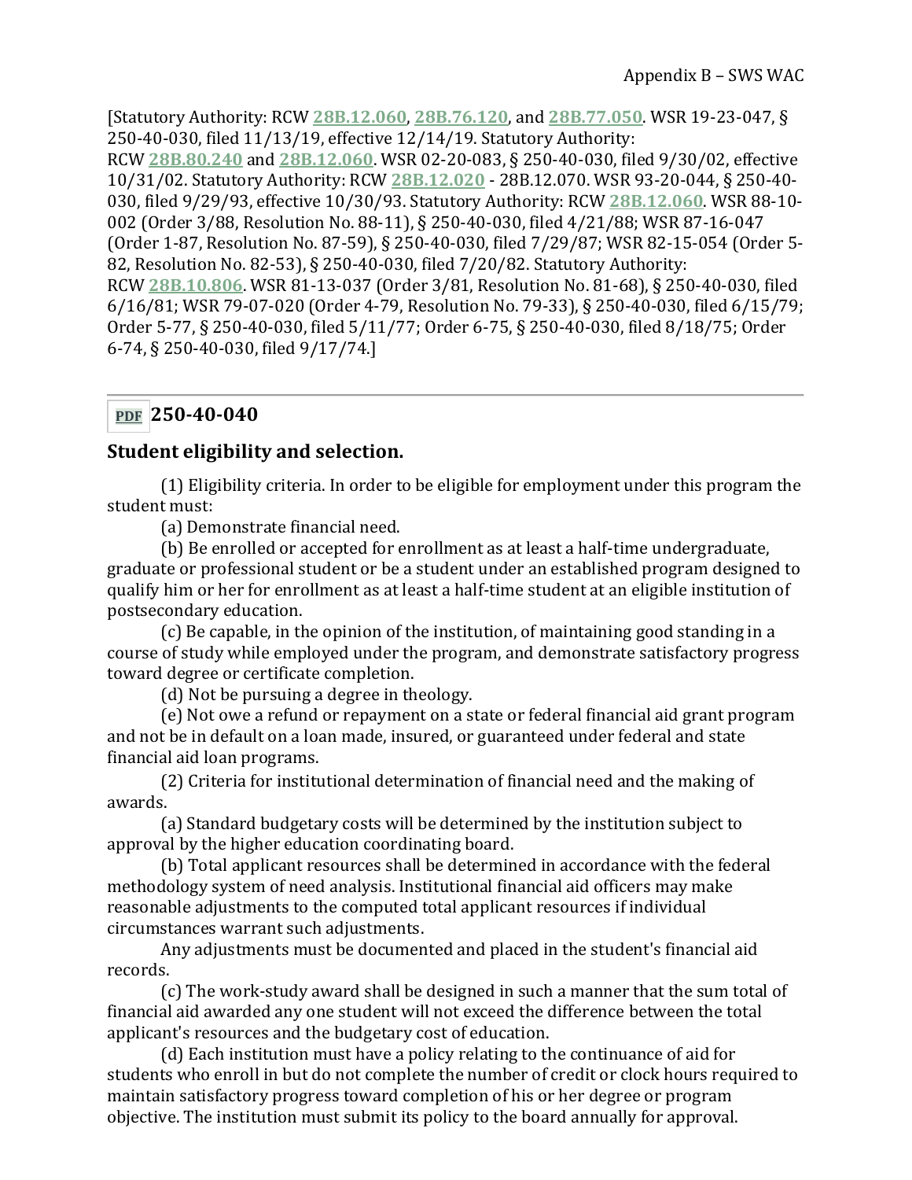[Statutory Authority: RCW 28B.12.060, 28B.76.120, and 28B.77.050. WSR 19-23-047, § 250-40-030, filed 11/13/19, effective 12/14/19. Statutory Authority: RCW 28B.80.240 and 28B.12.060. WSR 02-20-083, § 250-40-030, filed 9/30/02, effective 10/31/02. Statutory Authority: RCW 28B.12.020 - 28B.12.070. WSR 93-20-044, § 250-40-030, filed 9/29/93, effective 10/30/93. Statutory Authority: RCW 28B.12.060. WSR 88-10-002 (Order 3/88, Resolution No. 88-11), § 250-40-030, filed 4/21/88; WSR 87-16-047 (Order 1-87, Resolution No. 87-59), § 250-40-030, filed 7/29/87; WSR 82-15-054 (Order 5-82, Resolution No. 82-53), § 250-40-030, filed 7/20/82. Statutory Authority: RCW 28B.10.806. WSR 81-13-037 (Order 3/81, Resolution No. 81-68), § 250-40-030, filed 6/16/81; WSR 79-07-020 (Order 4-79, Resolution No. 79-33), § 250-40-030, filed 6/15/79; Order 5-77, § 250-40-030, filed 5/11/77; Order 6-75, § 250-40-030, filed 8/18/75; Order 6-74, § 250-40-030, filed 9/17/74.]

---

## PDF 250-40-040

### Student eligibility and selection.

(1) Eligibility criteria. In order to be eligible for employment under this program the student must:

(a) Demonstrate financial need.

(b) Be enrolled or accepted for enrollment as at least a half-time undergraduate, graduate or professional student or be a student under an established program designed to qualify him or her for enrollment as at least a half-time student at an eligible institution of postsecondary education.

(c) Be capable, in the opinion of the institution, of maintaining good standing in a course of study while employed under the program, and demonstrate satisfactory progress toward degree or certificate completion.

(d) Not be pursuing a degree in theology.

(e) Not owe a refund or repayment on a state or federal financial aid grant program and not be in default on a loan made, insured, or guaranteed under federal and state financial aid loan programs.

(2) Criteria for institutional determination of financial need and the making of awards.

(a) Standard budgetary costs will be determined by the institution subject to approval by the higher education coordinating board.

(b) Total applicant resources shall be determined in accordance with the federal methodology system of need analysis. Institutional financial aid officers may make reasonable adjustments to the computed total applicant resources if individual circumstances warrant such adjustments.

Any adjustments must be documented and placed in the student's financial aid records.

(c) The work-study award shall be designed in such a manner that the sum total of financial aid awarded any one student will not exceed the difference between the total applicant's resources and the budgetary cost of education.

(d) Each institution must have a policy relating to the continuance of aid for students who enroll in but do not complete the number of credit or clock hours required to maintain satisfactory progress toward completion of his or her degree or program objective. The institution must submit its policy to the board annually for approval.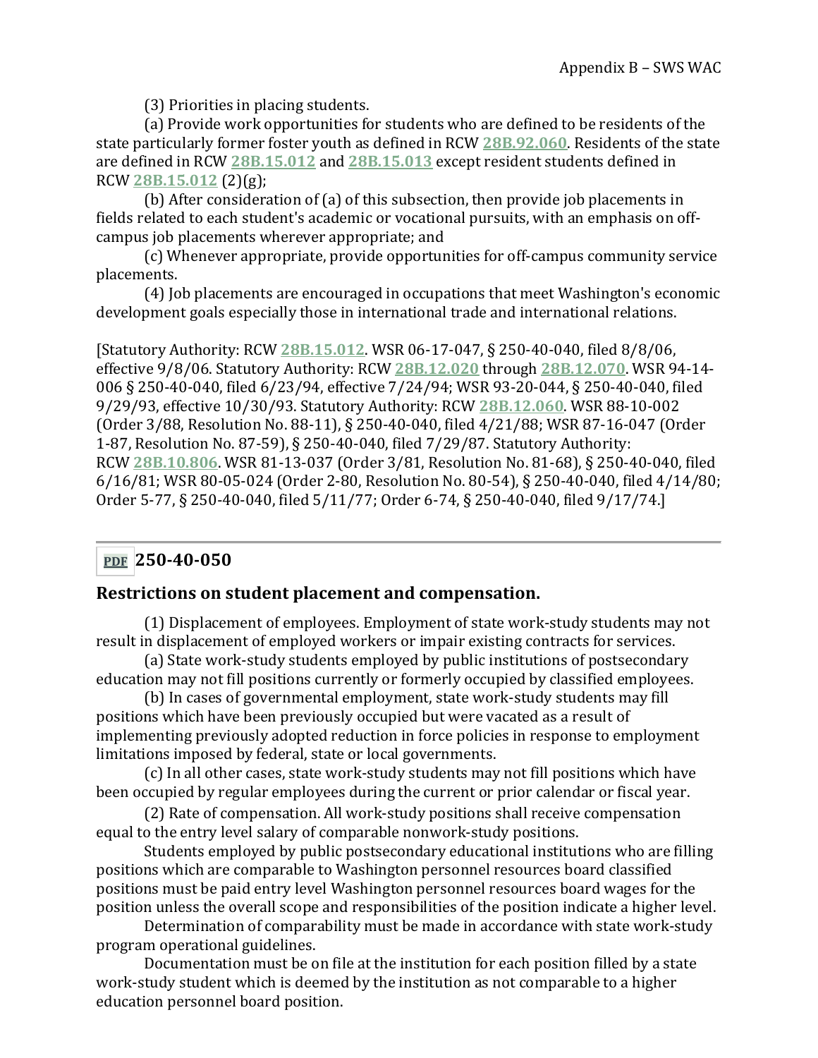(3) Priorities in placing students.

(a) Provide work opportunities for students who are defined to be residents of the state particularly former foster youth as defined in RCW **28B.92.060**. Residents of the state are defined in RCW **28B.15.012** and **28B.15.013** except resident students defined in RCW **28B.15.012** (2)(g);

(b) After consideration of (a) of this subsection, then provide job placements in fields related to each student's academic or vocational pursuits, with an emphasis on off-campus job placements wherever appropriate; and

(c) Whenever appropriate, provide opportunities for off-campus community service placements.

(4) Job placements are encouraged in occupations that meet Washington's economic development goals especially those in international trade and international relations.

[Statutory Authority: RCW **28B.15.012**. WSR 06-17-047, § 250-40-040, filed 8/8/06, effective 9/8/06. Statutory Authority: RCW **28B.12.020** through **28B.12.070**. WSR 94-14-006 § 250-40-040, filed 6/23/94, effective 7/24/94; WSR 93-20-044, § 250-40-040, filed 9/29/93, effective 10/30/93. Statutory Authority: RCW **28B.12.060**. WSR 88-10-002 (Order 3/88, Resolution No. 88-11), § 250-40-040, filed 4/21/88; WSR 87-16-047 (Order 1-87, Resolution No. 87-59), § 250-40-040, filed 7/29/87. Statutory Authority: RCW **28B.10.806**. WSR 81-13-037 (Order 3/81, Resolution No. 81-68), § 250-40-040, filed 6/16/81; WSR 80-05-024 (Order 2-80, Resolution No. 80-54), § 250-40-040, filed 4/14/80; Order 5-77, § 250-40-040, filed 5/11/77; Order 6-74, § 250-40-040, filed 9/17/74.]

---

## PDF 250-40-050

### Restrictions on student placement and compensation.

(1) Displacement of employees. Employment of state work-study students may not result in displacement of employed workers or impair existing contracts for services.

(a) State work-study students employed by public institutions of postsecondary education may not fill positions currently or formerly occupied by classified employees.

(b) In cases of governmental employment, state work-study students may fill positions which have been previously occupied but were vacated as a result of implementing previously adopted reduction in force policies in response to employment limitations imposed by federal, state or local governments.

(c) In all other cases, state work-study students may not fill positions which have been occupied by regular employees during the current or prior calendar or fiscal year.

(2) Rate of compensation. All work-study positions shall receive compensation equal to the entry level salary of comparable nonwork-study positions.

Students employed by public postsecondary educational institutions who are filling positions which are comparable to Washington personnel resources board classified positions must be paid entry level Washington personnel resources board wages for the position unless the overall scope and responsibilities of the position indicate a higher level.

Determination of comparability must be made in accordance with state work-study program operational guidelines.

Documentation must be on file at the institution for each position filled by a state work-study student which is deemed by the institution as not comparable to a higher education personnel board position.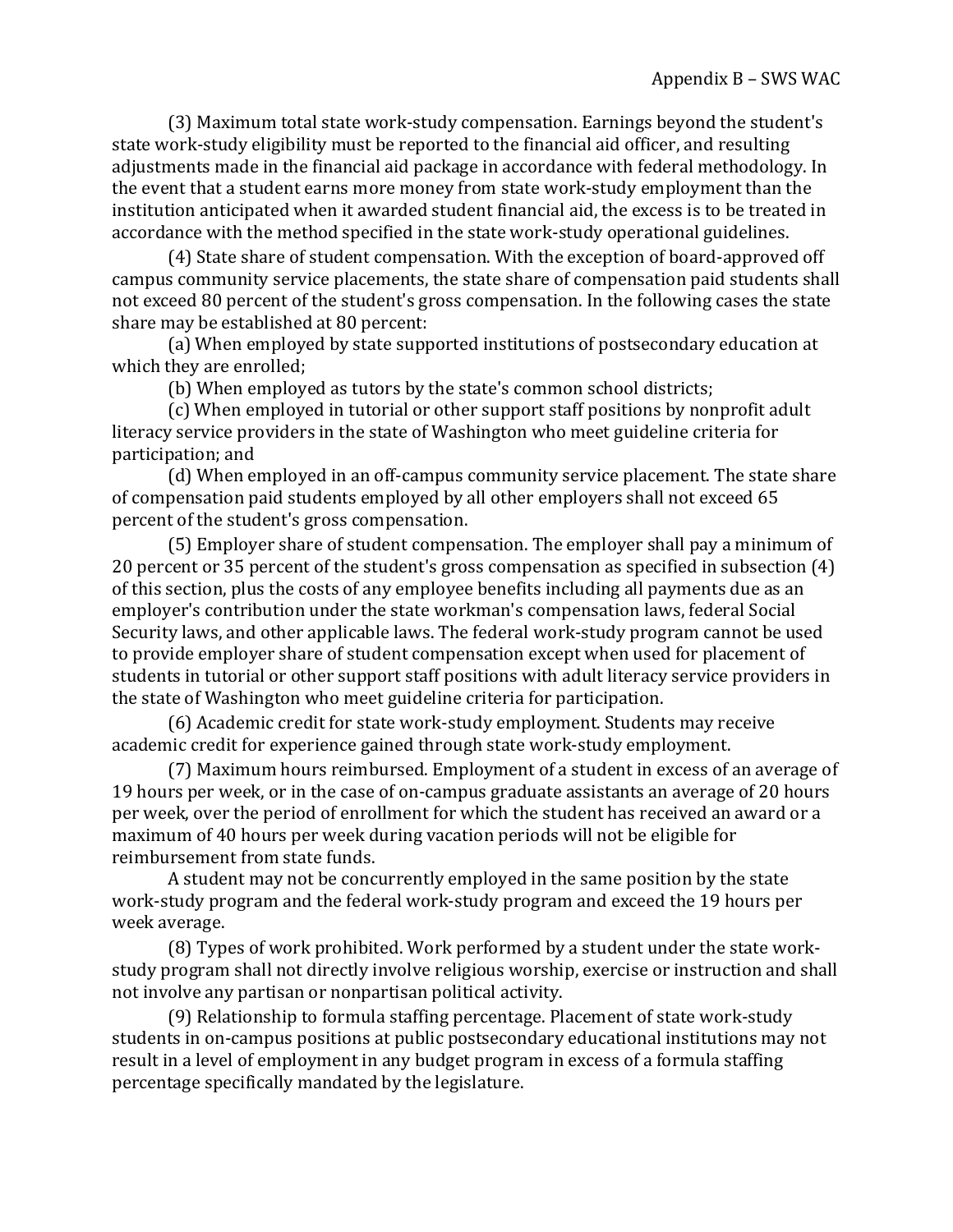(3) Maximum total state work-study compensation. Earnings beyond the student's state work-study eligibility must be reported to the financial aid officer, and resulting adjustments made in the financial aid package in accordance with federal methodology. In the event that a student earns more money from state work-study employment than the institution anticipated when it awarded student financial aid, the excess is to be treated in accordance with the method specified in the state work-study operational guidelines.

(4) State share of student compensation. With the exception of board-approved off campus community service placements, the state share of compensation paid students shall not exceed 80 percent of the student's gross compensation. In the following cases the state share may be established at 80 percent:

(a) When employed by state supported institutions of postsecondary education at which they are enrolled;

(b) When employed as tutors by the state's common school districts;

(c) When employed in tutorial or other support staff positions by nonprofit adult literacy service providers in the state of Washington who meet guideline criteria for participation; and

(d) When employed in an off-campus community service placement. The state share of compensation paid students employed by all other employers shall not exceed 65 percent of the student's gross compensation.

(5) Employer share of student compensation. The employer shall pay a minimum of 20 percent or 35 percent of the student's gross compensation as specified in subsection (4) of this section, plus the costs of any employee benefits including all payments due as an employer's contribution under the state workman's compensation laws, federal Social Security laws, and other applicable laws. The federal work-study program cannot be used to provide employer share of student compensation except when used for placement of students in tutorial or other support staff positions with adult literacy service providers in the state of Washington who meet guideline criteria for participation.

(6) Academic credit for state work-study employment. Students may receive academic credit for experience gained through state work-study employment.

(7) Maximum hours reimbursed. Employment of a student in excess of an average of 19 hours per week, or in the case of on-campus graduate assistants an average of 20 hours per week, over the period of enrollment for which the student has received an award or a maximum of 40 hours per week during vacation periods will not be eligible for reimbursement from state funds.

A student may not be concurrently employed in the same position by the state work-study program and the federal work-study program and exceed the 19 hours per week average.

(8) Types of work prohibited. Work performed by a student under the state work-study program shall not directly involve religious worship, exercise or instruction and shall not involve any partisan or nonpartisan political activity.

(9) Relationship to formula staffing percentage. Placement of state work-study students in on-campus positions at public postsecondary educational institutions may not result in a level of employment in any budget program in excess of a formula staffing percentage specifically mandated by the legislature.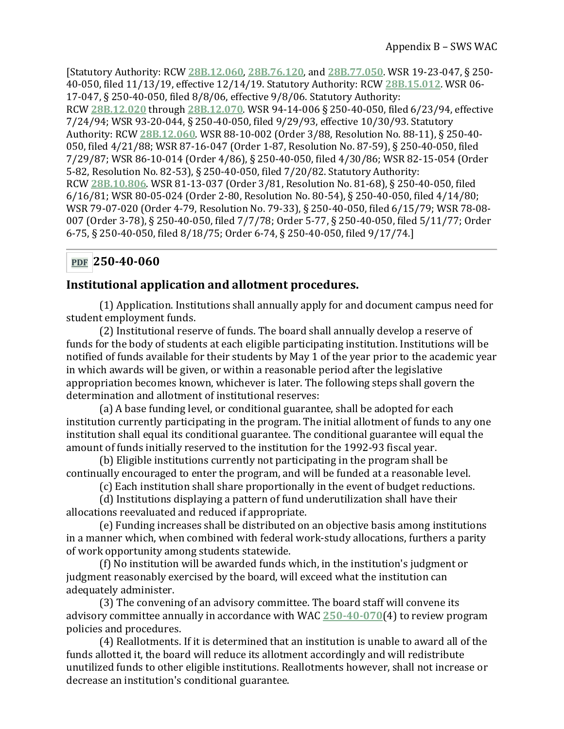[Statutory Authority: RCW 28B.12.060, 28B.76.120, and 28B.77.050. WSR 19-23-047, § 250-40-050, filed 11/13/19, effective 12/14/19. Statutory Authority: RCW 28B.15.012. WSR 06-17-047, § 250-40-050, filed 8/8/06, effective 9/8/06. Statutory Authority: RCW 28B.12.020 through 28B.12.070. WSR 94-14-006 § 250-40-050, filed 6/23/94, effective 7/24/94; WSR 93-20-044, § 250-40-050, filed 9/29/93, effective 10/30/93. Statutory Authority: RCW 28B.12.060. WSR 88-10-002 (Order 3/88, Resolution No. 88-11), § 250-40-050, filed 4/21/88; WSR 87-16-047 (Order 1-87, Resolution No. 87-59), § 250-40-050, filed 7/29/87; WSR 86-10-014 (Order 4/86), § 250-40-050, filed 4/30/86; WSR 82-15-054 (Order 5-82, Resolution No. 82-53), § 250-40-050, filed 7/20/82. Statutory Authority: RCW 28B.10.806. WSR 81-13-037 (Order 3/81, Resolution No. 81-68), § 250-40-050, filed 6/16/81; WSR 80-05-024 (Order 2-80, Resolution No. 80-54), § 250-40-050, filed 4/14/80; WSR 79-07-020 (Order 4-79, Resolution No. 79-33), § 250-40-050, filed 6/15/79; WSR 78-08-007 (Order 3-78), § 250-40-050, filed 7/7/78; Order 5-77, § 250-40-050, filed 5/11/77; Order 6-75, § 250-40-050, filed 8/18/75; Order 6-74, § 250-40-050, filed 9/17/74.]

---

## PDF 250-40-060

### Institutional application and allotment procedures.

(1) Application. Institutions shall annually apply for and document campus need for student employment funds.

(2) Institutional reserve of funds. The board shall annually develop a reserve of funds for the body of students at each eligible participating institution. Institutions will be notified of funds available for their students by May 1 of the year prior to the academic year in which awards will be given, or within a reasonable period after the legislative appropriation becomes known, whichever is later. The following steps shall govern the determination and allotment of institutional reserves:

(a) A base funding level, or conditional guarantee, shall be adopted for each institution currently participating in the program. The initial allotment of funds to any one institution shall equal its conditional guarantee. The conditional guarantee will equal the amount of funds initially reserved to the institution for the 1992-93 fiscal year.

(b) Eligible institutions currently not participating in the program shall be continually encouraged to enter the program, and will be funded at a reasonable level.

(c) Each institution shall share proportionally in the event of budget reductions.

(d) Institutions displaying a pattern of fund underutilization shall have their allocations reevaluated and reduced if appropriate.

(e) Funding increases shall be distributed on an objective basis among institutions in a manner which, when combined with federal work-study allocations, furthers a parity of work opportunity among students statewide.

(f) No institution will be awarded funds which, in the institution's judgment or judgment reasonably exercised by the board, will exceed what the institution can adequately administer.

(3) The convening of an advisory committee. The board staff will convene its advisory committee annually in accordance with WAC 250-40-070(4) to review program policies and procedures.

(4) Reallotments. If it is determined that an institution is unable to award all of the funds allotted it, the board will reduce its allotment accordingly and will redistribute unutilized funds to other eligible institutions. Reallotments however, shall not increase or decrease an institution's conditional guarantee.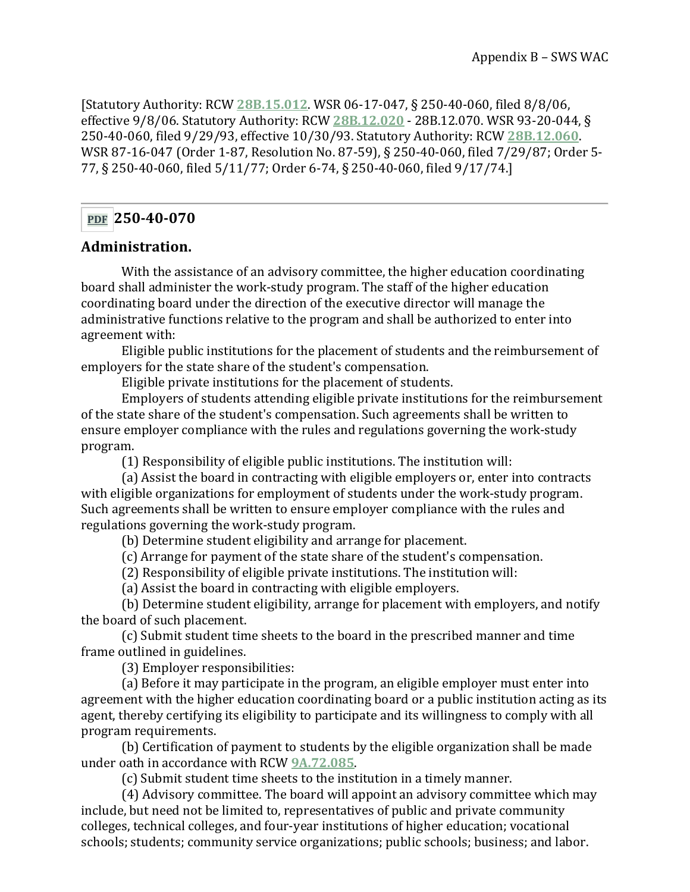[Statutory Authority: RCW **28B.15.012**. WSR 06-17-047, § 250-40-060, filed 8/8/06, effective 9/8/06. Statutory Authority: RCW **28B.12.020** - 28B.12.070. WSR 93-20-044, § 250-40-060, filed 9/29/93, effective 10/30/93. Statutory Authority: RCW **28B.12.060**. WSR 87-16-047 (Order 1-87, Resolution No. 87-59), § 250-40-060, filed 7/29/87; Order 5-77, § 250-40-060, filed 5/11/77; Order 6-74, § 250-40-060, filed 9/17/74.]

---

## PDF 250-40-070

### Administration.

With the assistance of an advisory committee, the higher education coordinating board shall administer the work-study program. The staff of the higher education coordinating board under the direction of the executive director will manage the administrative functions relative to the program and shall be authorized to enter into agreement with:

Eligible public institutions for the placement of students and the reimbursement of employers for the state share of the student's compensation.

Eligible private institutions for the placement of students.

Employers of students attending eligible private institutions for the reimbursement of the state share of the student's compensation. Such agreements shall be written to ensure employer compliance with the rules and regulations governing the work-study program.

(1) Responsibility of eligible public institutions. The institution will:

(a) Assist the board in contracting with eligible employers or, enter into contracts with eligible organizations for employment of students under the work-study program. Such agreements shall be written to ensure employer compliance with the rules and regulations governing the work-study program.

(b) Determine student eligibility and arrange for placement.

(c) Arrange for payment of the state share of the student's compensation.

(2) Responsibility of eligible private institutions. The institution will:

(a) Assist the board in contracting with eligible employers.

(b) Determine student eligibility, arrange for placement with employers, and notify the board of such placement.

(c) Submit student time sheets to the board in the prescribed manner and time frame outlined in guidelines.

(3) Employer responsibilities:

(a) Before it may participate in the program, an eligible employer must enter into agreement with the higher education coordinating board or a public institution acting as its agent, thereby certifying its eligibility to participate and its willingness to comply with all program requirements.

(b) Certification of payment to students by the eligible organization shall be made under oath in accordance with RCW **9A.72.085**.

(c) Submit student time sheets to the institution in a timely manner.

(4) Advisory committee. The board will appoint an advisory committee which may include, but need not be limited to, representatives of public and private community colleges, technical colleges, and four-year institutions of higher education; vocational schools; students; community service organizations; public schools; business; and labor.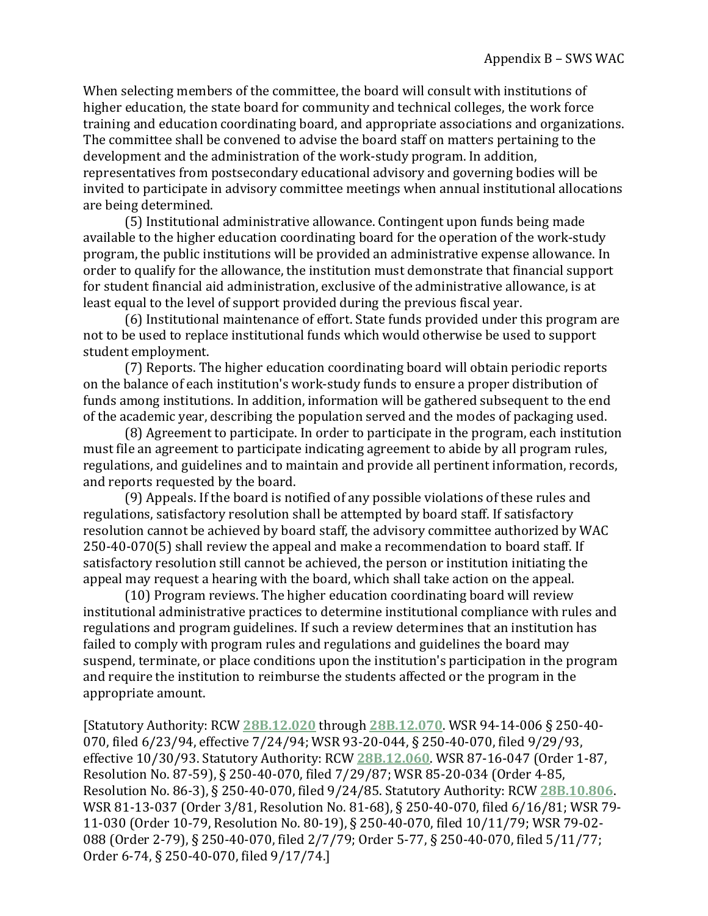When selecting members of the committee, the board will consult with institutions of higher education, the state board for community and technical colleges, the work force training and education coordinating board, and appropriate associations and organizations. The committee shall be convened to advise the board staff on matters pertaining to the development and the administration of the work-study program. In addition, representatives from postsecondary educational advisory and governing bodies will be invited to participate in advisory committee meetings when annual institutional allocations are being determined.

(5) Institutional administrative allowance. Contingent upon funds being made available to the higher education coordinating board for the operation of the work-study program, the public institutions will be provided an administrative expense allowance. In order to qualify for the allowance, the institution must demonstrate that financial support for student financial aid administration, exclusive of the administrative allowance, is at least equal to the level of support provided during the previous fiscal year.

(6) Institutional maintenance of effort. State funds provided under this program are not to be used to replace institutional funds which would otherwise be used to support student employment.

(7) Reports. The higher education coordinating board will obtain periodic reports on the balance of each institution's work-study funds to ensure a proper distribution of funds among institutions. In addition, information will be gathered subsequent to the end of the academic year, describing the population served and the modes of packaging used.

(8) Agreement to participate. In order to participate in the program, each institution must file an agreement to participate indicating agreement to abide by all program rules, regulations, and guidelines and to maintain and provide all pertinent information, records, and reports requested by the board.

(9) Appeals. If the board is notified of any possible violations of these rules and regulations, satisfactory resolution shall be attempted by board staff. If satisfactory resolution cannot be achieved by board staff, the advisory committee authorized by WAC 250-40-070(5) shall review the appeal and make a recommendation to board staff. If satisfactory resolution still cannot be achieved, the person or institution initiating the appeal may request a hearing with the board, which shall take action on the appeal.

(10) Program reviews. The higher education coordinating board will review institutional administrative practices to determine institutional compliance with rules and regulations and program guidelines. If such a review determines that an institution has failed to comply with program rules and regulations and guidelines the board may suspend, terminate, or place conditions upon the institution's participation in the program and require the institution to reimburse the students affected or the program in the appropriate amount.

[Statutory Authority: RCW **28B.12.020** through **28B.12.070**. WSR 94-14-006 § 250-40-070, filed 6/23/94, effective 7/24/94; WSR 93-20-044, § 250-40-070, filed 9/29/93, effective 10/30/93. Statutory Authority: RCW **28B.12.060**. WSR 87-16-047 (Order 1-87, Resolution No. 87-59), § 250-40-070, filed 7/29/87; WSR 85-20-034 (Order 4-85, Resolution No. 86-3), § 250-40-070, filed 9/24/85. Statutory Authority: RCW **28B.10.806**. WSR 81-13-037 (Order 3/81, Resolution No. 81-68), § 250-40-070, filed 6/16/81; WSR 79-11-030 (Order 10-79, Resolution No. 80-19), § 250-40-070, filed 10/11/79; WSR 79-02-088 (Order 2-79), § 250-40-070, filed 2/7/79; Order 5-77, § 250-40-070, filed 5/11/77; Order 6-74, § 250-40-070, filed 9/17/74.]